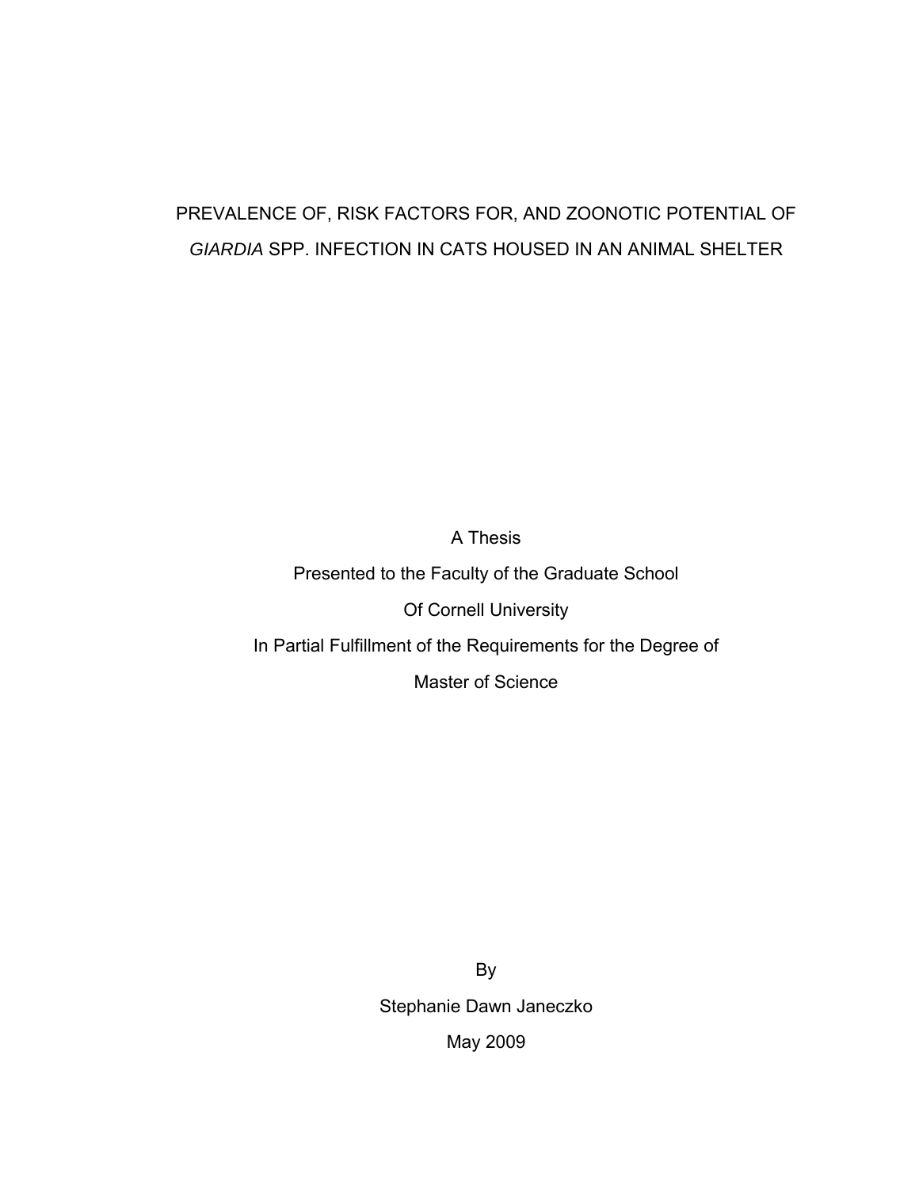# PREVALENCE OF, RISK FACTORS FOR, AND ZOONOTIC POTENTIAL OF *GIARDIA* SPP. INFECTION IN CATS HOUSED IN AN ANIMAL SHELTER

A Thesis

Presented to the Faculty of the Graduate School

Of Cornell University

In Partial Fulfillment of the Requirements for the Degree of

Master of Science

By

Stephanie Dawn Janeczko

May 2009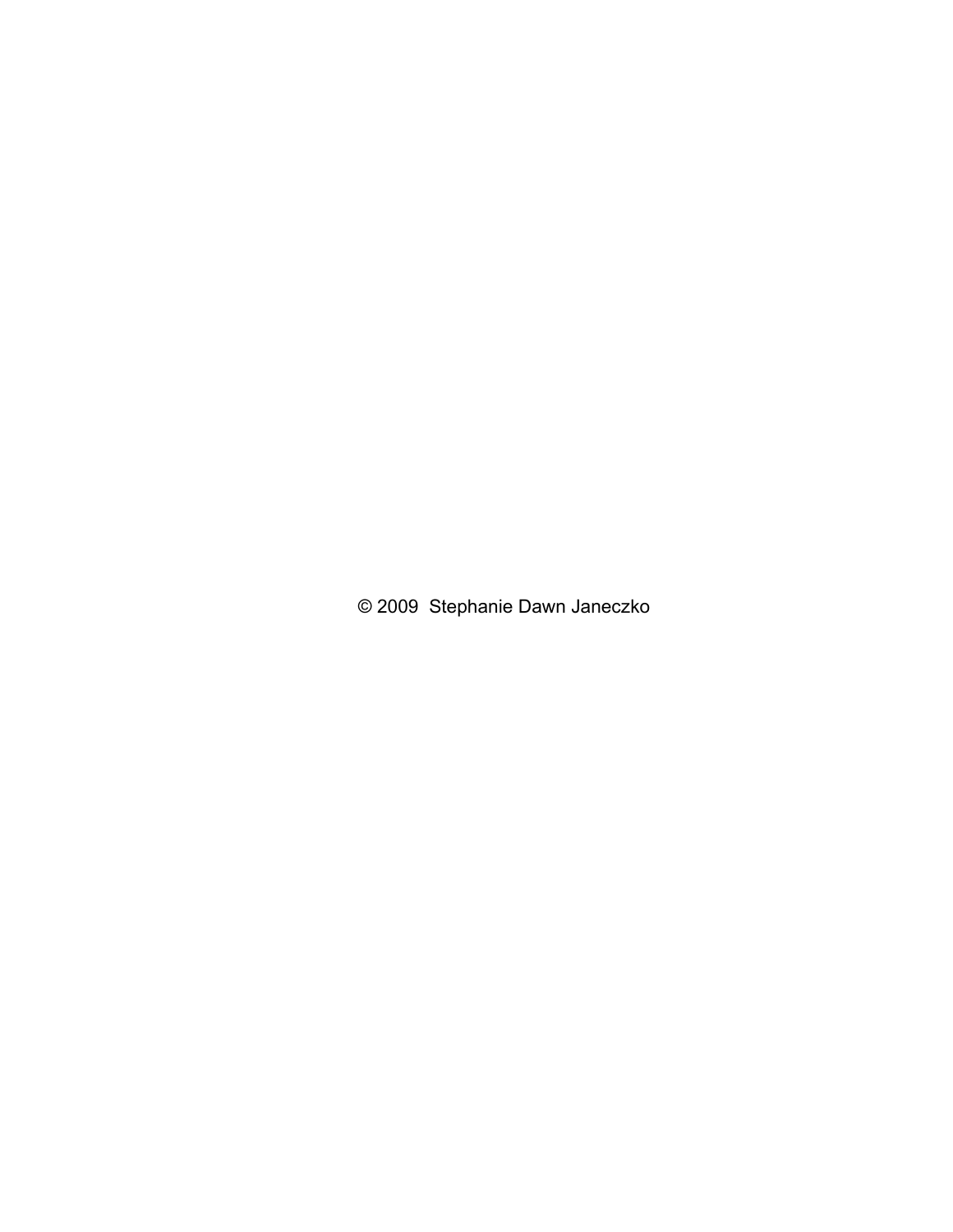© 2009  Stephanie Dawn Janeczko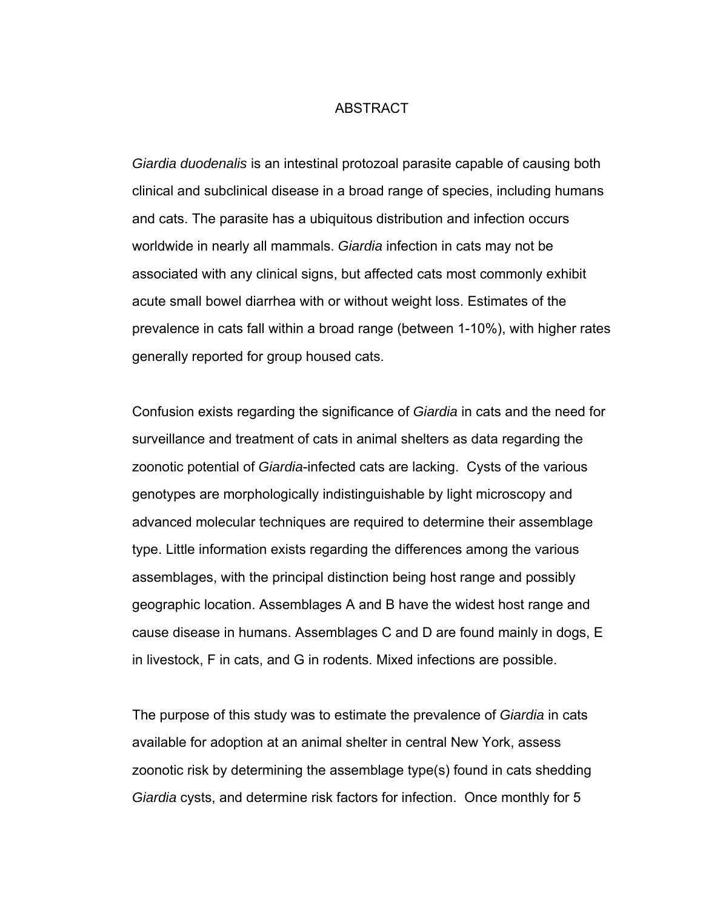# ABSTRACT

*Giardia duodenalis* is an intestinal protozoal parasite capable of causing both clinical and subclinical disease in a broad range of species, including humans and cats. The parasite has a ubiquitous distribution and infection occurs worldwide in nearly all mammals. *Giardia* infection in cats may not be associated with any clinical signs, but affected cats most commonly exhibit acute small bowel diarrhea with or without weight loss. Estimates of the prevalence in cats fall within a broad range (between 1-10%), with higher rates generally reported for group housed cats.

Confusion exists regarding the significance of *Giardia* in cats and the need for surveillance and treatment of cats in animal shelters as data regarding the zoonotic potential of *Giardia*-infected cats are lacking. Cysts of the various genotypes are morphologically indistinguishable by light microscopy and advanced molecular techniques are required to determine their assemblage type. Little information exists regarding the differences among the various assemblages, with the principal distinction being host range and possibly geographic location. Assemblages A and B have the widest host range and cause disease in humans. Assemblages C and D are found mainly in dogs, E in livestock, F in cats, and G in rodents. Mixed infections are possible.

The purpose of this study was to estimate the prevalence of *Giardia* in cats available for adoption at an animal shelter in central New York, assess zoonotic risk by determining the assemblage type(s) found in cats shedding *Giardia* cysts, and determine risk factors for infection. Once monthly for 5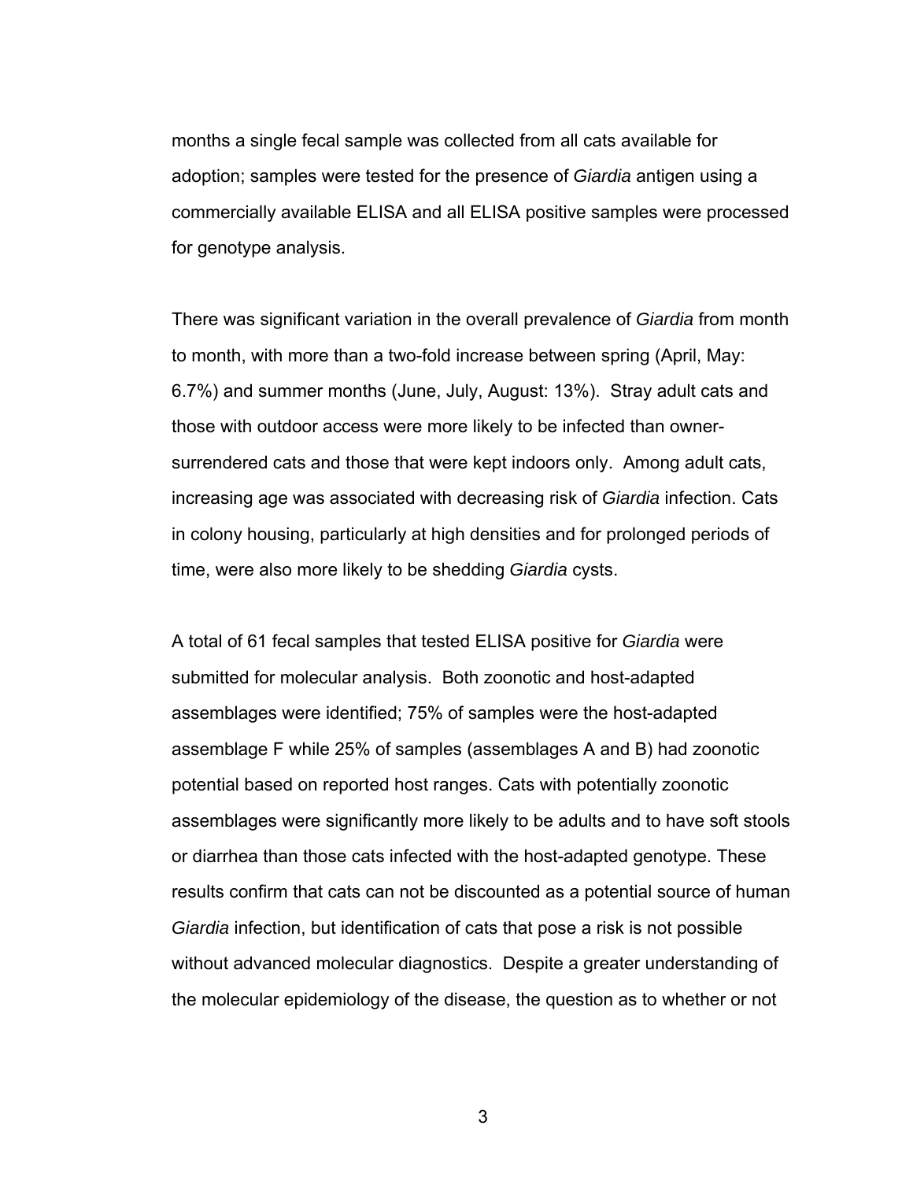months a single fecal sample was collected from all cats available for adoption; samples were tested for the presence of *Giardia* antigen using a commercially available ELISA and all ELISA positive samples were processed for genotype analysis.

There was significant variation in the overall prevalence of *Giardia* from month to month, with more than a two-fold increase between spring (April, May: 6.7%) and summer months (June, July, August: 13%). Stray adult cats and those with outdoor access were more likely to be infected than owner-surrendered cats and those that were kept indoors only. Among adult cats, increasing age was associated with decreasing risk of *Giardia* infection. Cats in colony housing, particularly at high densities and for prolonged periods of time, were also more likely to be shedding *Giardia* cysts.

A total of 61 fecal samples that tested ELISA positive for *Giardia* were submitted for molecular analysis. Both zoonotic and host-adapted assemblages were identified; 75% of samples were the host-adapted assemblage F while 25% of samples (assemblages A and B) had zoonotic potential based on reported host ranges. Cats with potentially zoonotic assemblages were significantly more likely to be adults and to have soft stools or diarrhea than those cats infected with the host-adapted genotype. These results confirm that cats can not be discounted as a potential source of human *Giardia* infection, but identification of cats that pose a risk is not possible without advanced molecular diagnostics. Despite a greater understanding of the molecular epidemiology of the disease, the question as to whether or not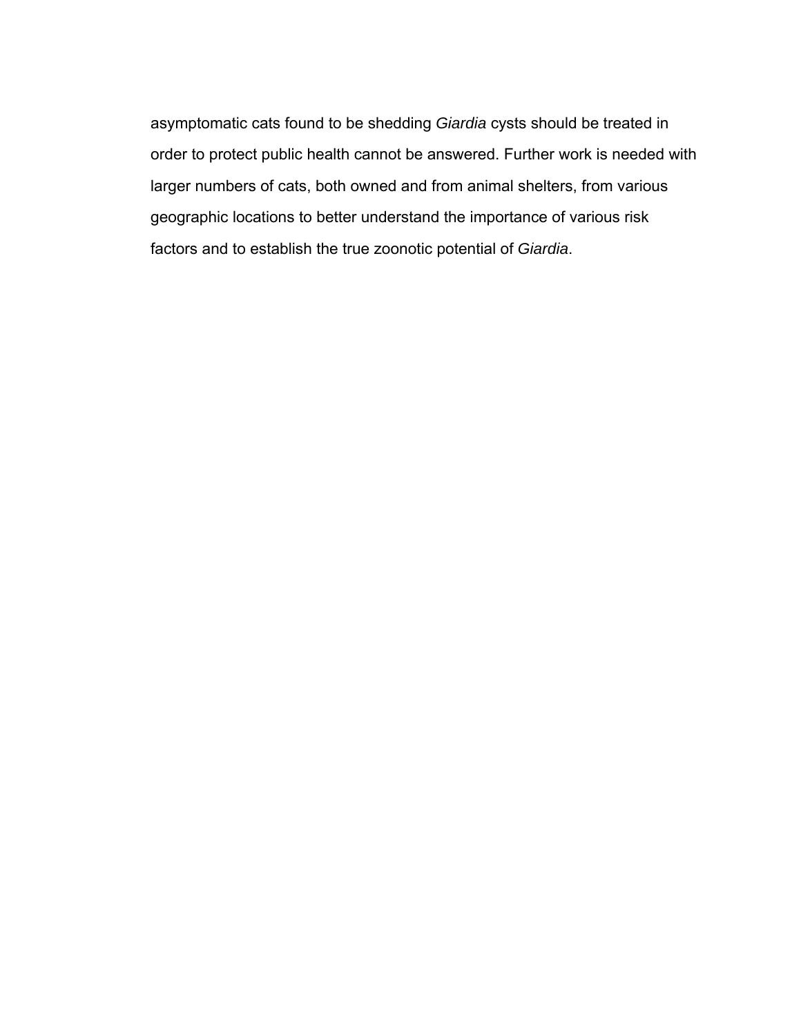asymptomatic cats found to be shedding *Giardia* cysts should be treated in order to protect public health cannot be answered. Further work is needed with larger numbers of cats, both owned and from animal shelters, from various geographic locations to better understand the importance of various risk factors and to establish the true zoonotic potential of *Giardia*.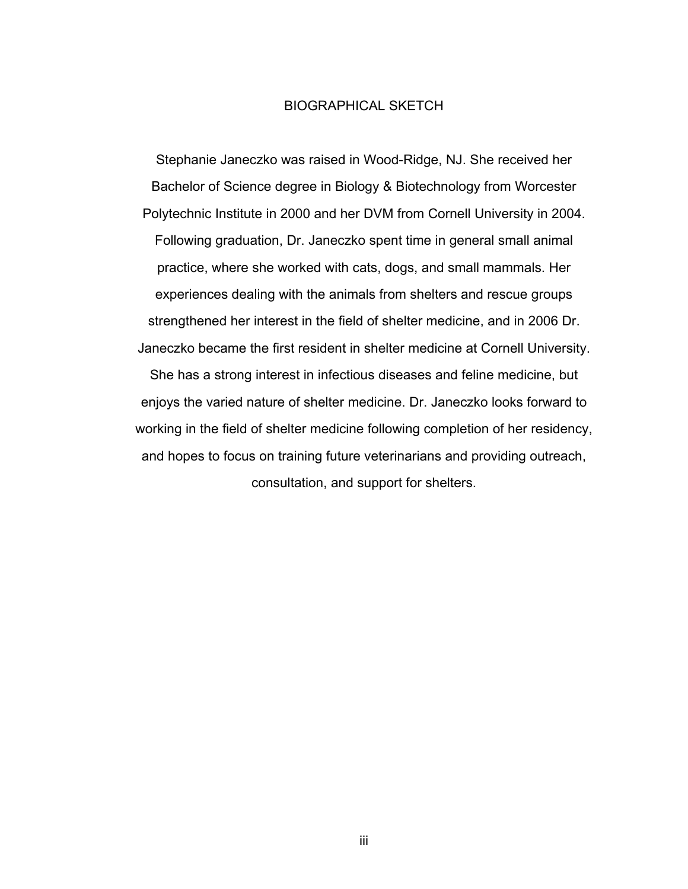# BIOGRAPHICAL SKETCH

Stephanie Janeczko was raised in Wood-Ridge, NJ. She received her Bachelor of Science degree in Biology & Biotechnology from Worcester Polytechnic Institute in 2000 and her DVM from Cornell University in 2004. Following graduation, Dr. Janeczko spent time in general small animal practice, where she worked with cats, dogs, and small mammals. Her experiences dealing with the animals from shelters and rescue groups strengthened her interest in the field of shelter medicine, and in 2006 Dr. Janeczko became the first resident in shelter medicine at Cornell University. She has a strong interest in infectious diseases and feline medicine, but enjoys the varied nature of shelter medicine. Dr. Janeczko looks forward to working in the field of shelter medicine following completion of her residency, and hopes to focus on training future veterinarians and providing outreach, consultation, and support for shelters.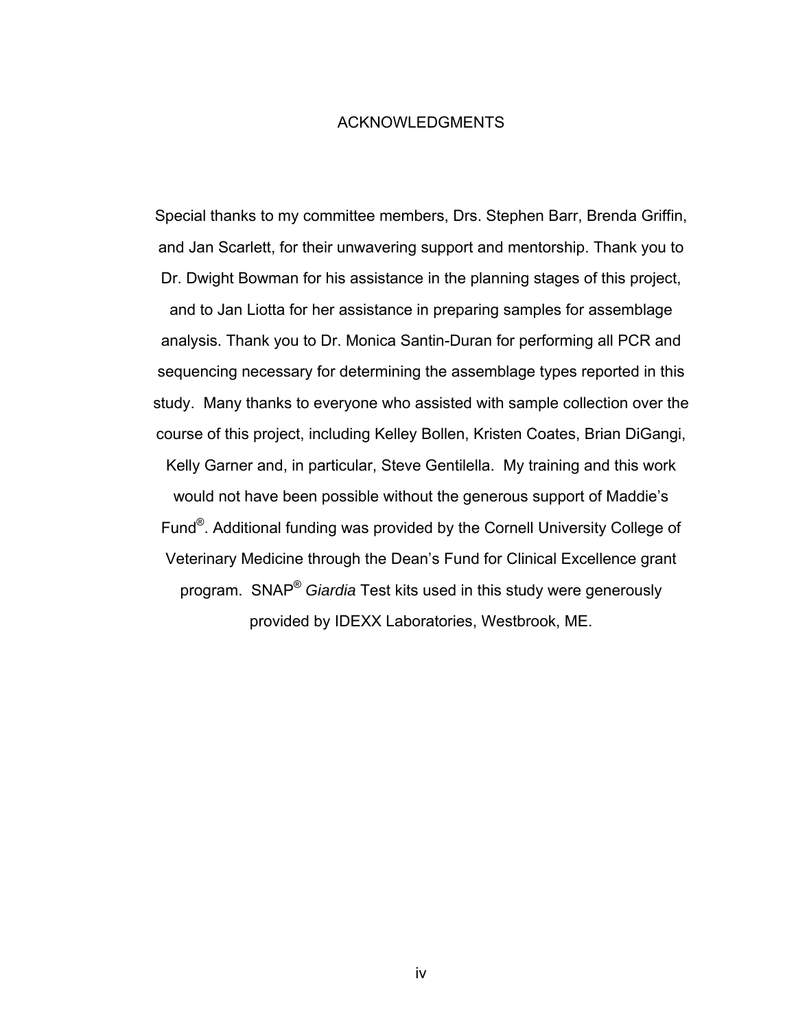# ACKNOWLEDGMENTS

Special thanks to my committee members, Drs. Stephen Barr, Brenda Griffin, and Jan Scarlett, for their unwavering support and mentorship. Thank you to Dr. Dwight Bowman for his assistance in the planning stages of this project, and to Jan Liotta for her assistance in preparing samples for assemblage analysis. Thank you to Dr. Monica Santin-Duran for performing all PCR and sequencing necessary for determining the assemblage types reported in this study. Many thanks to everyone who assisted with sample collection over the course of this project, including Kelley Bollen, Kristen Coates, Brian DiGangi, Kelly Garner and, in particular, Steve Gentilella. My training and this work would not have been possible without the generous support of Maddie's Fund®. Additional funding was provided by the Cornell University College of Veterinary Medicine through the Dean's Fund for Clinical Excellence grant program. SNAP® *Giardia* Test kits used in this study were generously provided by IDEXX Laboratories, Westbrook, ME.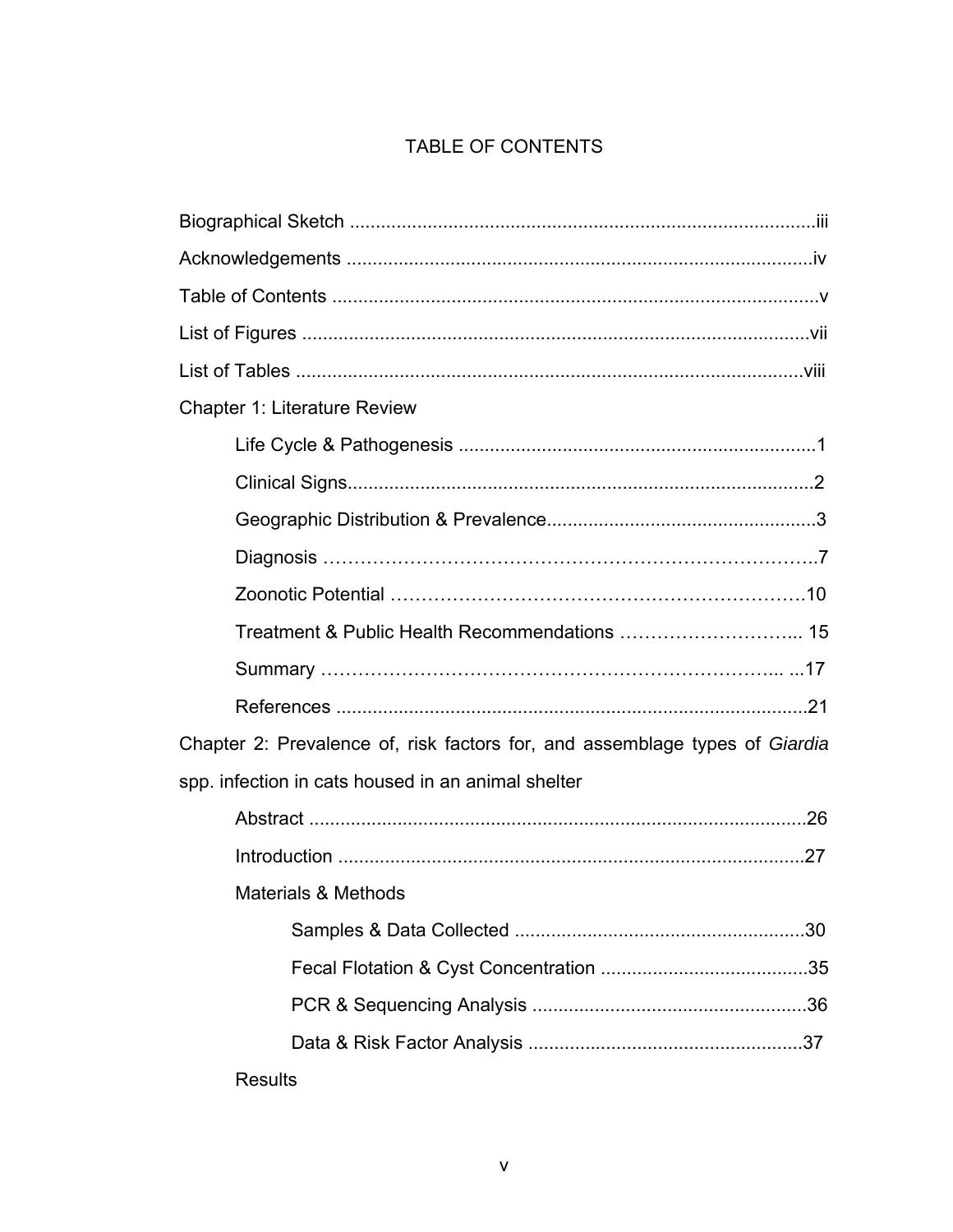# TABLE OF CONTENTS

Biographical Sketch ........................................................................................iii

Acknowledgements ........................................................................................iv

Table of Contents ............................................................................................v

List of Figures ................................................................................................vii

List of Tables .................................................................................................viii

Chapter 1: Literature Review

- Life Cycle & Pathogenesis ....................................................................1
- Clinical Signs.........................................................................................2
- Geographic Distribution & Prevalence....................................................3
- Diagnosis ……………………………………………………………………..7
- Zoonotic Potential ……………………………………………………….10
- Treatment & Public Health Recommendations ……………………….. 15
- Summary ………………………………………………………………... ...17
- References ..........................................................................................21

Chapter 2: Prevalence of, risk factors for, and assemblage types of *Giardia* spp. infection in cats housed in an animal shelter

- Abstract ...............................................................................................26
- Introduction .........................................................................................27
- Materials & Methods
  - Samples & Data Collected .......................................................30
  - Fecal Flotation & Cyst Concentration ........................................35
  - PCR & Sequencing Analysis .....................................................36
  - Data & Risk Factor Analysis .....................................................37
- Results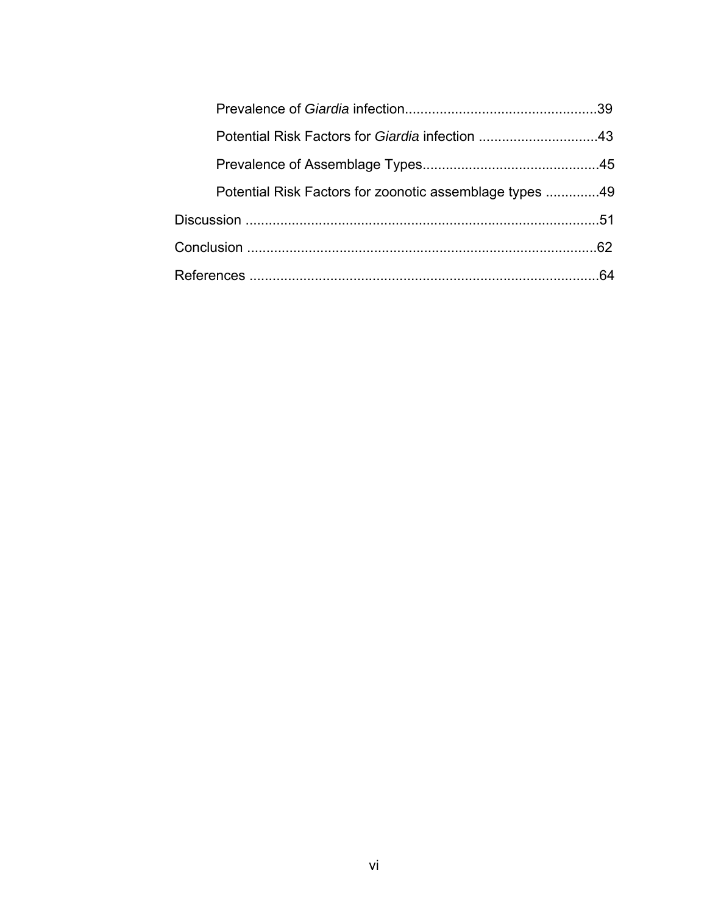Prevalence of *Giardia* infection..................................................39

Potential Risk Factors for *Giardia* infection ..............................43

Prevalence of Assemblage Types..............................................45

Potential Risk Factors for zoonotic assemblage types ..............49

Discussion ............................................................................................51

Conclusion ..........................................................................................62

References ...........................................................................................64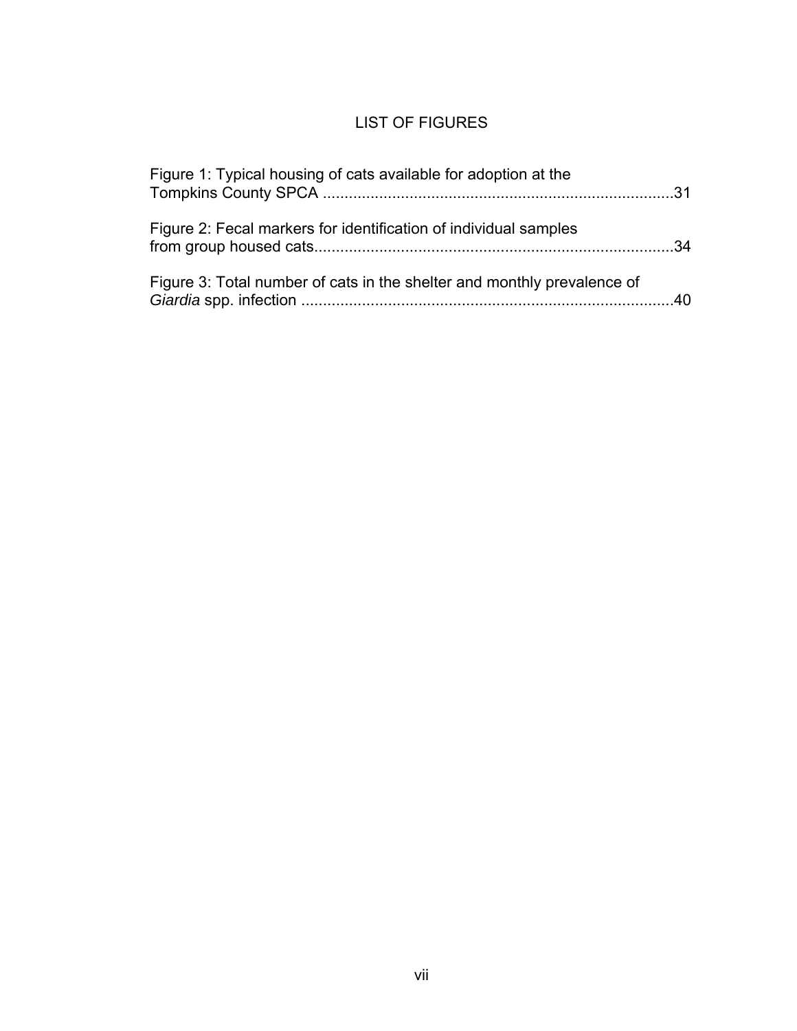# LIST OF FIGURES

Figure 1: Typical housing of cats available for adoption at the Tompkins County SPCA ................................................................................31

Figure 2: Fecal markers for identification of individual samples from group housed cats..................................................................................34

Figure 3: Total number of cats in the shelter and monthly prevalence of *Giardia* spp. infection ......................................................................................40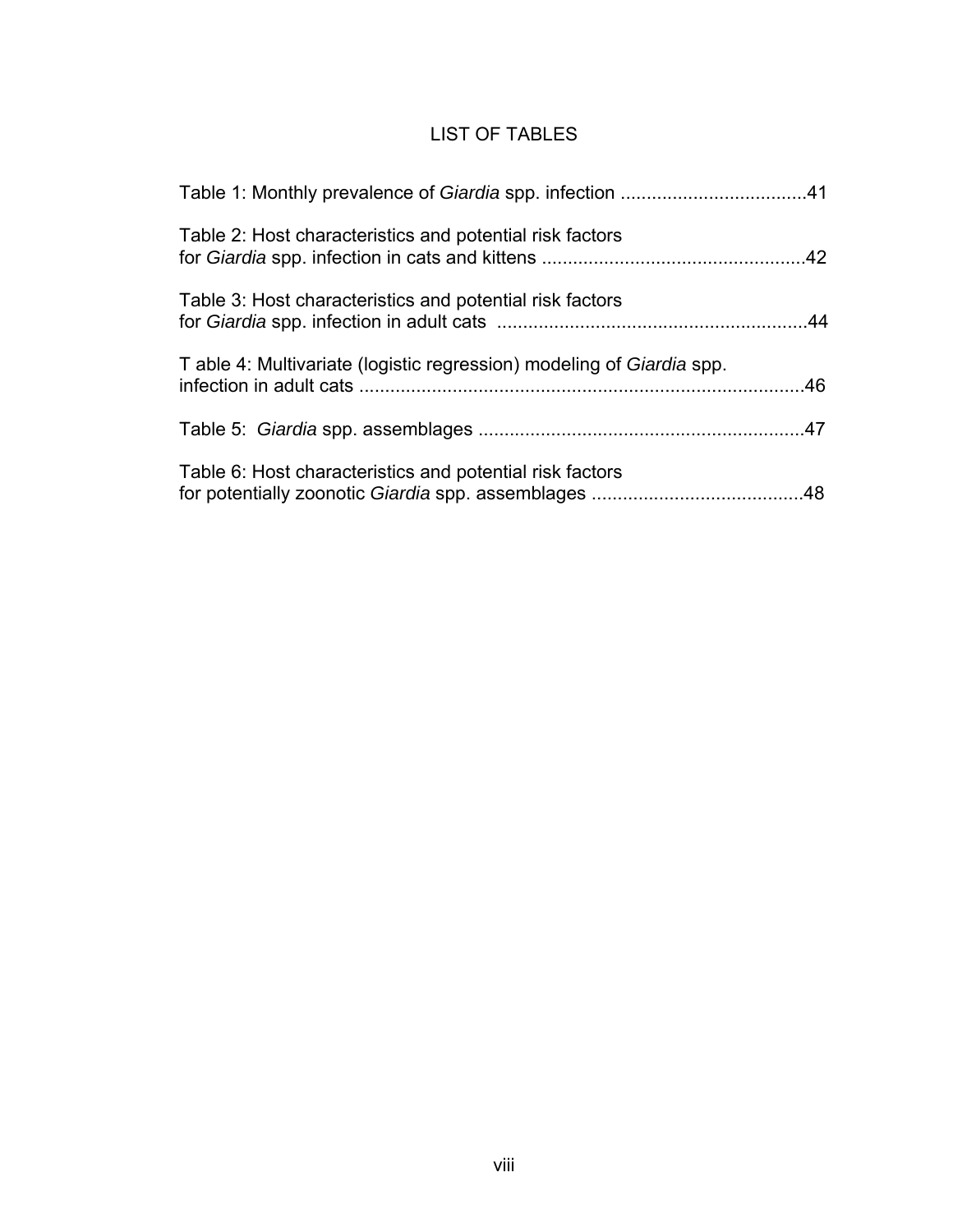# LIST OF TABLES

Table 1: Monthly prevalence of *Giardia* spp. infection ....................................41

Table 2: Host characteristics and potential risk factors for *Giardia* spp. infection in cats and kittens ..................................................42

Table 3: Host characteristics and potential risk factors for *Giardia* spp. infection in adult cats ...........................................................44

T able 4: Multivariate (logistic regression) modeling of *Giardia* spp. infection in adult cats ......................................................................................46

Table 5: *Giardia* spp. assemblages ..............................................................47

Table 6: Host characteristics and potential risk factors for potentially zoonotic *Giardia* spp. assemblages .........................................48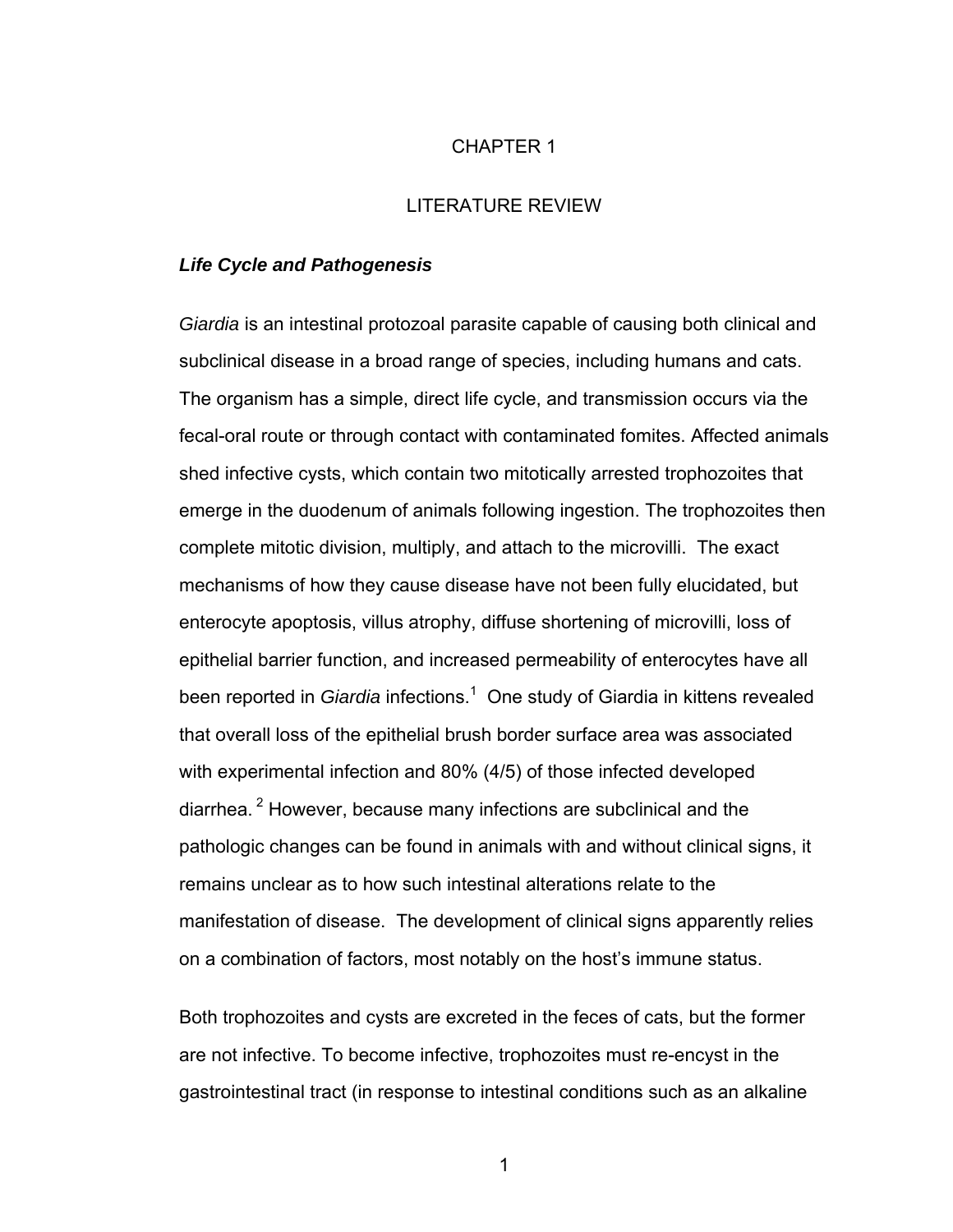# CHAPTER 1

## LITERATURE REVIEW

### ***Life Cycle and Pathogenesis***

*Giardia* is an intestinal protozoal parasite capable of causing both clinical and subclinical disease in a broad range of species, including humans and cats. The organism has a simple, direct life cycle, and transmission occurs via the fecal-oral route or through contact with contaminated fomites. Affected animals shed infective cysts, which contain two mitotically arrested trophozoites that emerge in the duodenum of animals following ingestion. The trophozoites then complete mitotic division, multiply, and attach to the microvilli. The exact mechanisms of how they cause disease have not been fully elucidated, but enterocyte apoptosis, villus atrophy, diffuse shortening of microvilli, loss of epithelial barrier function, and increased permeability of enterocytes have all been reported in *Giardia* infections.[1] One study of Giardia in kittens revealed that overall loss of the epithelial brush border surface area was associated with experimental infection and 80% (4/5) of those infected developed diarrhea. [2] However, because many infections are subclinical and the pathologic changes can be found in animals with and without clinical signs, it remains unclear as to how such intestinal alterations relate to the manifestation of disease. The development of clinical signs apparently relies on a combination of factors, most notably on the host's immune status.

Both trophozoites and cysts are excreted in the feces of cats, but the former are not infective. To become infective, trophozoites must re-encyst in the gastrointestinal tract (in response to intestinal conditions such as an alkaline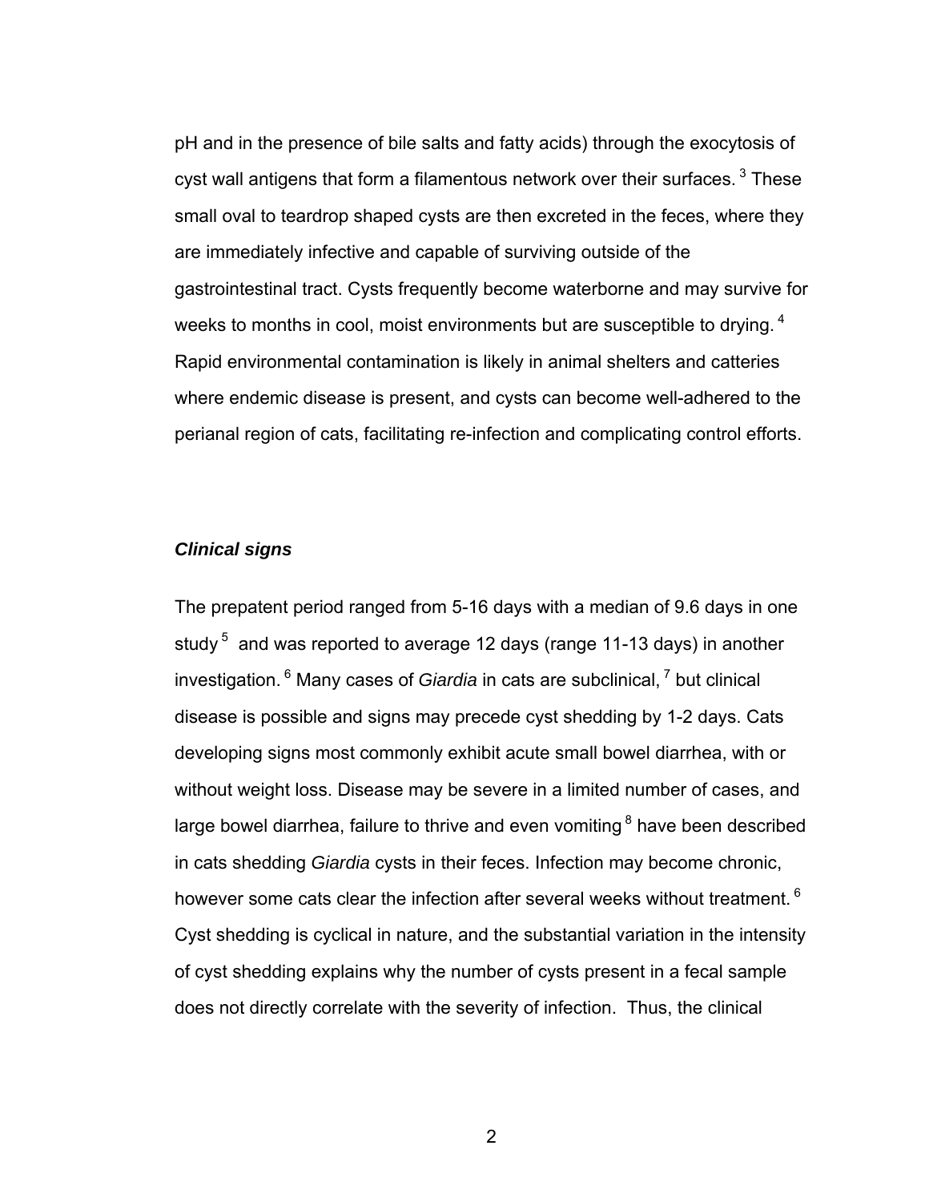pH and in the presence of bile salts and fatty acids) through the exocytosis of cyst wall antigens that form a filamentous network over their surfaces. [3] These small oval to teardrop shaped cysts are then excreted in the feces, where they are immediately infective and capable of surviving outside of the gastrointestinal tract. Cysts frequently become waterborne and may survive for weeks to months in cool, moist environments but are susceptible to drying. [4] Rapid environmental contamination is likely in animal shelters and catteries where endemic disease is present, and cysts can become well-adhered to the perianal region of cats, facilitating re-infection and complicating control efforts.

### *Clinical signs*

The prepatent period ranged from 5-16 days with a median of 9.6 days in one study [5] and was reported to average 12 days (range 11-13 days) in another investigation. [6] Many cases of *Giardia* in cats are subclinical, [7] but clinical disease is possible and signs may precede cyst shedding by 1-2 days. Cats developing signs most commonly exhibit acute small bowel diarrhea, with or without weight loss. Disease may be severe in a limited number of cases, and large bowel diarrhea, failure to thrive and even vomiting [8] have been described in cats shedding *Giardia* cysts in their feces. Infection may become chronic, however some cats clear the infection after several weeks without treatment. [6] Cyst shedding is cyclical in nature, and the substantial variation in the intensity of cyst shedding explains why the number of cysts present in a fecal sample does not directly correlate with the severity of infection. Thus, the clinical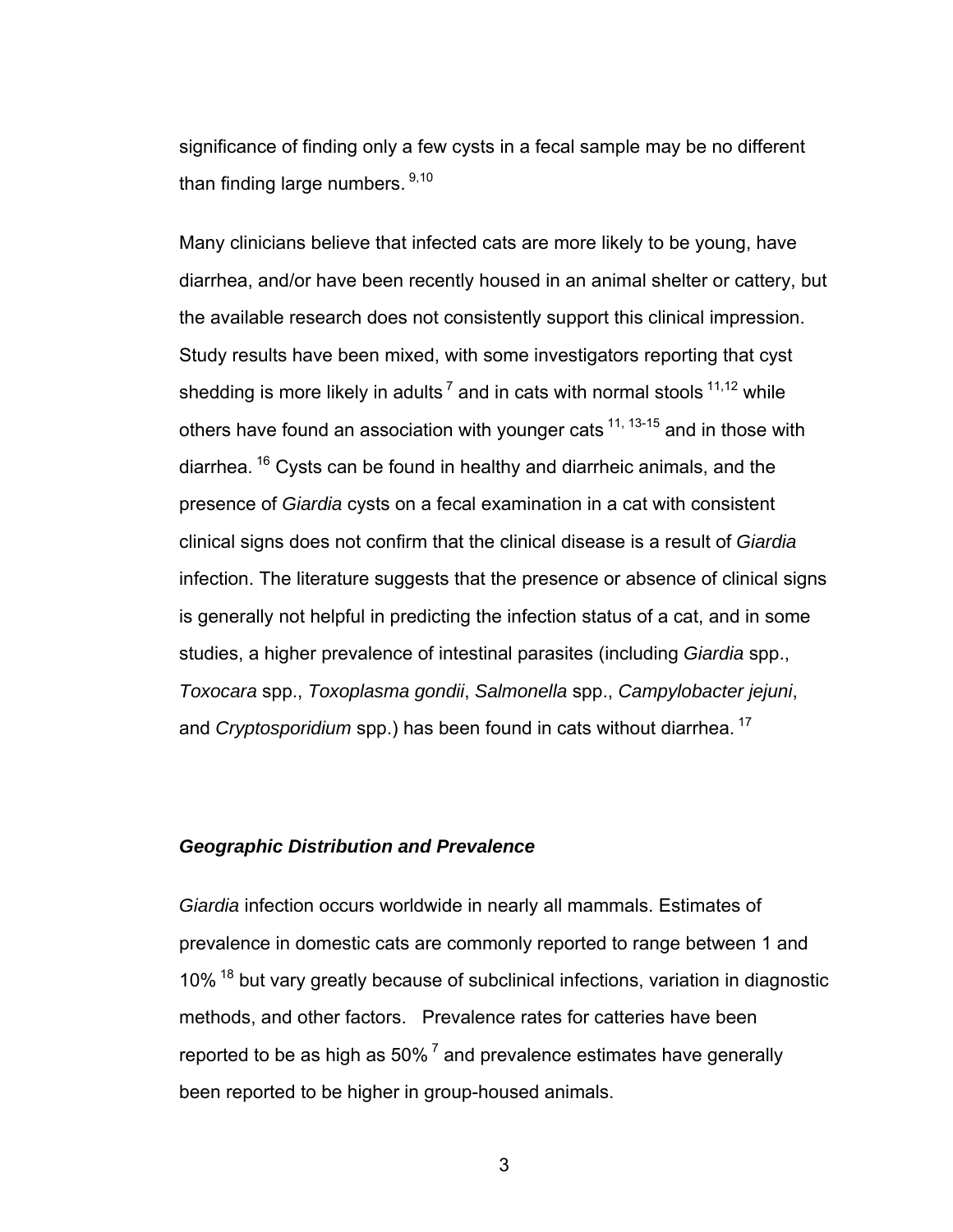significance of finding only a few cysts in a fecal sample may be no different than finding large numbers. [9,10]

Many clinicians believe that infected cats are more likely to be young, have diarrhea, and/or have been recently housed in an animal shelter or cattery, but the available research does not consistently support this clinical impression. Study results have been mixed, with some investigators reporting that cyst shedding is more likely in adults [7] and in cats with normal stools [11,12] while others have found an association with younger cats [11, 13-15] and in those with diarrhea. [16] Cysts can be found in healthy and diarrheic animals, and the presence of *Giardia* cysts on a fecal examination in a cat with consistent clinical signs does not confirm that the clinical disease is a result of *Giardia* infection. The literature suggests that the presence or absence of clinical signs is generally not helpful in predicting the infection status of a cat, and in some studies, a higher prevalence of intestinal parasites (including *Giardia* spp., *Toxocara* spp., *Toxoplasma gondii*, *Salmonella* spp., *Campylobacter jejuni*, and *Cryptosporidium* spp.) has been found in cats without diarrhea. [17]

### *Geographic Distribution and Prevalence*

*Giardia* infection occurs worldwide in nearly all mammals. Estimates of prevalence in domestic cats are commonly reported to range between 1 and 10% [18] but vary greatly because of subclinical infections, variation in diagnostic methods, and other factors. Prevalence rates for catteries have been reported to be as high as 50% [7] and prevalence estimates have generally been reported to be higher in group-housed animals.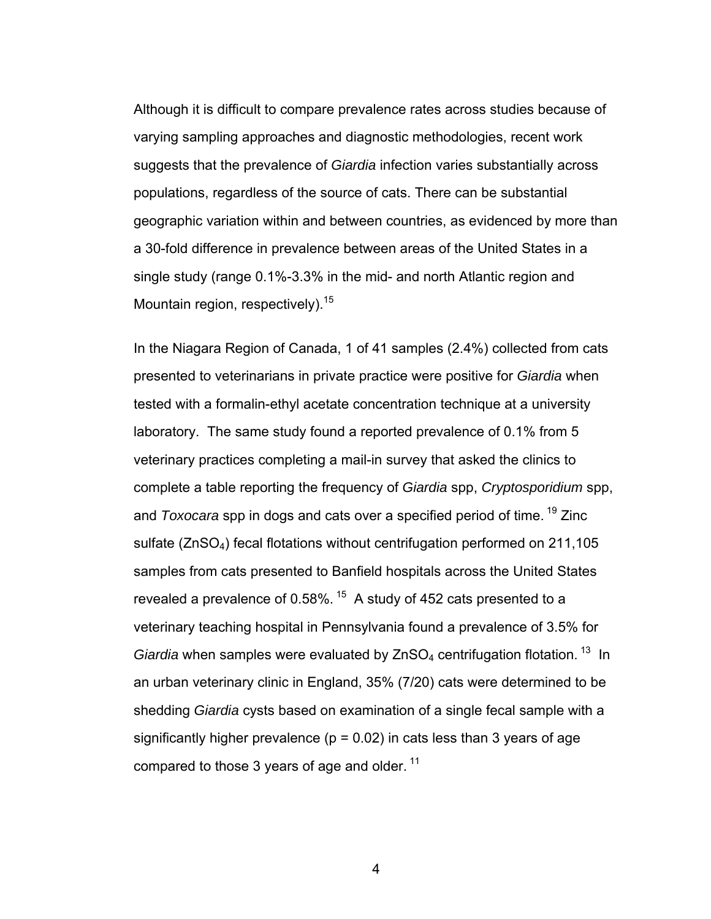Although it is difficult to compare prevalence rates across studies because of varying sampling approaches and diagnostic methodologies, recent work suggests that the prevalence of *Giardia* infection varies substantially across populations, regardless of the source of cats. There can be substantial geographic variation within and between countries, as evidenced by more than a 30-fold difference in prevalence between areas of the United States in a single study (range 0.1%-3.3% in the mid- and north Atlantic region and Mountain region, respectively).[15]

In the Niagara Region of Canada, 1 of 41 samples (2.4%) collected from cats presented to veterinarians in private practice were positive for *Giardia* when tested with a formalin-ethyl acetate concentration technique at a university laboratory. The same study found a reported prevalence of 0.1% from 5 veterinary practices completing a mail-in survey that asked the clinics to complete a table reporting the frequency of *Giardia* spp, *Cryptosporidium* spp, and *Toxocara* spp in dogs and cats over a specified period of time.[19] Zinc sulfate ($ZnSO_4$) fecal flotations without centrifugation performed on 211,105 samples from cats presented to Banfield hospitals across the United States revealed a prevalence of 0.58%.[15] A study of 452 cats presented to a veterinary teaching hospital in Pennsylvania found a prevalence of 3.5% for *Giardia* when samples were evaluated by $ZnSO_4$ centrifugation flotation.[13] In an urban veterinary clinic in England, 35% (7/20) cats were determined to be shedding *Giardia* cysts based on examination of a single fecal sample with a significantly higher prevalence ($p = 0.02$) in cats less than 3 years of age compared to those 3 years of age and older.[11]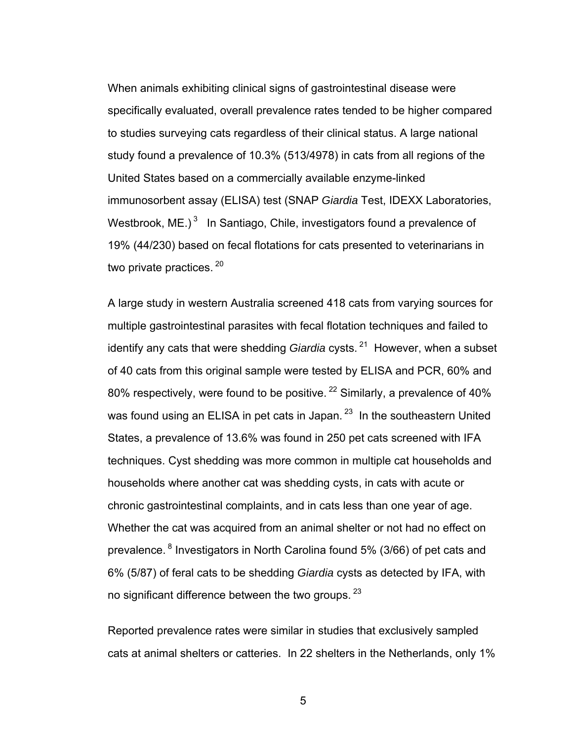When animals exhibiting clinical signs of gastrointestinal disease were specifically evaluated, overall prevalence rates tended to be higher compared to studies surveying cats regardless of their clinical status. A large national study found a prevalence of 10.3% (513/4978) in cats from all regions of the United States based on a commercially available enzyme-linked immunosorbent assay (ELISA) test (SNAP *Giardia* Test, IDEXX Laboratories, Westbrook, ME.)[3] In Santiago, Chile, investigators found a prevalence of 19% (44/230) based on fecal flotations for cats presented to veterinarians in two private practices.[20]

A large study in western Australia screened 418 cats from varying sources for multiple gastrointestinal parasites with fecal flotation techniques and failed to identify any cats that were shedding *Giardia* cysts.[21] However, when a subset of 40 cats from this original sample were tested by ELISA and PCR, 60% and 80% respectively, were found to be positive.[22] Similarly, a prevalence of 40% was found using an ELISA in pet cats in Japan.[23] In the southeastern United States, a prevalence of 13.6% was found in 250 pet cats screened with IFA techniques. Cyst shedding was more common in multiple cat households and households where another cat was shedding cysts, in cats with acute or chronic gastrointestinal complaints, and in cats less than one year of age. Whether the cat was acquired from an animal shelter or not had no effect on prevalence.[8] Investigators in North Carolina found 5% (3/66) of pet cats and 6% (5/87) of feral cats to be shedding *Giardia* cysts as detected by IFA, with no significant difference between the two groups.[23]

Reported prevalence rates were similar in studies that exclusively sampled cats at animal shelters or catteries. In 22 shelters in the Netherlands, only 1%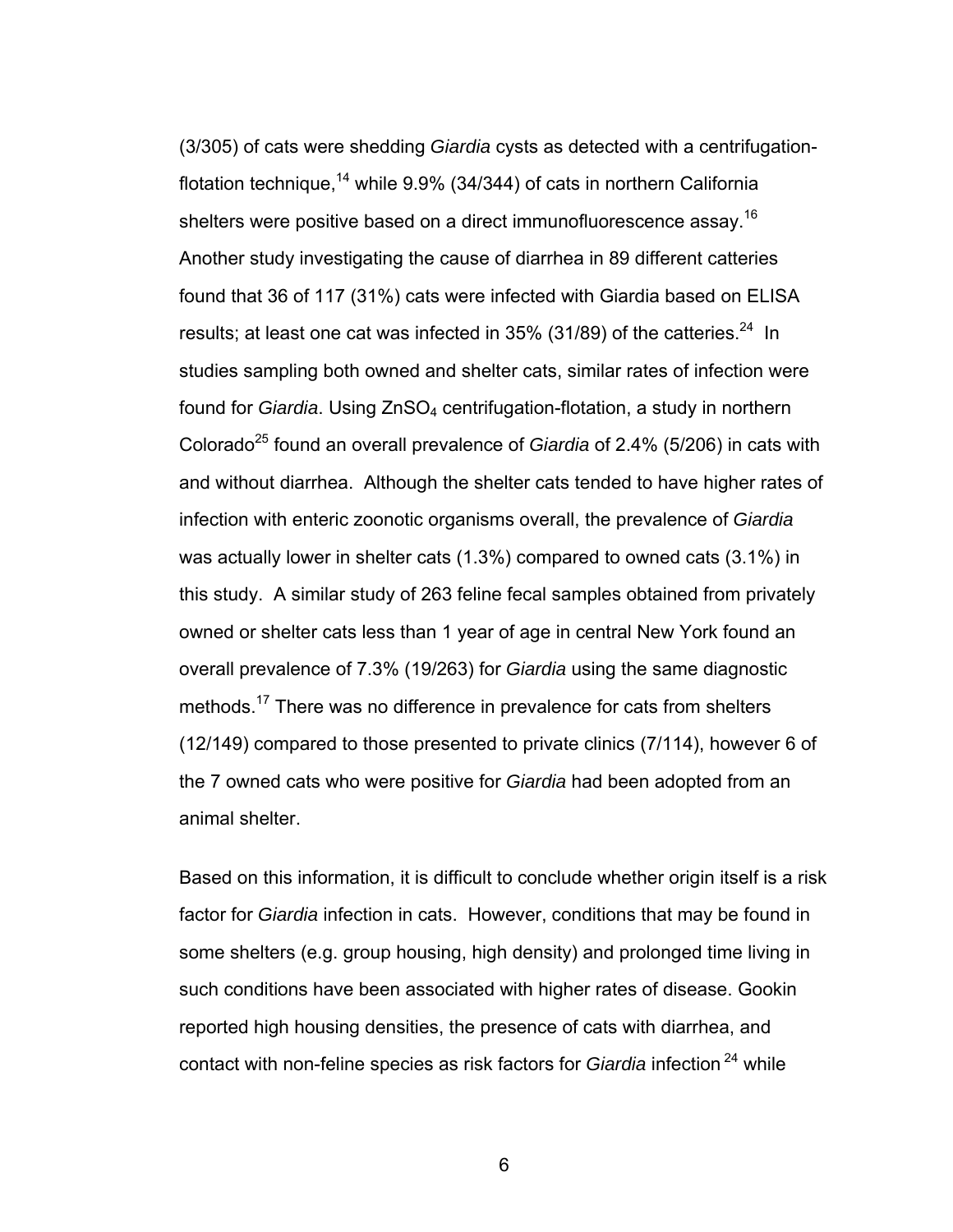(3/305) of cats were shedding *Giardia* cysts as detected with a centrifugation-flotation technique,[14] while 9.9% (34/344) of cats in northern California shelters were positive based on a direct immunofluorescence assay.[16] Another study investigating the cause of diarrhea in 89 different catteries found that 36 of 117 (31%) cats were infected with Giardia based on ELISA results; at least one cat was infected in 35% (31/89) of the catteries.[24] In studies sampling both owned and shelter cats, similar rates of infection were found for *Giardia*. Using $ZnSO_4$ centrifugation-flotation, a study in northern Colorado[25] found an overall prevalence of *Giardia* of 2.4% (5/206) in cats with and without diarrhea. Although the shelter cats tended to have higher rates of infection with enteric zoonotic organisms overall, the prevalence of *Giardia* was actually lower in shelter cats (1.3%) compared to owned cats (3.1%) in this study. A similar study of 263 feline fecal samples obtained from privately owned or shelter cats less than 1 year of age in central New York found an overall prevalence of 7.3% (19/263) for *Giardia* using the same diagnostic methods.[17] There was no difference in prevalence for cats from shelters (12/149) compared to those presented to private clinics (7/114), however 6 of the 7 owned cats who were positive for *Giardia* had been adopted from an animal shelter.

Based on this information, it is difficult to conclude whether origin itself is a risk factor for *Giardia* infection in cats. However, conditions that may be found in some shelters (e.g. group housing, high density) and prolonged time living in such conditions have been associated with higher rates of disease. Gookin reported high housing densities, the presence of cats with diarrhea, and contact with non-feline species as risk factors for *Giardia* infection [24] while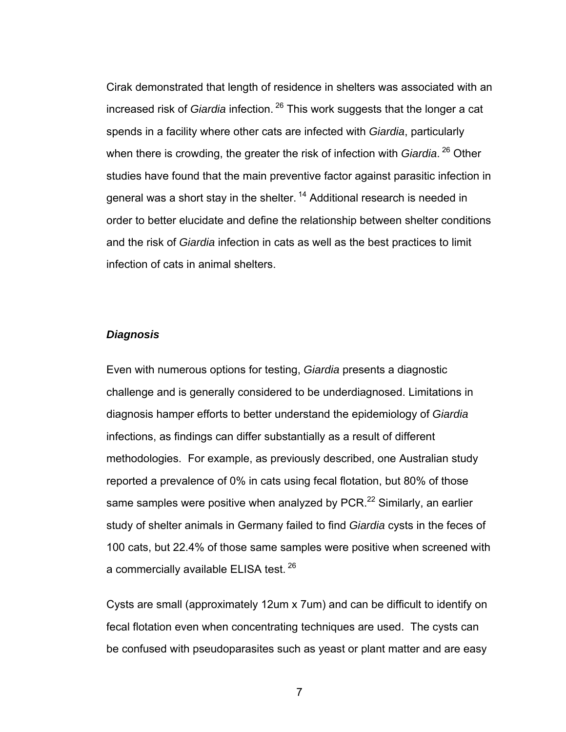Cirak demonstrated that length of residence in shelters was associated with an increased risk of *Giardia* infection. [26] This work suggests that the longer a cat spends in a facility where other cats are infected with *Giardia*, particularly when there is crowding, the greater the risk of infection with *Giardia*. [26] Other studies have found that the main preventive factor against parasitic infection in general was a short stay in the shelter. [14] Additional research is needed in order to better elucidate and define the relationship between shelter conditions and the risk of *Giardia* infection in cats as well as the best practices to limit infection of cats in animal shelters.

### ***Diagnosis***

Even with numerous options for testing, *Giardia* presents a diagnostic challenge and is generally considered to be underdiagnosed. Limitations in diagnosis hamper efforts to better understand the epidemiology of *Giardia* infections, as findings can differ substantially as a result of different methodologies. For example, as previously described, one Australian study reported a prevalence of 0% in cats using fecal flotation, but 80% of those same samples were positive when analyzed by PCR.[22] Similarly, an earlier study of shelter animals in Germany failed to find *Giardia* cysts in the feces of 100 cats, but 22.4% of those same samples were positive when screened with a commercially available ELISA test. [26]

Cysts are small (approximately 12um x 7um) and can be difficult to identify on fecal flotation even when concentrating techniques are used. The cysts can be confused with pseudoparasites such as yeast or plant matter and are easy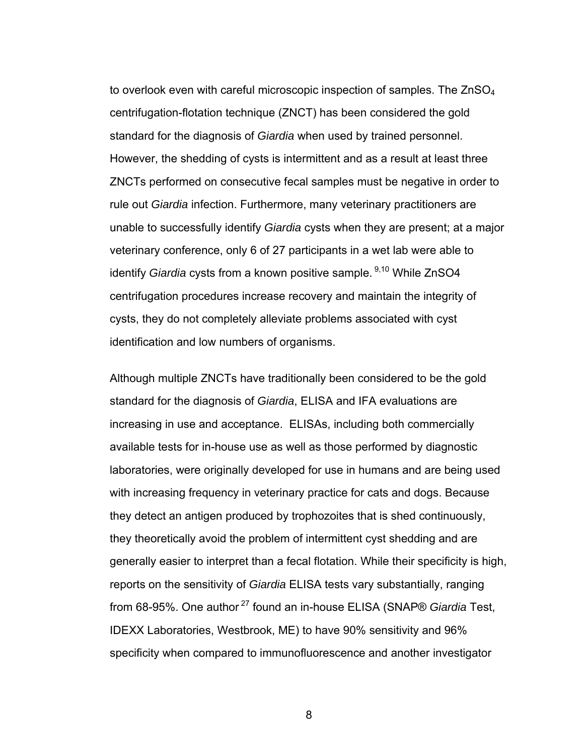to overlook even with careful microscopic inspection of samples. The $ZnSO_4$ centrifugation-flotation technique (ZNCT) has been considered the gold standard for the diagnosis of *Giardia* when used by trained personnel. However, the shedding of cysts is intermittent and as a result at least three ZNCTs performed on consecutive fecal samples must be negative in order to rule out *Giardia* infection. Furthermore, many veterinary practitioners are unable to successfully identify *Giardia* cysts when they are present; at a major veterinary conference, only 6 of 27 participants in a wet lab were able to identify *Giardia* cysts from a known positive sample. [9,10] While ZnSO4 centrifugation procedures increase recovery and maintain the integrity of cysts, they do not completely alleviate problems associated with cyst identification and low numbers of organisms.

Although multiple ZNCTs have traditionally been considered to be the gold standard for the diagnosis of *Giardia*, ELISA and IFA evaluations are increasing in use and acceptance. ELISAs, including both commercially available tests for in-house use as well as those performed by diagnostic laboratories, were originally developed for use in humans and are being used with increasing frequency in veterinary practice for cats and dogs. Because they detect an antigen produced by trophozoites that is shed continuously, they theoretically avoid the problem of intermittent cyst shedding and are generally easier to interpret than a fecal flotation. While their specificity is high, reports on the sensitivity of *Giardia* ELISA tests vary substantially, ranging from 68-95%. One author [27] found an in-house ELISA (SNAP® *Giardia* Test, IDEXX Laboratories, Westbrook, ME) to have 90% sensitivity and 96% specificity when compared to immunofluorescence and another investigator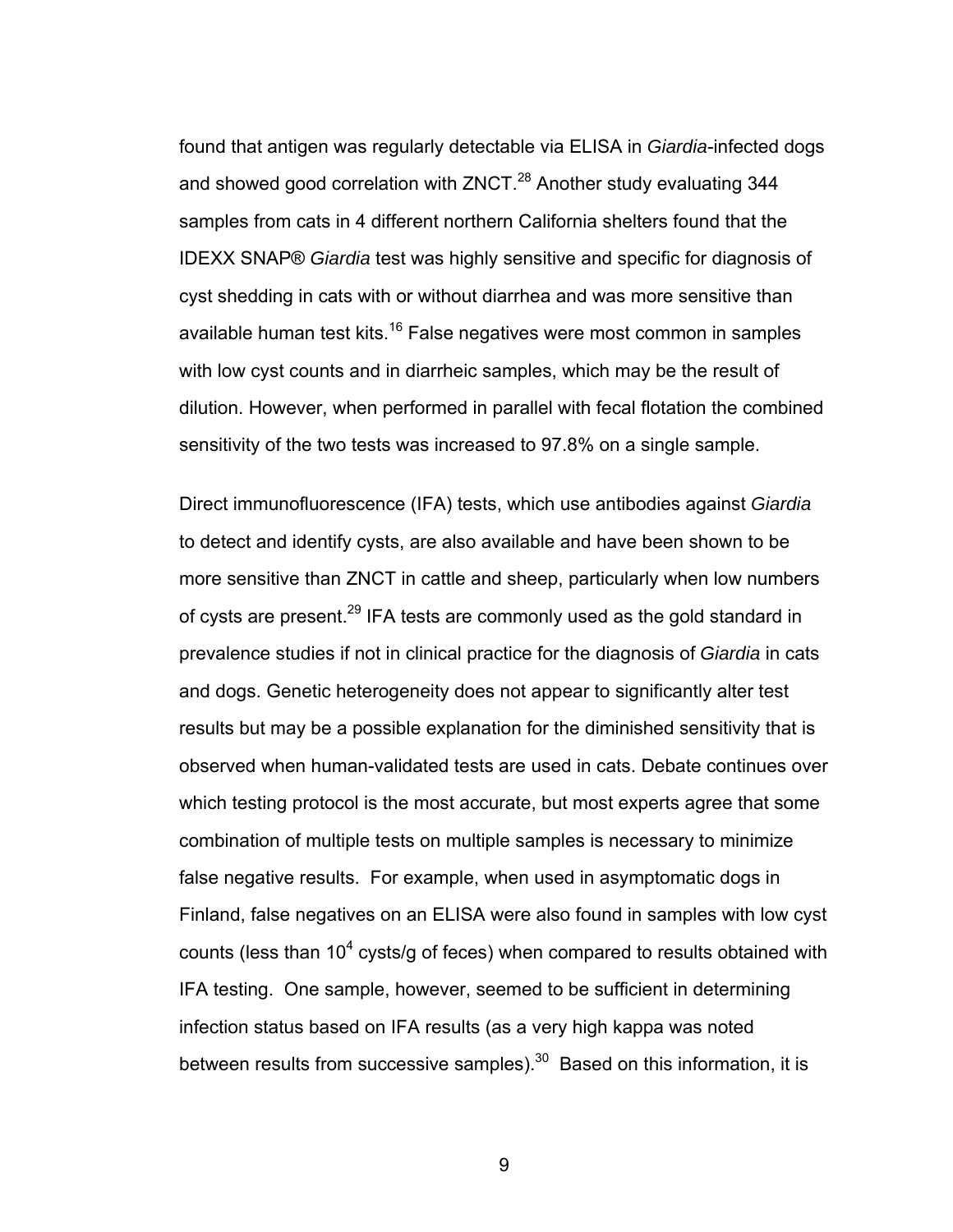found that antigen was regularly detectable via ELISA in *Giardia*-infected dogs and showed good correlation with ZNCT.[28] Another study evaluating 344 samples from cats in 4 different northern California shelters found that the IDEXX SNAP® *Giardia* test was highly sensitive and specific for diagnosis of cyst shedding in cats with or without diarrhea and was more sensitive than available human test kits.[16] False negatives were most common in samples with low cyst counts and in diarrheic samples, which may be the result of dilution. However, when performed in parallel with fecal flotation the combined sensitivity of the two tests was increased to 97.8% on a single sample.

Direct immunofluorescence (IFA) tests, which use antibodies against *Giardia* to detect and identify cysts, are also available and have been shown to be more sensitive than ZNCT in cattle and sheep, particularly when low numbers of cysts are present.[29] IFA tests are commonly used as the gold standard in prevalence studies if not in clinical practice for the diagnosis of *Giardia* in cats and dogs. Genetic heterogeneity does not appear to significantly alter test results but may be a possible explanation for the diminished sensitivity that is observed when human-validated tests are used in cats. Debate continues over which testing protocol is the most accurate, but most experts agree that some combination of multiple tests on multiple samples is necessary to minimize false negative results. For example, when used in asymptomatic dogs in Finland, false negatives on an ELISA were also found in samples with low cyst counts (less than $10^4$ cysts/g of feces) when compared to results obtained with IFA testing. One sample, however, seemed to be sufficient in determining infection status based on IFA results (as a very high kappa was noted between results from successive samples).[30] Based on this information, it is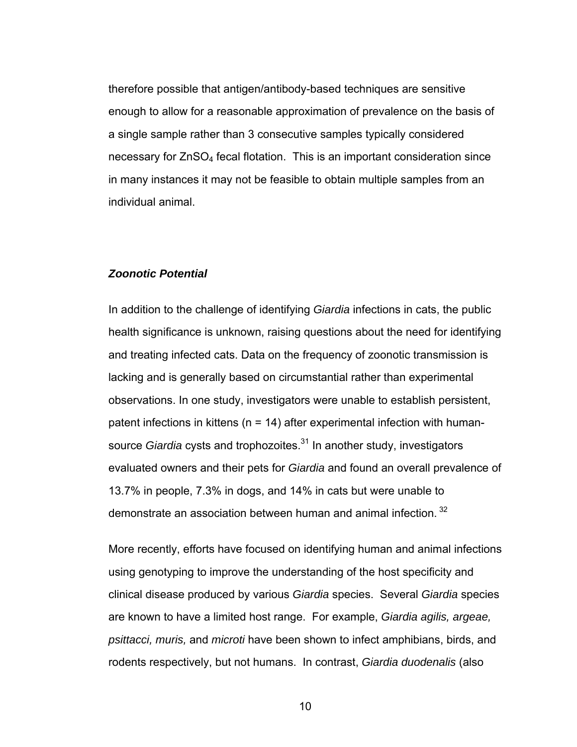therefore possible that antigen/antibody-based techniques are sensitive enough to allow for a reasonable approximation of prevalence on the basis of a single sample rather than 3 consecutive samples typically considered necessary for $ZnSO_4$ fecal flotation. This is an important consideration since in many instances it may not be feasible to obtain multiple samples from an individual animal.

### ***Zoonotic Potential***

In addition to the challenge of identifying *Giardia* infections in cats, the public health significance is unknown, raising questions about the need for identifying and treating infected cats. Data on the frequency of zoonotic transmission is lacking and is generally based on circumstantial rather than experimental observations. In one study, investigators were unable to establish persistent, patent infections in kittens (n = 14) after experimental infection with human-source *Giardia* cysts and trophozoites.[31] In another study, investigators evaluated owners and their pets for *Giardia* and found an overall prevalence of 13.7% in people, 7.3% in dogs, and 14% in cats but were unable to demonstrate an association between human and animal infection.[32]

More recently, efforts have focused on identifying human and animal infections using genotyping to improve the understanding of the host specificity and clinical disease produced by various *Giardia* species. Several *Giardia* species are known to have a limited host range. For example, *Giardia agilis, argeae, psittacci, muris,* and *microti* have been shown to infect amphibians, birds, and rodents respectively, but not humans. In contrast, *Giardia duodenalis* (also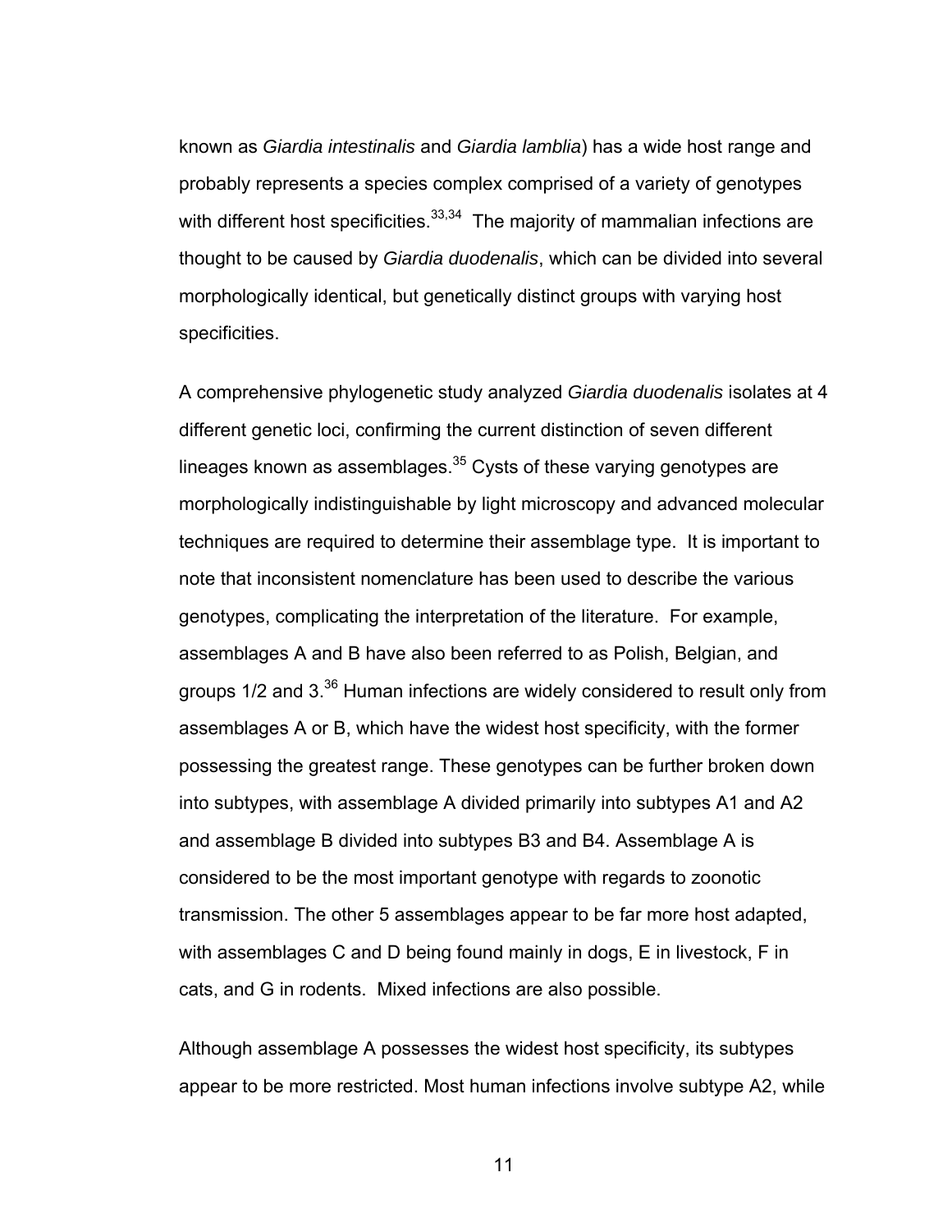known as *Giardia intestinalis* and *Giardia lamblia*) has a wide host range and probably represents a species complex comprised of a variety of genotypes with different host specificities.[33,34] The majority of mammalian infections are thought to be caused by *Giardia duodenalis*, which can be divided into several morphologically identical, but genetically distinct groups with varying host specificities.

A comprehensive phylogenetic study analyzed *Giardia duodenalis* isolates at 4 different genetic loci, confirming the current distinction of seven different lineages known as assemblages.[35] Cysts of these varying genotypes are morphologically indistinguishable by light microscopy and advanced molecular techniques are required to determine their assemblage type. It is important to note that inconsistent nomenclature has been used to describe the various genotypes, complicating the interpretation of the literature. For example, assemblages A and B have also been referred to as Polish, Belgian, and groups 1/2 and 3.[36] Human infections are widely considered to result only from assemblages A or B, which have the widest host specificity, with the former possessing the greatest range. These genotypes can be further broken down into subtypes, with assemblage A divided primarily into subtypes A1 and A2 and assemblage B divided into subtypes B3 and B4. Assemblage A is considered to be the most important genotype with regards to zoonotic transmission. The other 5 assemblages appear to be far more host adapted, with assemblages C and D being found mainly in dogs, E in livestock, F in cats, and G in rodents. Mixed infections are also possible.

Although assemblage A possesses the widest host specificity, its subtypes appear to be more restricted. Most human infections involve subtype A2, while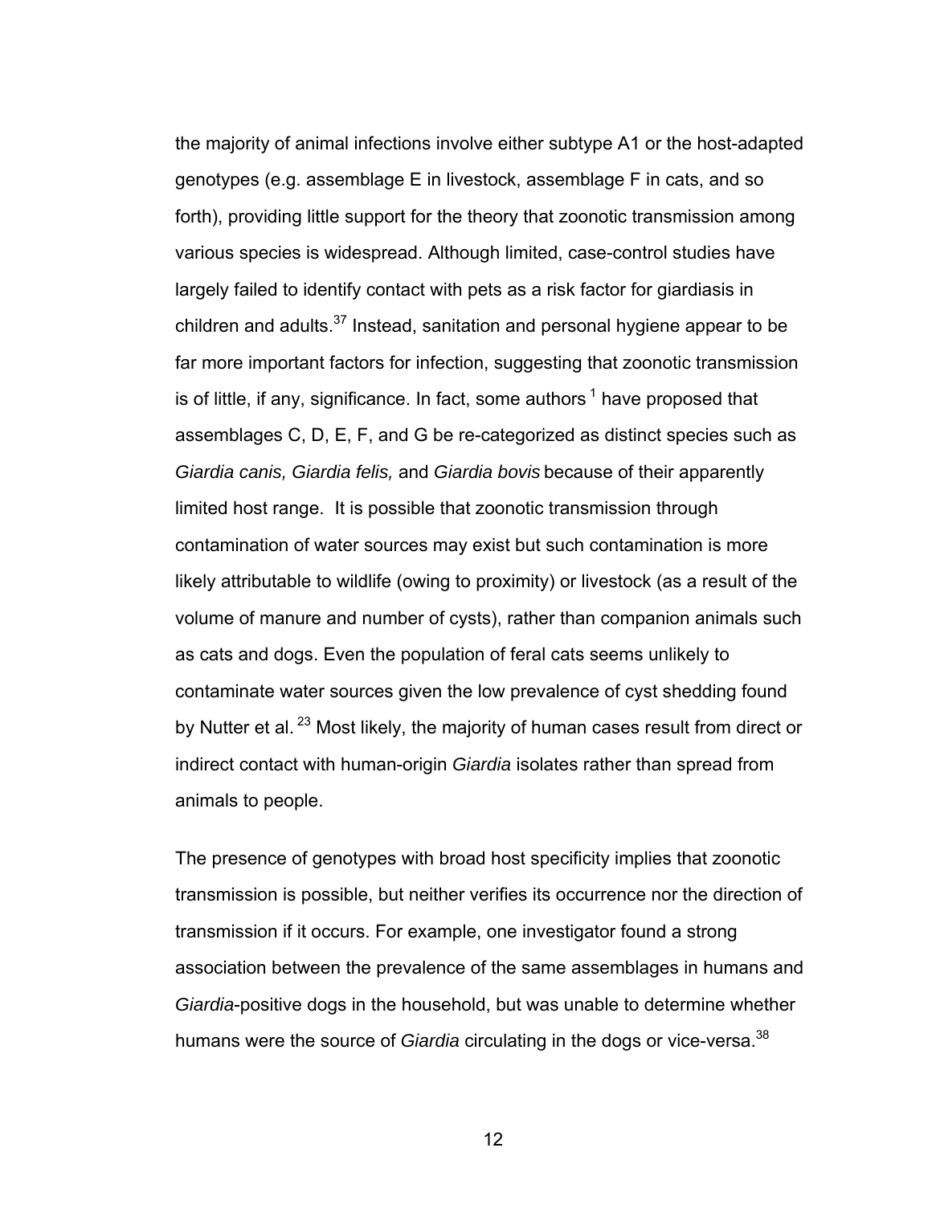the majority of animal infections involve either subtype A1 or the host-adapted genotypes (e.g. assemblage E in livestock, assemblage F in cats, and so forth), providing little support for the theory that zoonotic transmission among various species is widespread. Although limited, case-control studies have largely failed to identify contact with pets as a risk factor for giardiasis in children and adults.[37] Instead, sanitation and personal hygiene appear to be far more important factors for infection, suggesting that zoonotic transmission is of little, if any, significance. In fact, some authors [1] have proposed that assemblages C, D, E, F, and G be re-categorized as distinct species such as *Giardia canis, Giardia felis,* and *Giardia bovis* because of their apparently limited host range. It is possible that zoonotic transmission through contamination of water sources may exist but such contamination is more likely attributable to wildlife (owing to proximity) or livestock (as a result of the volume of manure and number of cysts), rather than companion animals such as cats and dogs. Even the population of feral cats seems unlikely to contaminate water sources given the low prevalence of cyst shedding found by Nutter et al. [23] Most likely, the majority of human cases result from direct or indirect contact with human-origin *Giardia* isolates rather than spread from animals to people.

The presence of genotypes with broad host specificity implies that zoonotic transmission is possible, but neither verifies its occurrence nor the direction of transmission if it occurs. For example, one investigator found a strong association between the prevalence of the same assemblages in humans and *Giardia*-positive dogs in the household, but was unable to determine whether humans were the source of *Giardia* circulating in the dogs or vice-versa.[38]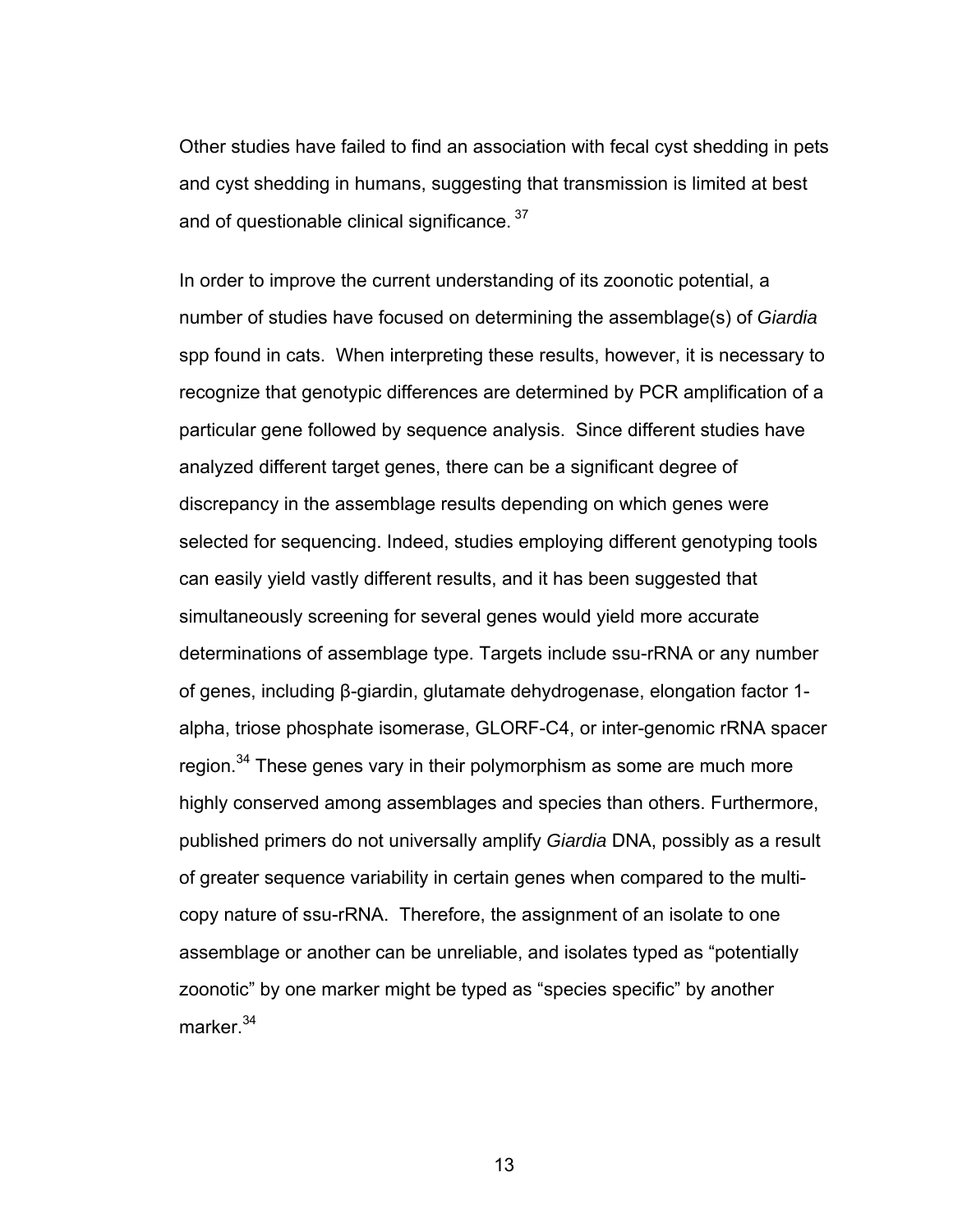Other studies have failed to find an association with fecal cyst shedding in pets and cyst shedding in humans, suggesting that transmission is limited at best and of questionable clinical significance. [37]

In order to improve the current understanding of its zoonotic potential, a number of studies have focused on determining the assemblage(s) of *Giardia* spp found in cats. When interpreting these results, however, it is necessary to recognize that genotypic differences are determined by PCR amplification of a particular gene followed by sequence analysis. Since different studies have analyzed different target genes, there can be a significant degree of discrepancy in the assemblage results depending on which genes were selected for sequencing. Indeed, studies employing different genotyping tools can easily yield vastly different results, and it has been suggested that simultaneously screening for several genes would yield more accurate determinations of assemblage type. Targets include ssu-rRNA or any number of genes, including β-giardin, glutamate dehydrogenase, elongation factor 1-alpha, triose phosphate isomerase, GLORF-C4, or inter-genomic rRNA spacer region.[34] These genes vary in their polymorphism as some are much more highly conserved among assemblages and species than others. Furthermore, published primers do not universally amplify *Giardia* DNA, possibly as a result of greater sequence variability in certain genes when compared to the multi-copy nature of ssu-rRNA. Therefore, the assignment of an isolate to one assemblage or another can be unreliable, and isolates typed as "potentially zoonotic" by one marker might be typed as "species specific" by another marker.[34]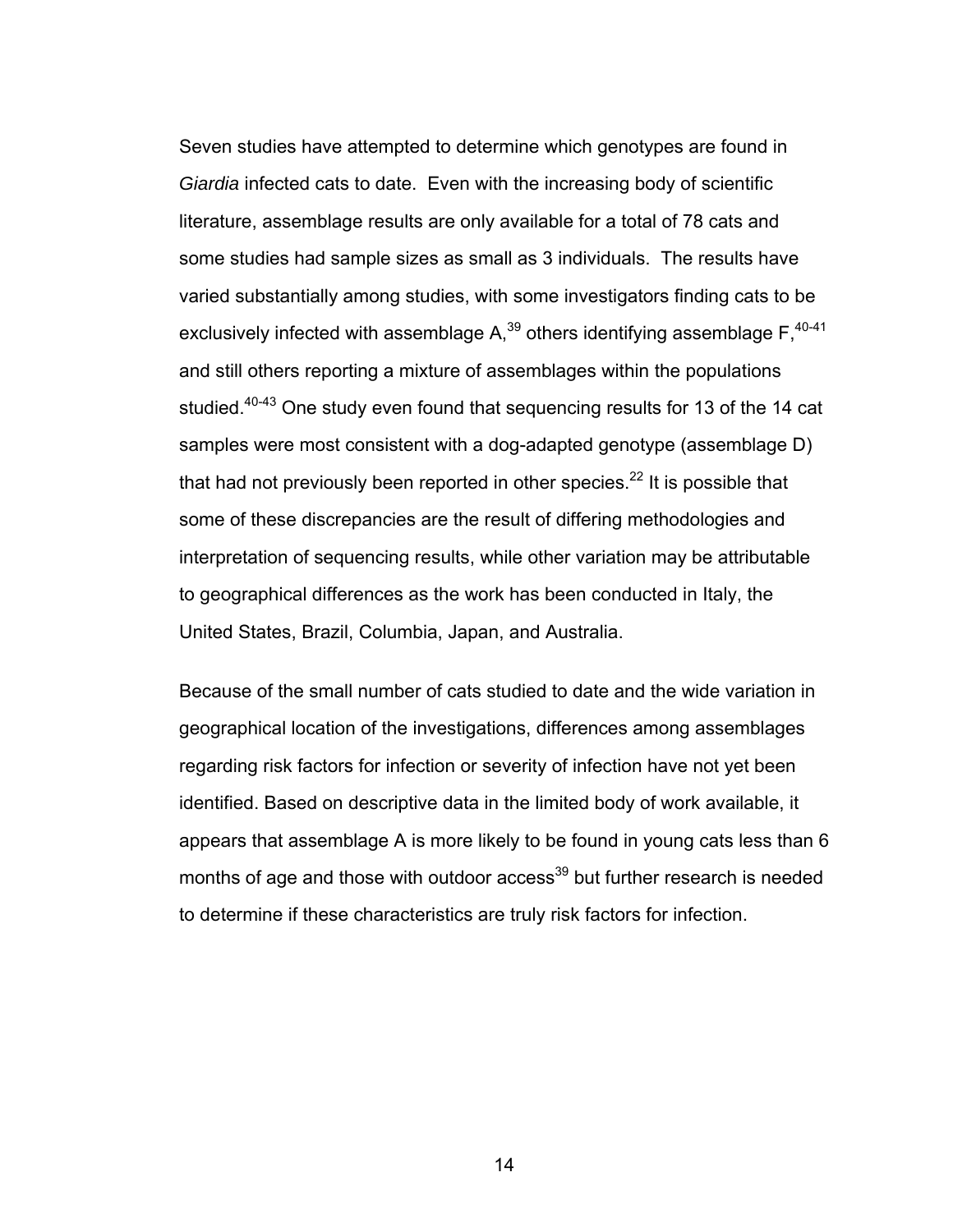Seven studies have attempted to determine which genotypes are found in *Giardia* infected cats to date. Even with the increasing body of scientific literature, assemblage results are only available for a total of 78 cats and some studies had sample sizes as small as 3 individuals. The results have varied substantially among studies, with some investigators finding cats to be exclusively infected with assemblage A,[39] others identifying assemblage F,[40-41] and still others reporting a mixture of assemblages within the populations studied.[40-43] One study even found that sequencing results for 13 of the 14 cat samples were most consistent with a dog-adapted genotype (assemblage D) that had not previously been reported in other species.[22] It is possible that some of these discrepancies are the result of differing methodologies and interpretation of sequencing results, while other variation may be attributable to geographical differences as the work has been conducted in Italy, the United States, Brazil, Columbia, Japan, and Australia.

Because of the small number of cats studied to date and the wide variation in geographical location of the investigations, differences among assemblages regarding risk factors for infection or severity of infection have not yet been identified. Based on descriptive data in the limited body of work available, it appears that assemblage A is more likely to be found in young cats less than 6 months of age and those with outdoor access[39] but further research is needed to determine if these characteristics are truly risk factors for infection.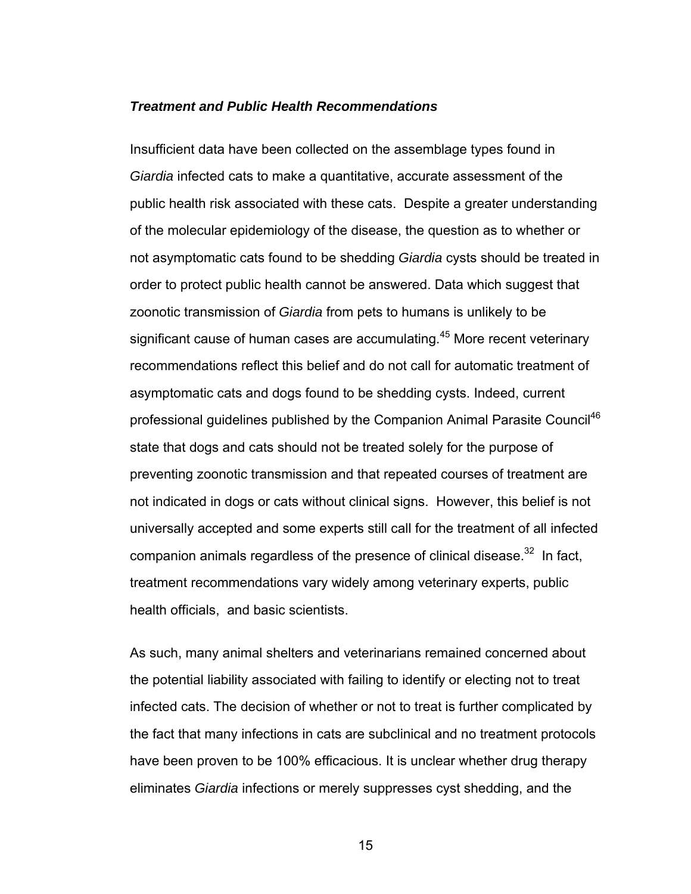### ***Treatment and Public Health Recommendations***

Insufficient data have been collected on the assemblage types found in *Giardia* infected cats to make a quantitative, accurate assessment of the public health risk associated with these cats. Despite a greater understanding of the molecular epidemiology of the disease, the question as to whether or not asymptomatic cats found to be shedding *Giardia* cysts should be treated in order to protect public health cannot be answered. Data which suggest that zoonotic transmission of *Giardia* from pets to humans is unlikely to be significant cause of human cases are accumulating.[45] More recent veterinary recommendations reflect this belief and do not call for automatic treatment of asymptomatic cats and dogs found to be shedding cysts. Indeed, current professional guidelines published by the Companion Animal Parasite Council[46] state that dogs and cats should not be treated solely for the purpose of preventing zoonotic transmission and that repeated courses of treatment are not indicated in dogs or cats without clinical signs. However, this belief is not universally accepted and some experts still call for the treatment of all infected companion animals regardless of the presence of clinical disease.[32] In fact, treatment recommendations vary widely among veterinary experts, public health officials, and basic scientists.

As such, many animal shelters and veterinarians remained concerned about the potential liability associated with failing to identify or electing not to treat infected cats. The decision of whether or not to treat is further complicated by the fact that many infections in cats are subclinical and no treatment protocols have been proven to be 100% efficacious. It is unclear whether drug therapy eliminates *Giardia* infections or merely suppresses cyst shedding, and the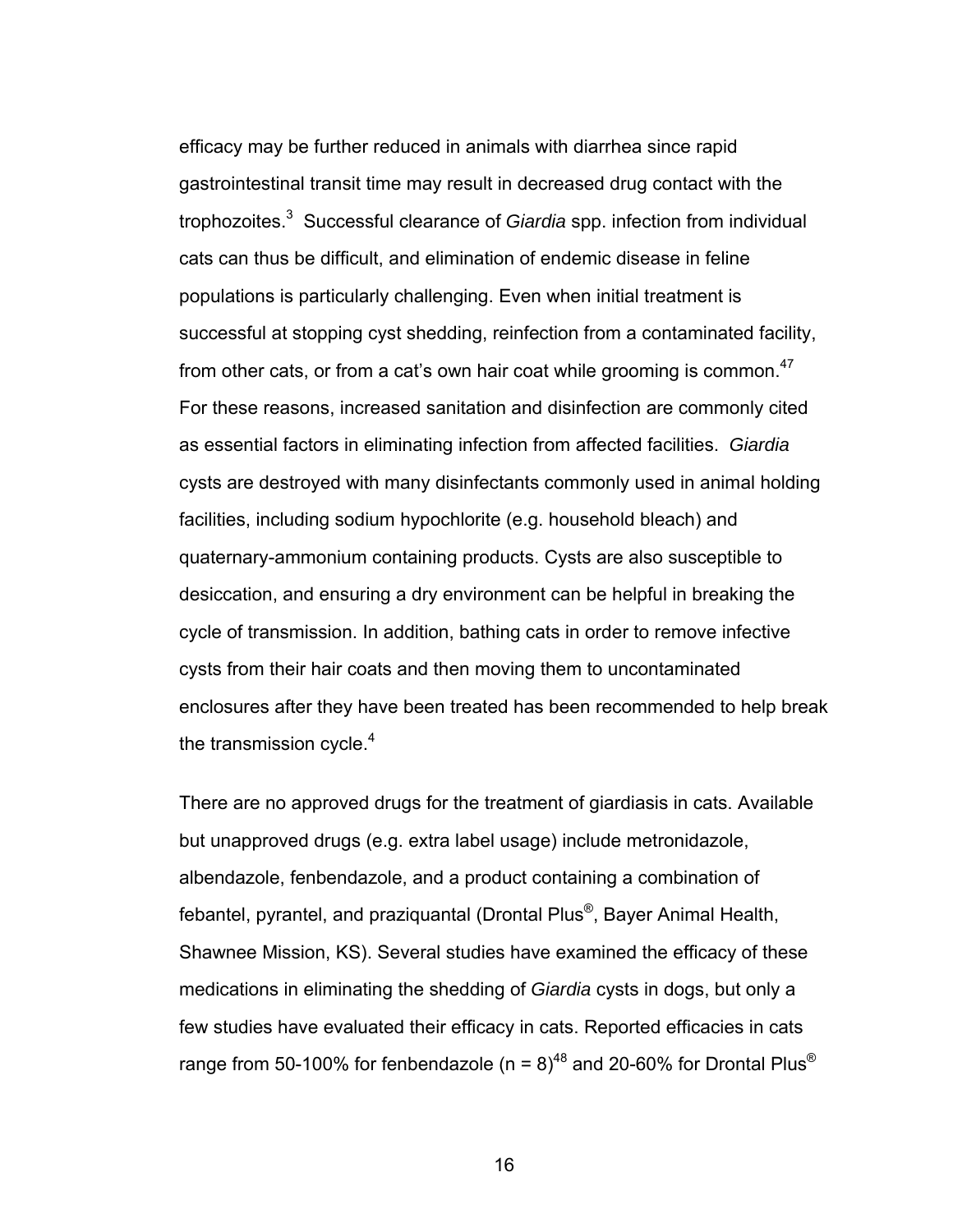efficacy may be further reduced in animals with diarrhea since rapid gastrointestinal transit time may result in decreased drug contact with the trophozoites.[3] Successful clearance of *Giardia* spp. infection from individual cats can thus be difficult, and elimination of endemic disease in feline populations is particularly challenging. Even when initial treatment is successful at stopping cyst shedding, reinfection from a contaminated facility, from other cats, or from a cat's own hair coat while grooming is common.[47] For these reasons, increased sanitation and disinfection are commonly cited as essential factors in eliminating infection from affected facilities. *Giardia* cysts are destroyed with many disinfectants commonly used in animal holding facilities, including sodium hypochlorite (e.g. household bleach) and quaternary-ammonium containing products. Cysts are also susceptible to desiccation, and ensuring a dry environment can be helpful in breaking the cycle of transmission. In addition, bathing cats in order to remove infective cysts from their hair coats and then moving them to uncontaminated enclosures after they have been treated has been recommended to help break the transmission cycle.[4]

There are no approved drugs for the treatment of giardiasis in cats. Available but unapproved drugs (e.g. extra label usage) include metronidazole, albendazole, fenbendazole, and a product containing a combination of febantel, pyrantel, and praziquantal (Drontal Plus®, Bayer Animal Health, Shawnee Mission, KS). Several studies have examined the efficacy of these medications in eliminating the shedding of *Giardia* cysts in dogs, but only a few studies have evaluated their efficacy in cats. Reported efficacies in cats range from 50-100% for fenbendazole ($n = 8$)[48] and 20-60% for Drontal Plus®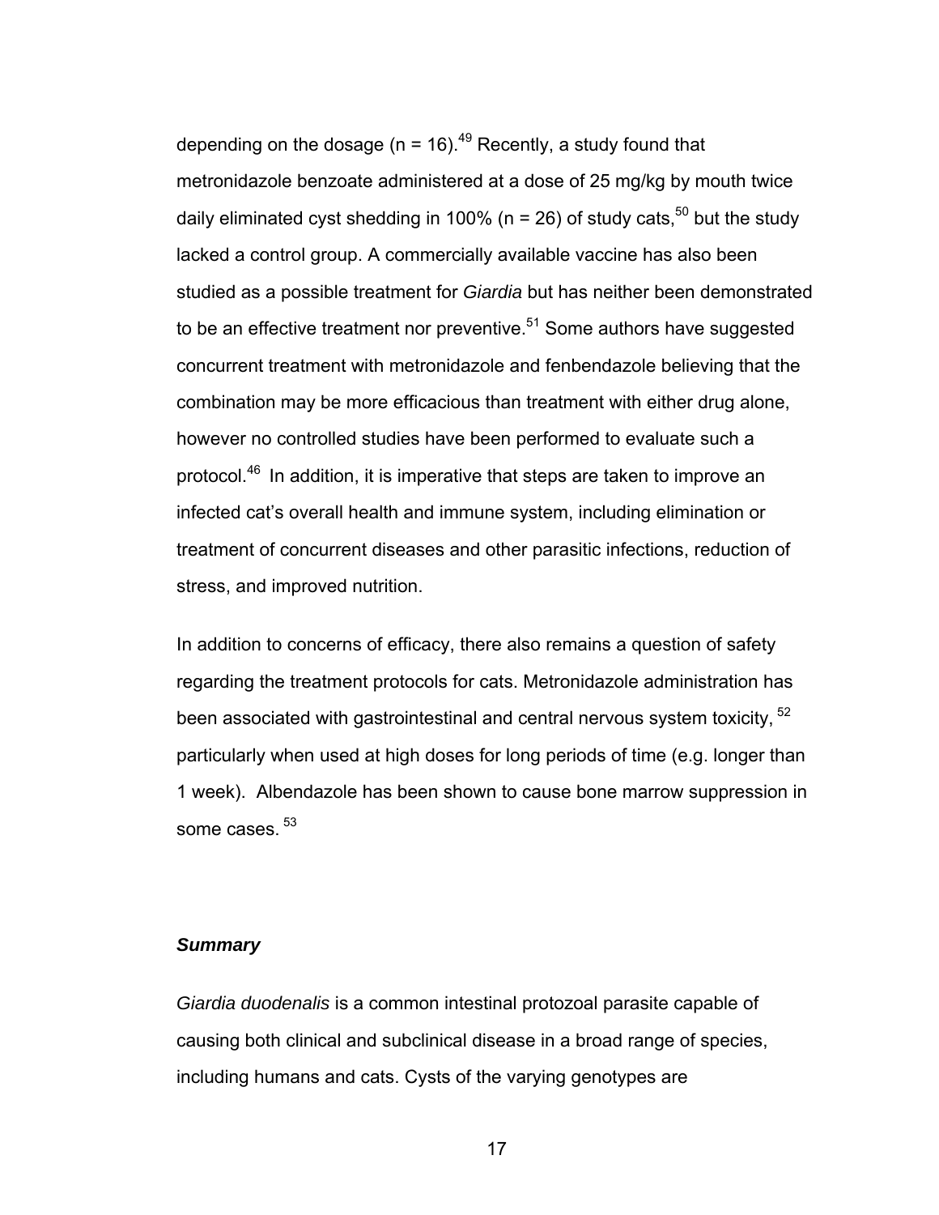depending on the dosage (n = 16).[49] Recently, a study found that metronidazole benzoate administered at a dose of 25 mg/kg by mouth twice daily eliminated cyst shedding in 100% (n = 26) of study cats,[50] but the study lacked a control group. A commercially available vaccine has also been studied as a possible treatment for *Giardia* but has neither been demonstrated to be an effective treatment nor preventive.[51] Some authors have suggested concurrent treatment with metronidazole and fenbendazole believing that the combination may be more efficacious than treatment with either drug alone, however no controlled studies have been performed to evaluate such a protocol.[46] In addition, it is imperative that steps are taken to improve an infected cat's overall health and immune system, including elimination or treatment of concurrent diseases and other parasitic infections, reduction of stress, and improved nutrition.

In addition to concerns of efficacy, there also remains a question of safety regarding the treatment protocols for cats. Metronidazole administration has been associated with gastrointestinal and central nervous system toxicity,[52] particularly when used at high doses for long periods of time (e.g. longer than 1 week). Albendazole has been shown to cause bone marrow suppression in some cases.[53]

### *Summary*

*Giardia duodenalis* is a common intestinal protozoal parasite capable of causing both clinical and subclinical disease in a broad range of species, including humans and cats. Cysts of the varying genotypes are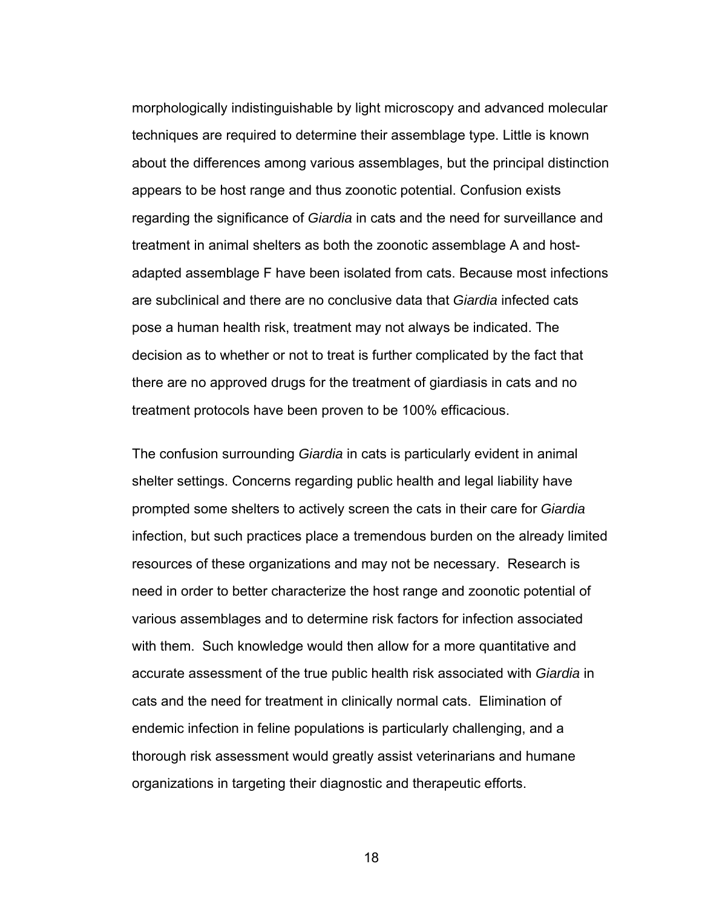morphologically indistinguishable by light microscopy and advanced molecular techniques are required to determine their assemblage type. Little is known about the differences among various assemblages, but the principal distinction appears to be host range and thus zoonotic potential. Confusion exists regarding the significance of *Giardia* in cats and the need for surveillance and treatment in animal shelters as both the zoonotic assemblage A and host-adapted assemblage F have been isolated from cats. Because most infections are subclinical and there are no conclusive data that *Giardia* infected cats pose a human health risk, treatment may not always be indicated. The decision as to whether or not to treat is further complicated by the fact that there are no approved drugs for the treatment of giardiasis in cats and no treatment protocols have been proven to be 100% efficacious.

The confusion surrounding *Giardia* in cats is particularly evident in animal shelter settings. Concerns regarding public health and legal liability have prompted some shelters to actively screen the cats in their care for *Giardia* infection, but such practices place a tremendous burden on the already limited resources of these organizations and may not be necessary. Research is need in order to better characterize the host range and zoonotic potential of various assemblages and to determine risk factors for infection associated with them. Such knowledge would then allow for a more quantitative and accurate assessment of the true public health risk associated with *Giardia* in cats and the need for treatment in clinically normal cats. Elimination of endemic infection in feline populations is particularly challenging, and a thorough risk assessment would greatly assist veterinarians and humane organizations in targeting their diagnostic and therapeutic efforts.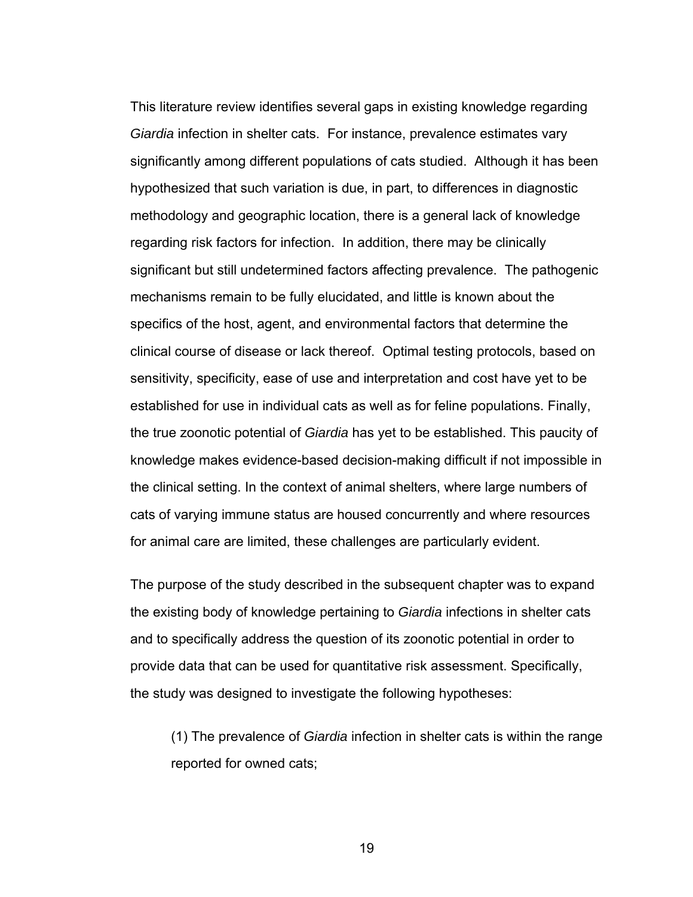This literature review identifies several gaps in existing knowledge regarding *Giardia* infection in shelter cats. For instance, prevalence estimates vary significantly among different populations of cats studied. Although it has been hypothesized that such variation is due, in part, to differences in diagnostic methodology and geographic location, there is a general lack of knowledge regarding risk factors for infection. In addition, there may be clinically significant but still undetermined factors affecting prevalence. The pathogenic mechanisms remain to be fully elucidated, and little is known about the specifics of the host, agent, and environmental factors that determine the clinical course of disease or lack thereof. Optimal testing protocols, based on sensitivity, specificity, ease of use and interpretation and cost have yet to be established for use in individual cats as well as for feline populations. Finally, the true zoonotic potential of *Giardia* has yet to be established. This paucity of knowledge makes evidence-based decision-making difficult if not impossible in the clinical setting. In the context of animal shelters, where large numbers of cats of varying immune status are housed concurrently and where resources for animal care are limited, these challenges are particularly evident.

The purpose of the study described in the subsequent chapter was to expand the existing body of knowledge pertaining to *Giardia* infections in shelter cats and to specifically address the question of its zoonotic potential in order to provide data that can be used for quantitative risk assessment. Specifically, the study was designed to investigate the following hypotheses:

(1) The prevalence of *Giardia* infection in shelter cats is within the range reported for owned cats;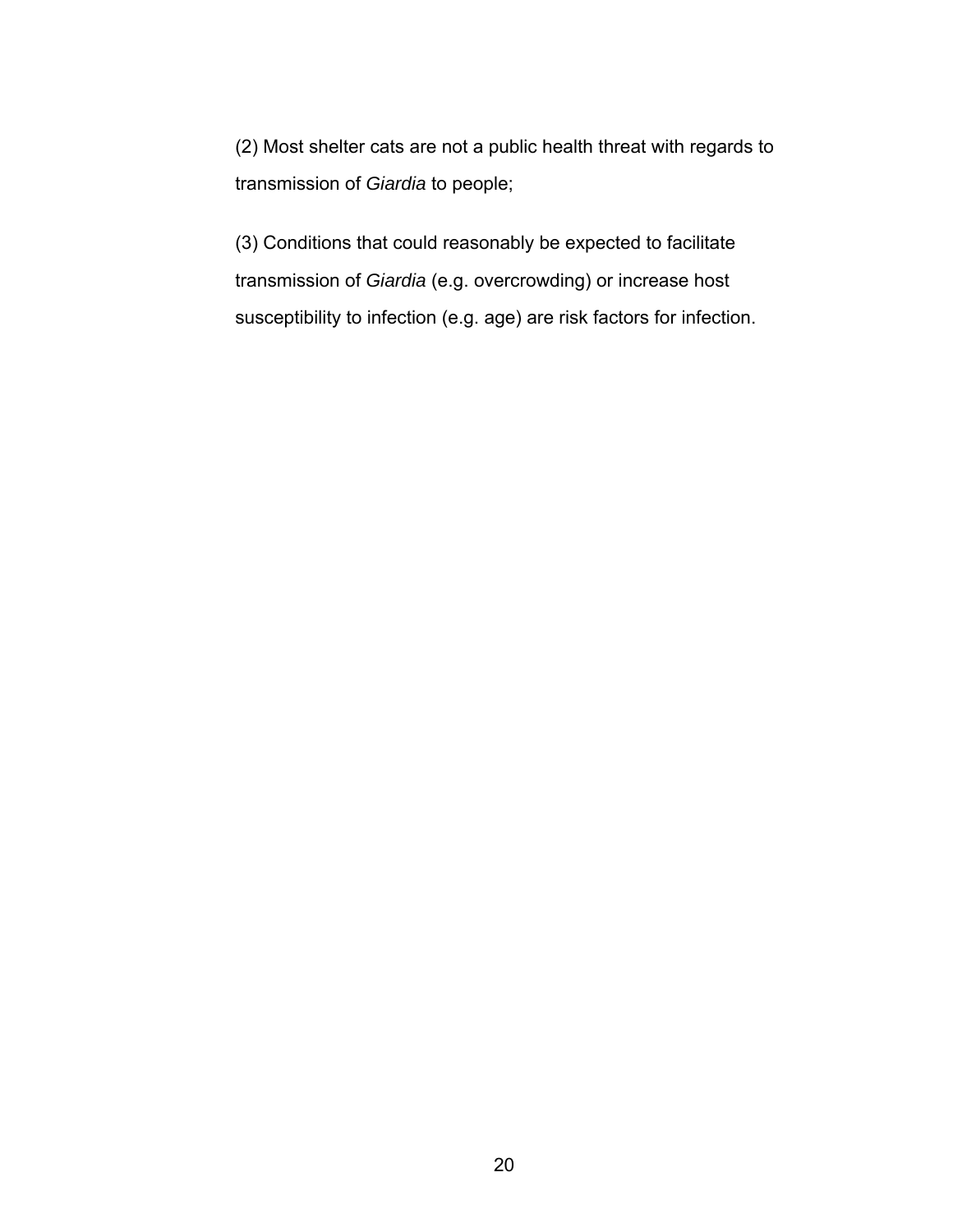(2) Most shelter cats are not a public health threat with regards to transmission of *Giardia* to people;

(3) Conditions that could reasonably be expected to facilitate transmission of *Giardia* (e.g. overcrowding) or increase host susceptibility to infection (e.g. age) are risk factors for infection.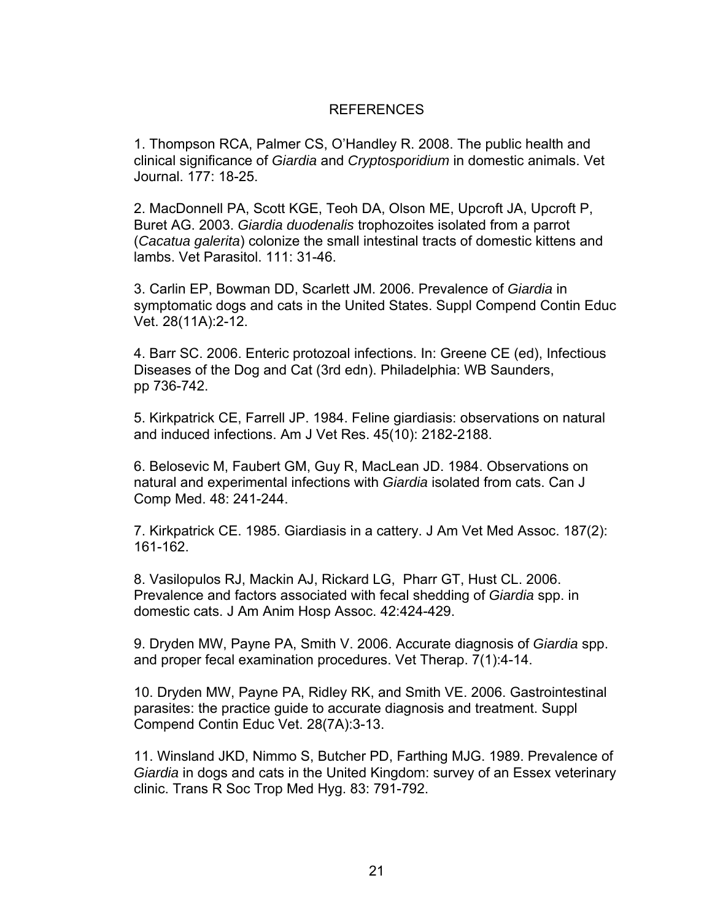# REFERENCES

1. Thompson RCA, Palmer CS, O'Handley R. 2008. The public health and clinical significance of *Giardia* and *Cryptosporidium* in domestic animals. Vet Journal. 177: 18-25.

2. MacDonnell PA, Scott KGE, Teoh DA, Olson ME, Upcroft JA, Upcroft P, Buret AG. 2003. *Giardia duodenalis* trophozoites isolated from a parrot (*Cacatua galerita*) colonize the small intestinal tracts of domestic kittens and lambs. Vet Parasitol. 111: 31-46.

3. Carlin EP, Bowman DD, Scarlett JM. 2006. Prevalence of *Giardia* in symptomatic dogs and cats in the United States. Suppl Compend Contin Educ Vet. 28(11A):2-12.

4. Barr SC. 2006. Enteric protozoal infections. In: Greene CE (ed), Infectious Diseases of the Dog and Cat (3rd edn). Philadelphia: WB Saunders, pp 736-742.

5. Kirkpatrick CE, Farrell JP. 1984. Feline giardiasis: observations on natural and induced infections. Am J Vet Res. 45(10): 2182-2188.

6. Belosevic M, Faubert GM, Guy R, MacLean JD. 1984. Observations on natural and experimental infections with *Giardia* isolated from cats. Can J Comp Med. 48: 241-244.

7. Kirkpatrick CE. 1985. Giardiasis in a cattery. J Am Vet Med Assoc. 187(2): 161-162.

8. Vasilopulos RJ, Mackin AJ, Rickard LG, Pharr GT, Hust CL. 2006. Prevalence and factors associated with fecal shedding of *Giardia* spp. in domestic cats. J Am Anim Hosp Assoc. 42:424-429.

9. Dryden MW, Payne PA, Smith V. 2006. Accurate diagnosis of *Giardia* spp. and proper fecal examination procedures. Vet Therap. 7(1):4-14.

10. Dryden MW, Payne PA, Ridley RK, and Smith VE. 2006. Gastrointestinal parasites: the practice guide to accurate diagnosis and treatment. Suppl Compend Contin Educ Vet. 28(7A):3-13.

11. Winsland JKD, Nimmo S, Butcher PD, Farthing MJG. 1989. Prevalence of *Giardia* in dogs and cats in the United Kingdom: survey of an Essex veterinary clinic. Trans R Soc Trop Med Hyg. 83: 791-792.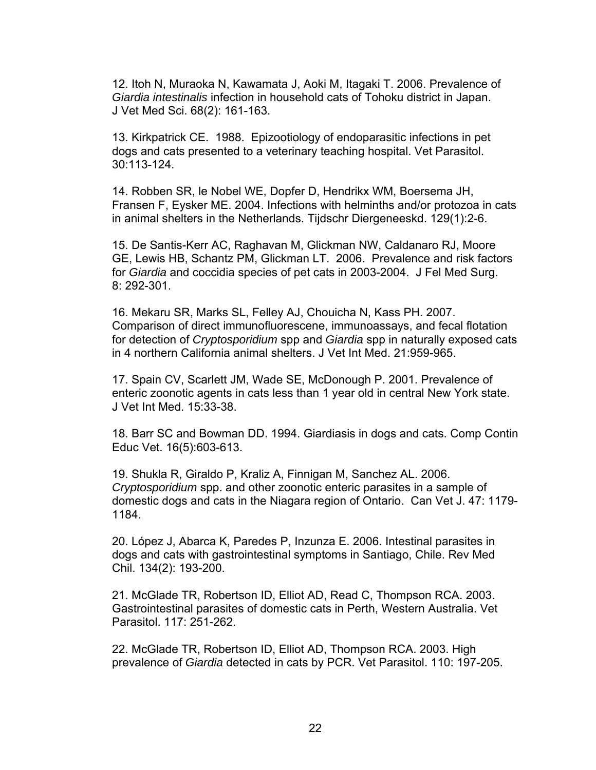12. Itoh N, Muraoka N, Kawamata J, Aoki M, Itagaki T. 2006. Prevalence of *Giardia intestinalis* infection in household cats of Tohoku district in Japan. J Vet Med Sci. 68(2): 161-163.

13. Kirkpatrick CE. 1988. Epizootiology of endoparasitic infections in pet dogs and cats presented to a veterinary teaching hospital. Vet Parasitol. 30:113-124.

14. Robben SR, le Nobel WE, Dopfer D, Hendrikx WM, Boersema JH, Fransen F, Eysker ME. 2004. Infections with helminths and/or protozoa in cats in animal shelters in the Netherlands. Tijdschr Diergeneeskd. 129(1):2-6.

15. De Santis-Kerr AC, Raghavan M, Glickman NW, Caldanaro RJ, Moore GE, Lewis HB, Schantz PM, Glickman LT. 2006. Prevalence and risk factors for *Giardia* and coccidia species of pet cats in 2003-2004. J Fel Med Surg. 8: 292-301.

16. Mekaru SR, Marks SL, Felley AJ, Chouicha N, Kass PH. 2007. Comparison of direct immunofluorescene, immunoassays, and fecal flotation for detection of *Cryptosporidium* spp and *Giardia* spp in naturally exposed cats in 4 northern California animal shelters. J Vet Int Med. 21:959-965.

17. Spain CV, Scarlett JM, Wade SE, McDonough P. 2001. Prevalence of enteric zoonotic agents in cats less than 1 year old in central New York state. J Vet Int Med. 15:33-38.

18. Barr SC and Bowman DD. 1994. Giardiasis in dogs and cats. Comp Contin Educ Vet. 16(5):603-613.

19. Shukla R, Giraldo P, Kraliz A, Finnigan M, Sanchez AL. 2006. *Cryptosporidium* spp. and other zoonotic enteric parasites in a sample of domestic dogs and cats in the Niagara region of Ontario. Can Vet J. 47: 1179-1184.

20. López J, Abarca K, Paredes P, Inzunza E. 2006. Intestinal parasites in dogs and cats with gastrointestinal symptoms in Santiago, Chile. Rev Med Chil. 134(2): 193-200.

21. McGlade TR, Robertson ID, Elliot AD, Read C, Thompson RCA. 2003. Gastrointestinal parasites of domestic cats in Perth, Western Australia. Vet Parasitol. 117: 251-262.

22. McGlade TR, Robertson ID, Elliot AD, Thompson RCA. 2003. High prevalence of *Giardia* detected in cats by PCR. Vet Parasitol. 110: 197-205.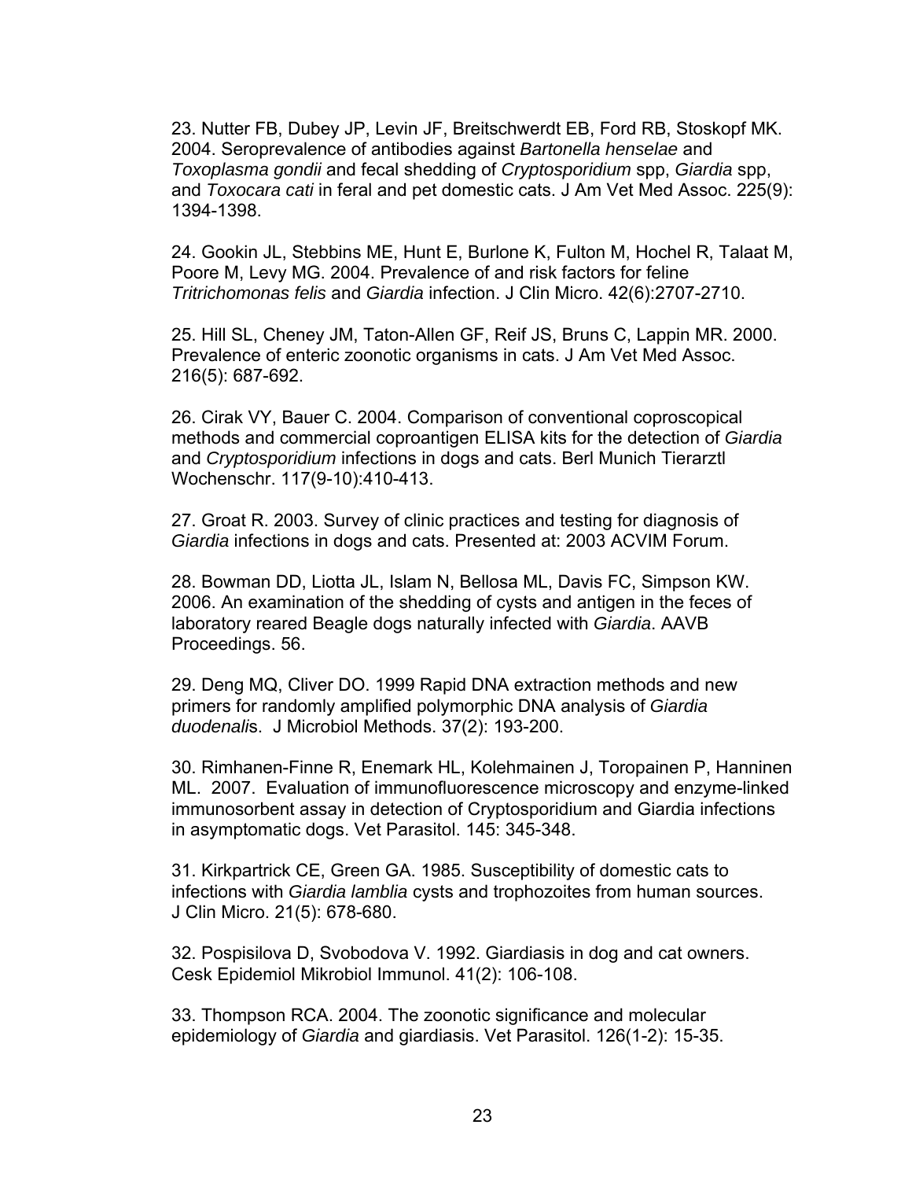23. Nutter FB, Dubey JP, Levin JF, Breitschwerdt EB, Ford RB, Stoskopf MK. 2004. Seroprevalence of antibodies against *Bartonella henselae* and *Toxoplasma gondii* and fecal shedding of *Cryptosporidium* spp, *Giardia* spp, and *Toxocara cati* in feral and pet domestic cats. J Am Vet Med Assoc. 225(9): 1394-1398.

24. Gookin JL, Stebbins ME, Hunt E, Burlone K, Fulton M, Hochel R, Talaat M, Poore M, Levy MG. 2004. Prevalence of and risk factors for feline *Tritrichomonas felis* and *Giardia* infection. J Clin Micro. 42(6):2707-2710.

25. Hill SL, Cheney JM, Taton-Allen GF, Reif JS, Bruns C, Lappin MR. 2000. Prevalence of enteric zoonotic organisms in cats. J Am Vet Med Assoc. 216(5): 687-692.

26. Cirak VY, Bauer C. 2004. Comparison of conventional coproscopical methods and commercial coproantigen ELISA kits for the detection of *Giardia* and *Cryptosporidium* infections in dogs and cats. Berl Munich Tierarztl Wochenschr. 117(9-10):410-413.

27. Groat R. 2003. Survey of clinic practices and testing for diagnosis of *Giardia* infections in dogs and cats. Presented at: 2003 ACVIM Forum.

28. Bowman DD, Liotta JL, Islam N, Bellosa ML, Davis FC, Simpson KW. 2006. An examination of the shedding of cysts and antigen in the feces of laboratory reared Beagle dogs naturally infected with *Giardia*. AAVB Proceedings. 56.

29. Deng MQ, Cliver DO. 1999 Rapid DNA extraction methods and new primers for randomly amplified polymorphic DNA analysis of *Giardia duodenali*s. J Microbiol Methods. 37(2): 193-200.

30. Rimhanen-Finne R, Enemark HL, Kolehmainen J, Toropainen P, Hanninen ML. 2007. Evaluation of immunofluorescence microscopy and enzyme-linked immunosorbent assay in detection of Cryptosporidium and Giardia infections in asymptomatic dogs. Vet Parasitol. 145: 345-348.

31. Kirkpartrick CE, Green GA. 1985. Susceptibility of domestic cats to infections with *Giardia lamblia* cysts and trophozoites from human sources. J Clin Micro. 21(5): 678-680.

32. Pospisilova D, Svobodova V. 1992. Giardiasis in dog and cat owners. Cesk Epidemiol Mikrobiol Immunol. 41(2): 106-108.

33. Thompson RCA. 2004. The zoonotic significance and molecular epidemiology of *Giardia* and giardiasis. Vet Parasitol. 126(1-2): 15-35.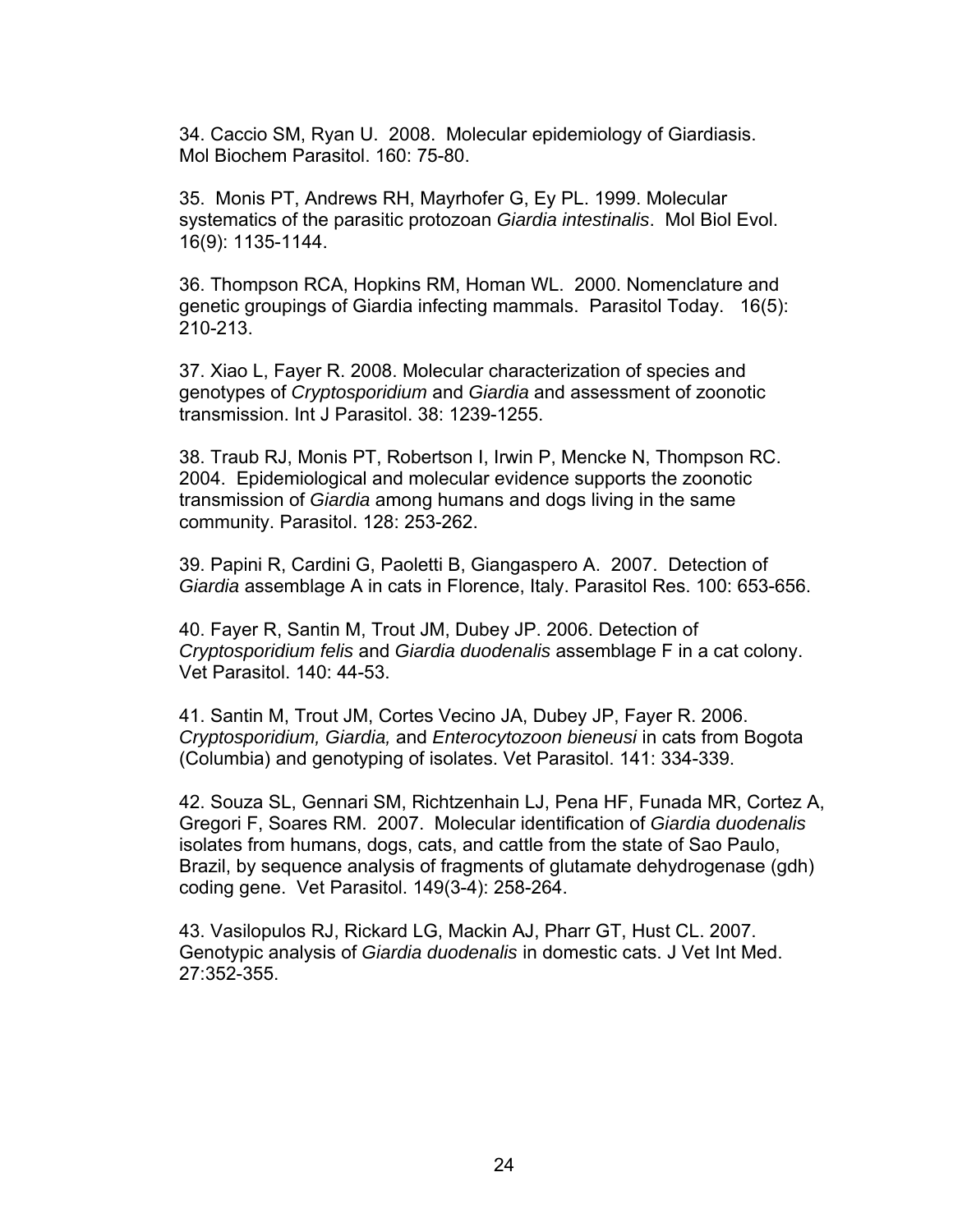34. Caccio SM, Ryan U. 2008. Molecular epidemiology of Giardiasis. Mol Biochem Parasitol. 160: 75-80.

35. Monis PT, Andrews RH, Mayrhofer G, Ey PL. 1999. Molecular systematics of the parasitic protozoan *Giardia intestinalis*. Mol Biol Evol. 16(9): 1135-1144.

36. Thompson RCA, Hopkins RM, Homan WL. 2000. Nomenclature and genetic groupings of Giardia infecting mammals. Parasitol Today. 16(5): 210-213.

37. Xiao L, Fayer R. 2008. Molecular characterization of species and genotypes of *Cryptosporidium* and *Giardia* and assessment of zoonotic transmission. Int J Parasitol. 38: 1239-1255.

38. Traub RJ, Monis PT, Robertson I, Irwin P, Mencke N, Thompson RC. 2004. Epidemiological and molecular evidence supports the zoonotic transmission of *Giardia* among humans and dogs living in the same community. Parasitol. 128: 253-262.

39. Papini R, Cardini G, Paoletti B, Giangaspero A. 2007. Detection of *Giardia* assemblage A in cats in Florence, Italy. Parasitol Res. 100: 653-656.

40. Fayer R, Santin M, Trout JM, Dubey JP. 2006. Detection of *Cryptosporidium felis* and *Giardia duodenalis* assemblage F in a cat colony. Vet Parasitol. 140: 44-53.

41. Santin M, Trout JM, Cortes Vecino JA, Dubey JP, Fayer R. 2006. *Cryptosporidium, Giardia,* and *Enterocytozoon bieneusi* in cats from Bogota (Columbia) and genotyping of isolates. Vet Parasitol. 141: 334-339.

42. Souza SL, Gennari SM, Richtzenhain LJ, Pena HF, Funada MR, Cortez A, Gregori F, Soares RM. 2007. Molecular identification of *Giardia duodenalis* isolates from humans, dogs, cats, and cattle from the state of Sao Paulo, Brazil, by sequence analysis of fragments of glutamate dehydrogenase (gdh) coding gene. Vet Parasitol. 149(3-4): 258-264.

43. Vasilopulos RJ, Rickard LG, Mackin AJ, Pharr GT, Hust CL. 2007. Genotypic analysis of *Giardia duodenalis* in domestic cats. J Vet Int Med. 27:352-355.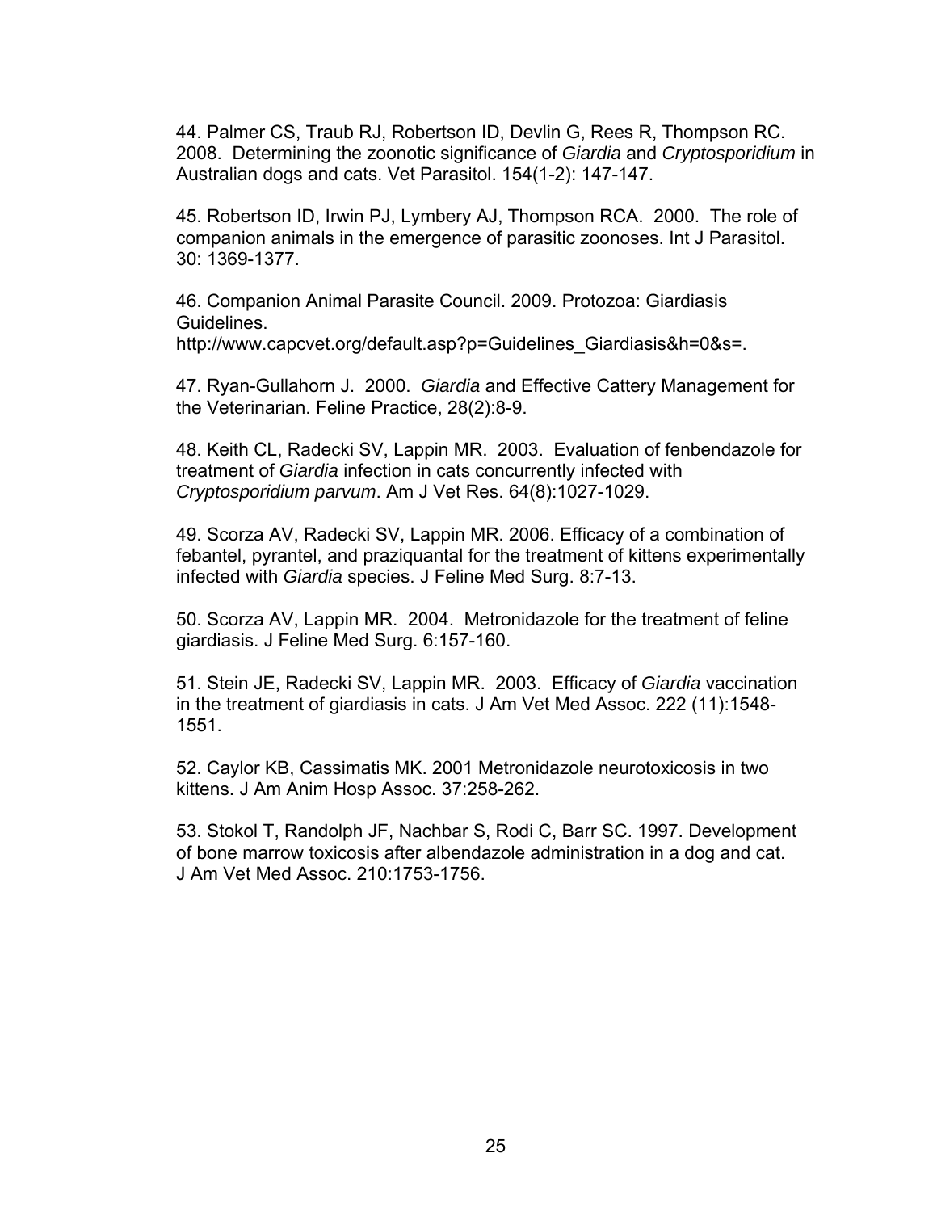44. Palmer CS, Traub RJ, Robertson ID, Devlin G, Rees R, Thompson RC. 2008. Determining the zoonotic significance of *Giardia* and *Cryptosporidium* in Australian dogs and cats. Vet Parasitol. 154(1-2): 147-147.

45. Robertson ID, Irwin PJ, Lymbery AJ, Thompson RCA. 2000. The role of companion animals in the emergence of parasitic zoonoses. Int J Parasitol. 30: 1369-1377.

46. Companion Animal Parasite Council. 2009. Protozoa: Giardiasis Guidelines. http://www.capcvet.org/default.asp?p=Guidelines_Giardiasis&h=0&s=.

47. Ryan-Gullahorn J. 2000. *Giardia* and Effective Cattery Management for the Veterinarian. Feline Practice, 28(2):8-9.

48. Keith CL, Radecki SV, Lappin MR. 2003. Evaluation of fenbendazole for treatment of *Giardia* infection in cats concurrently infected with *Cryptosporidium parvum*. Am J Vet Res. 64(8):1027-1029.

49. Scorza AV, Radecki SV, Lappin MR. 2006. Efficacy of a combination of febantel, pyrantel, and praziquantal for the treatment of kittens experimentally infected with *Giardia* species. J Feline Med Surg. 8:7-13.

50. Scorza AV, Lappin MR. 2004. Metronidazole for the treatment of feline giardiasis. J Feline Med Surg. 6:157-160.

51. Stein JE, Radecki SV, Lappin MR. 2003. Efficacy of *Giardia* vaccination in the treatment of giardiasis in cats. J Am Vet Med Assoc. 222 (11):1548-1551.

52. Caylor KB, Cassimatis MK. 2001 Metronidazole neurotoxicosis in two kittens. J Am Anim Hosp Assoc. 37:258-262.

53. Stokol T, Randolph JF, Nachbar S, Rodi C, Barr SC. 1997. Development of bone marrow toxicosis after albendazole administration in a dog and cat. J Am Vet Med Assoc. 210:1753-1756.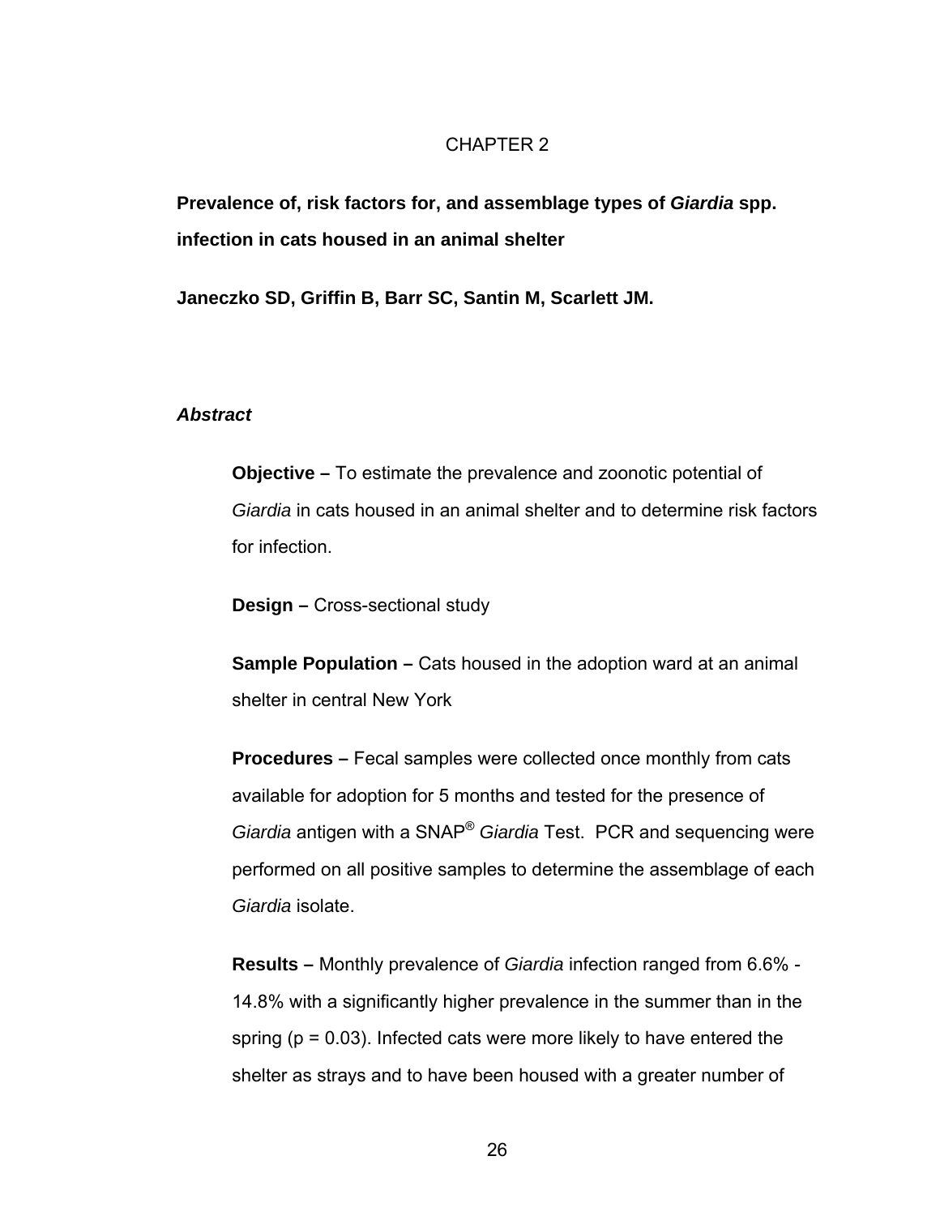# CHAPTER 2

## Prevalence of, risk factors for, and assemblage types of *Giardia* spp. infection in cats housed in an animal shelter

**Janeczko SD, Griffin B, Barr SC, Santin M, Scarlett JM.**

### *Abstract*

**Objective –** To estimate the prevalence and zoonotic potential of *Giardia* in cats housed in an animal shelter and to determine risk factors for infection.

**Design –** Cross-sectional study

**Sample Population –** Cats housed in the adoption ward at an animal shelter in central New York

**Procedures –** Fecal samples were collected once monthly from cats available for adoption for 5 months and tested for the presence of *Giardia* antigen with a SNAP® *Giardia* Test. PCR and sequencing were performed on all positive samples to determine the assemblage of each *Giardia* isolate.

**Results –** Monthly prevalence of *Giardia* infection ranged from 6.6% - 14.8% with a significantly higher prevalence in the summer than in the spring ($p = 0.03$). Infected cats were more likely to have entered the shelter as strays and to have been housed with a greater number of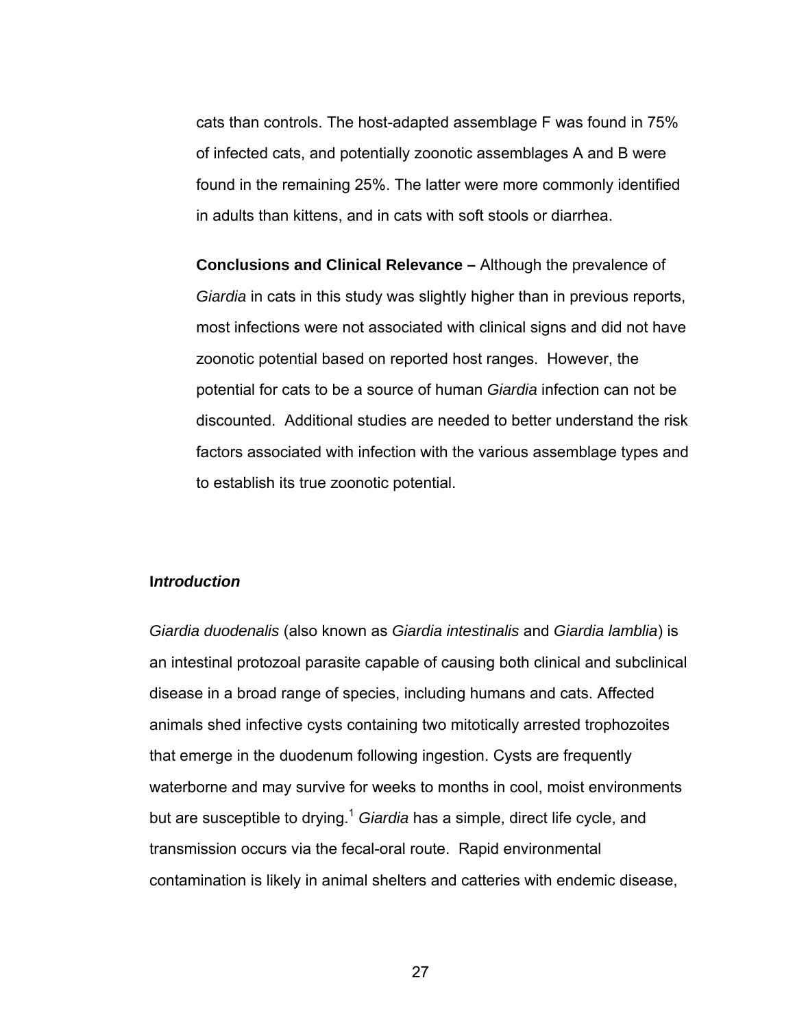cats than controls. The host-adapted assemblage F was found in 75% of infected cats, and potentially zoonotic assemblages A and B were found in the remaining 25%. The latter were more commonly identified in adults than kittens, and in cats with soft stools or diarrhea.

**Conclusions and Clinical Relevance –** Although the prevalence of *Giardia* in cats in this study was slightly higher than in previous reports, most infections were not associated with clinical signs and did not have zoonotic potential based on reported host ranges. However, the potential for cats to be a source of human *Giardia* infection can not be discounted. Additional studies are needed to better understand the risk factors associated with infection with the various assemblage types and to establish its true zoonotic potential.

## **I*ntroduction***

*Giardia duodenalis* (also known as *Giardia intestinalis* and *Giardia lamblia*) is an intestinal protozoal parasite capable of causing both clinical and subclinical disease in a broad range of species, including humans and cats. Affected animals shed infective cysts containing two mitotically arrested trophozoites that emerge in the duodenum following ingestion. Cysts are frequently waterborne and may survive for weeks to months in cool, moist environments but are susceptible to drying.[1] *Giardia* has a simple, direct life cycle, and transmission occurs via the fecal-oral route. Rapid environmental contamination is likely in animal shelters and catteries with endemic disease,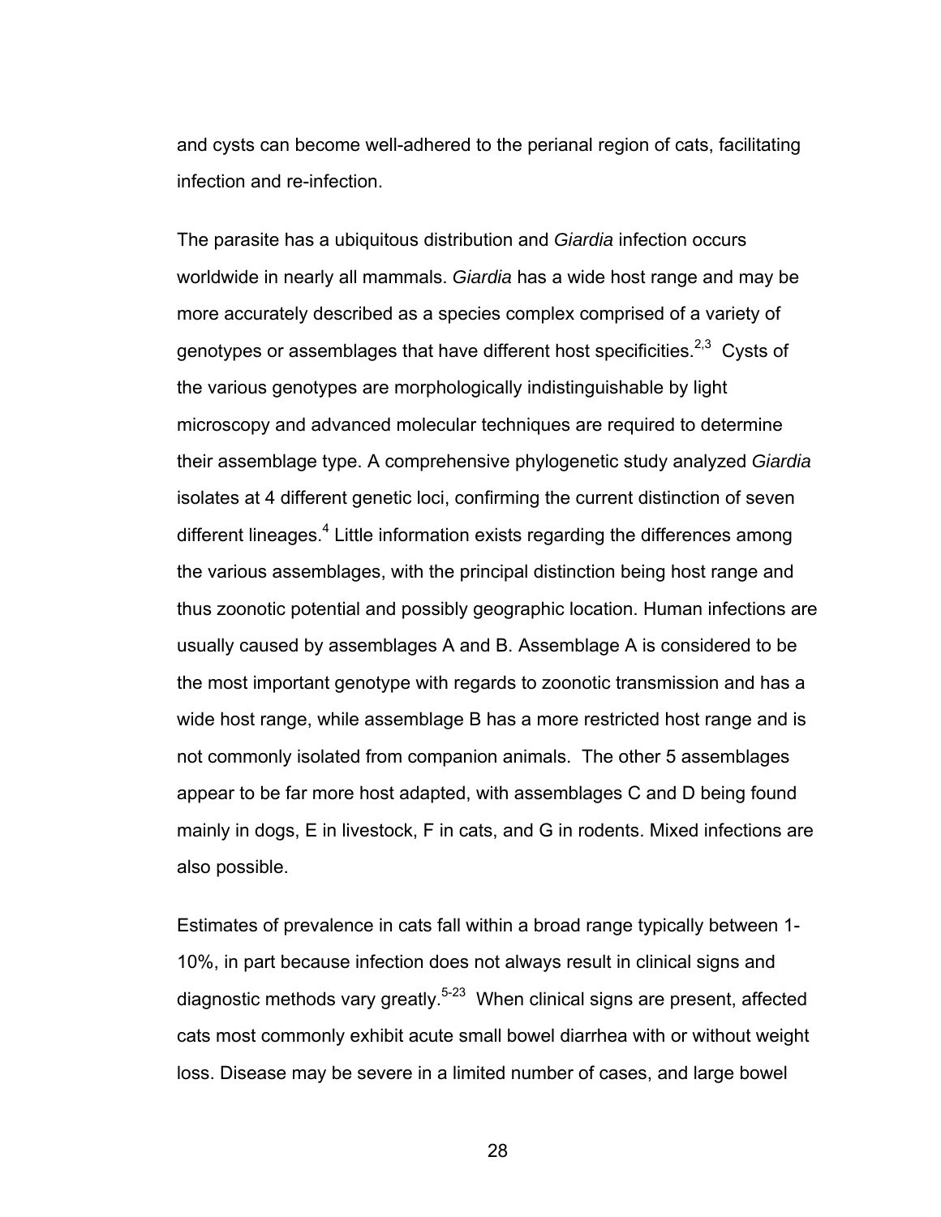and cysts can become well-adhered to the perianal region of cats, facilitating infection and re-infection.

The parasite has a ubiquitous distribution and *Giardia* infection occurs worldwide in nearly all mammals. *Giardia* has a wide host range and may be more accurately described as a species complex comprised of a variety of genotypes or assemblages that have different host specificities.[2,3] Cysts of the various genotypes are morphologically indistinguishable by light microscopy and advanced molecular techniques are required to determine their assemblage type. A comprehensive phylogenetic study analyzed *Giardia* isolates at 4 different genetic loci, confirming the current distinction of seven different lineages.[4] Little information exists regarding the differences among the various assemblages, with the principal distinction being host range and thus zoonotic potential and possibly geographic location. Human infections are usually caused by assemblages A and B. Assemblage A is considered to be the most important genotype with regards to zoonotic transmission and has a wide host range, while assemblage B has a more restricted host range and is not commonly isolated from companion animals. The other 5 assemblages appear to be far more host adapted, with assemblages C and D being found mainly in dogs, E in livestock, F in cats, and G in rodents. Mixed infections are also possible.

Estimates of prevalence in cats fall within a broad range typically between 1-10%, in part because infection does not always result in clinical signs and diagnostic methods vary greatly.[5-23] When clinical signs are present, affected cats most commonly exhibit acute small bowel diarrhea with or without weight loss. Disease may be severe in a limited number of cases, and large bowel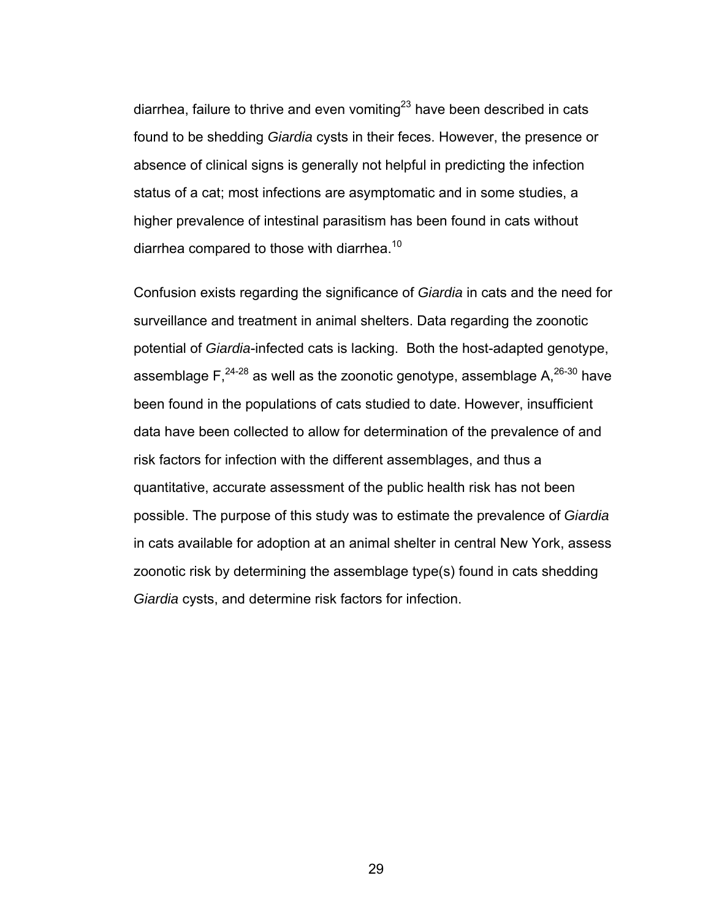diarrhea, failure to thrive and even vomiting[23] have been described in cats found to be shedding *Giardia* cysts in their feces. However, the presence or absence of clinical signs is generally not helpful in predicting the infection status of a cat; most infections are asymptomatic and in some studies, a higher prevalence of intestinal parasitism has been found in cats without diarrhea compared to those with diarrhea.[10]

Confusion exists regarding the significance of *Giardia* in cats and the need for surveillance and treatment in animal shelters. Data regarding the zoonotic potential of *Giardia*-infected cats is lacking. Both the host-adapted genotype, assemblage F,[24-28] as well as the zoonotic genotype, assemblage A,[26-30] have been found in the populations of cats studied to date. However, insufficient data have been collected to allow for determination of the prevalence of and risk factors for infection with the different assemblages, and thus a quantitative, accurate assessment of the public health risk has not been possible. The purpose of this study was to estimate the prevalence of *Giardia* in cats available for adoption at an animal shelter in central New York, assess zoonotic risk by determining the assemblage type(s) found in cats shedding *Giardia* cysts, and determine risk factors for infection.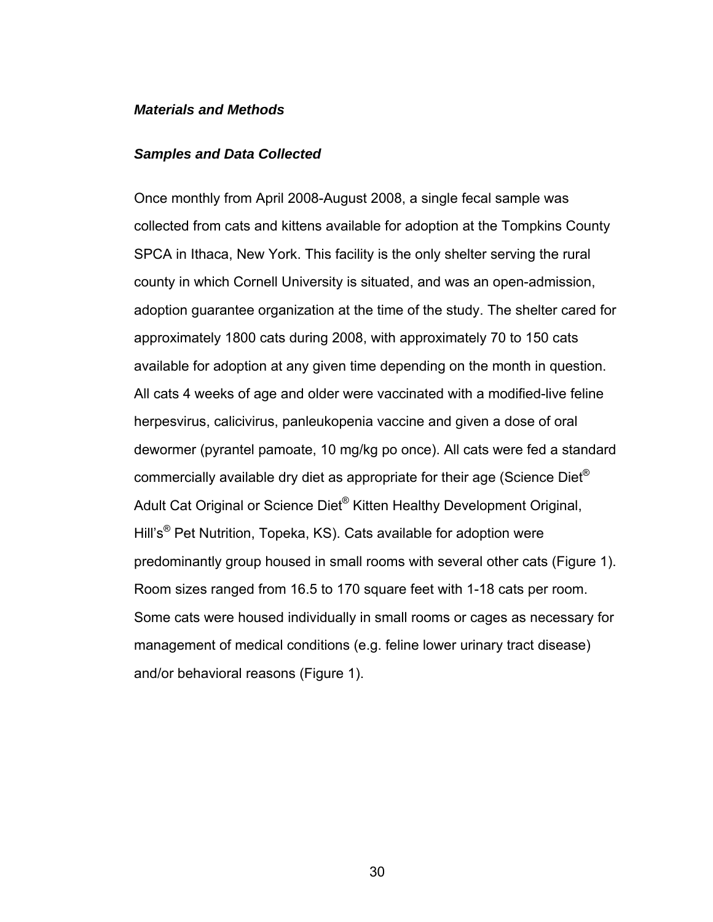### ***Materials and Methods***

#### ***Samples and Data Collected***

Once monthly from April 2008-August 2008, a single fecal sample was collected from cats and kittens available for adoption at the Tompkins County SPCA in Ithaca, New York. This facility is the only shelter serving the rural county in which Cornell University is situated, and was an open-admission, adoption guarantee organization at the time of the study. The shelter cared for approximately 1800 cats during 2008, with approximately 70 to 150 cats available for adoption at any given time depending on the month in question. All cats 4 weeks of age and older were vaccinated with a modified-live feline herpesvirus, calicivirus, panleukopenia vaccine and given a dose of oral dewormer (pyrantel pamoate, 10 mg/kg po once). All cats were fed a standard commercially available dry diet as appropriate for their age (Science Diet® Adult Cat Original or Science Diet® Kitten Healthy Development Original, Hill's® Pet Nutrition, Topeka, KS). Cats available for adoption were predominantly group housed in small rooms with several other cats (Figure 1). Room sizes ranged from 16.5 to 170 square feet with 1-18 cats per room. Some cats were housed individually in small rooms or cages as necessary for management of medical conditions (e.g. feline lower urinary tract disease) and/or behavioral reasons (Figure 1).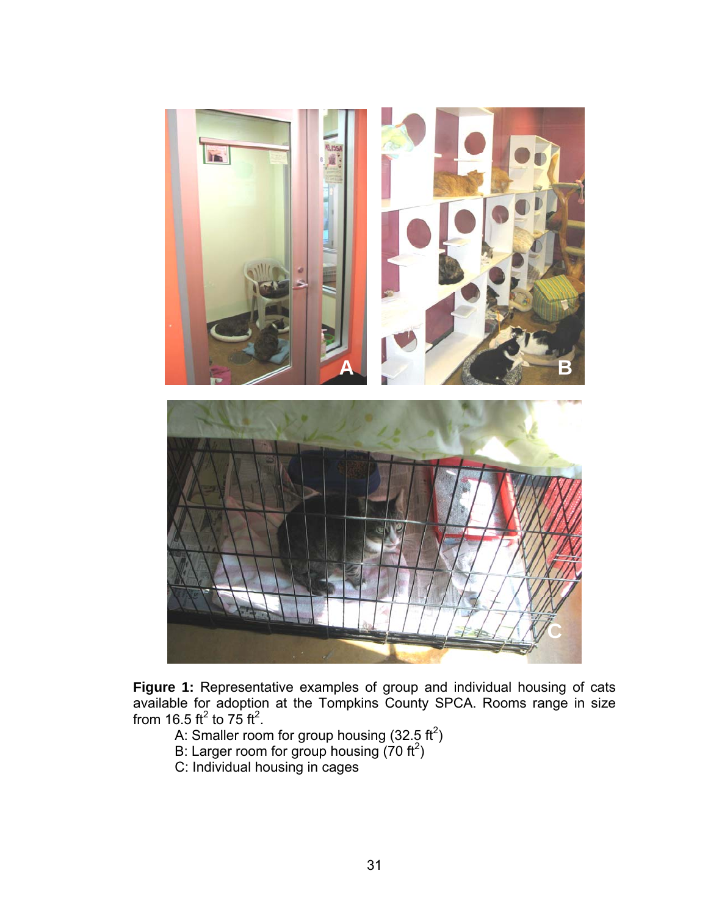**Figure 1:** Representative examples of group and individual housing of cats available for adoption at the Tompkins County SPCA. Rooms range in size from 16.5 $ft^2$ to 75 $ft^2$.

A: Smaller room for group housing (32.5 $ft^2$)

B: Larger room for group housing (70 $ft^2$)

C: Individual housing in cages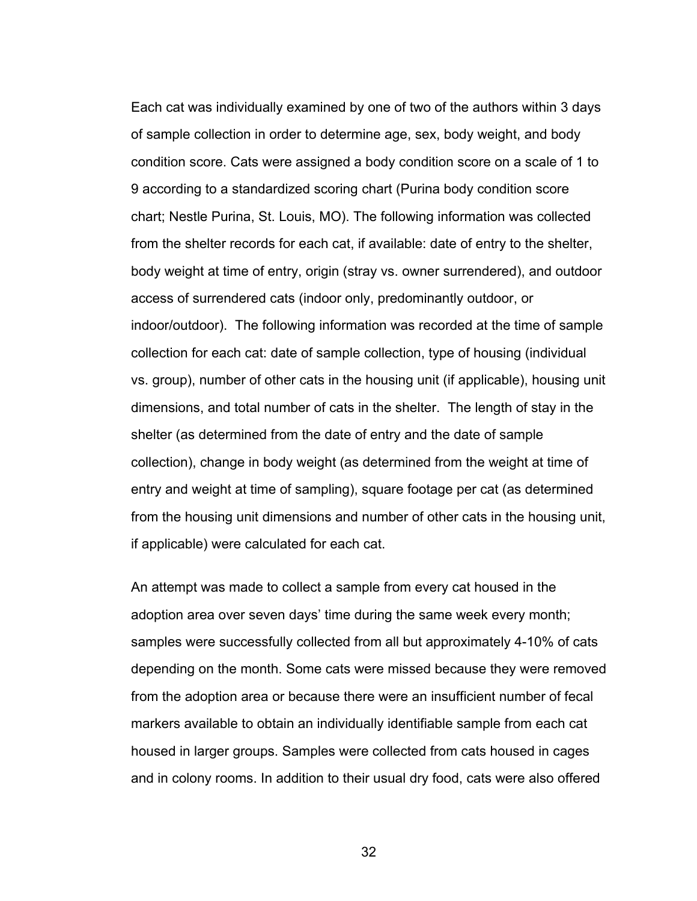Each cat was individually examined by one of two of the authors within 3 days of sample collection in order to determine age, sex, body weight, and body condition score. Cats were assigned a body condition score on a scale of 1 to 9 according to a standardized scoring chart (Purina body condition score chart; Nestle Purina, St. Louis, MO). The following information was collected from the shelter records for each cat, if available: date of entry to the shelter, body weight at time of entry, origin (stray vs. owner surrendered), and outdoor access of surrendered cats (indoor only, predominantly outdoor, or indoor/outdoor). The following information was recorded at the time of sample collection for each cat: date of sample collection, type of housing (individual vs. group), number of other cats in the housing unit (if applicable), housing unit dimensions, and total number of cats in the shelter. The length of stay in the shelter (as determined from the date of entry and the date of sample collection), change in body weight (as determined from the weight at time of entry and weight at time of sampling), square footage per cat (as determined from the housing unit dimensions and number of other cats in the housing unit, if applicable) were calculated for each cat.

An attempt was made to collect a sample from every cat housed in the adoption area over seven days' time during the same week every month; samples were successfully collected from all but approximately 4-10% of cats depending on the month. Some cats were missed because they were removed from the adoption area or because there were an insufficient number of fecal markers available to obtain an individually identifiable sample from each cat housed in larger groups. Samples were collected from cats housed in cages and in colony rooms. In addition to their usual dry food, cats were also offered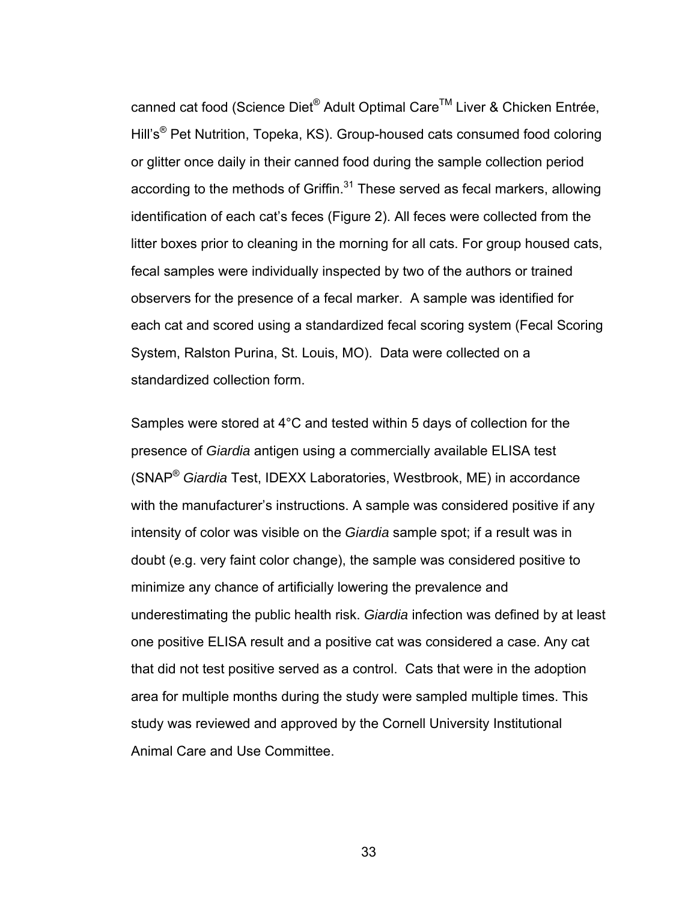canned cat food (Science Diet® Adult Optimal Care™ Liver & Chicken Entrée, Hill's® Pet Nutrition, Topeka, KS). Group-housed cats consumed food coloring or glitter once daily in their canned food during the sample collection period according to the methods of Griffin.[31] These served as fecal markers, allowing identification of each cat's feces (Figure 2). All feces were collected from the litter boxes prior to cleaning in the morning for all cats. For group housed cats, fecal samples were individually inspected by two of the authors or trained observers for the presence of a fecal marker. A sample was identified for each cat and scored using a standardized fecal scoring system (Fecal Scoring System, Ralston Purina, St. Louis, MO). Data were collected on a standardized collection form.

Samples were stored at 4°C and tested within 5 days of collection for the presence of *Giardia* antigen using a commercially available ELISA test (SNAP® *Giardia* Test, IDEXX Laboratories, Westbrook, ME) in accordance with the manufacturer's instructions. A sample was considered positive if any intensity of color was visible on the *Giardia* sample spot; if a result was in doubt (e.g. very faint color change), the sample was considered positive to minimize any chance of artificially lowering the prevalence and underestimating the public health risk. *Giardia* infection was defined by at least one positive ELISA result and a positive cat was considered a case. Any cat that did not test positive served as a control. Cats that were in the adoption area for multiple months during the study were sampled multiple times. This study was reviewed and approved by the Cornell University Institutional Animal Care and Use Committee.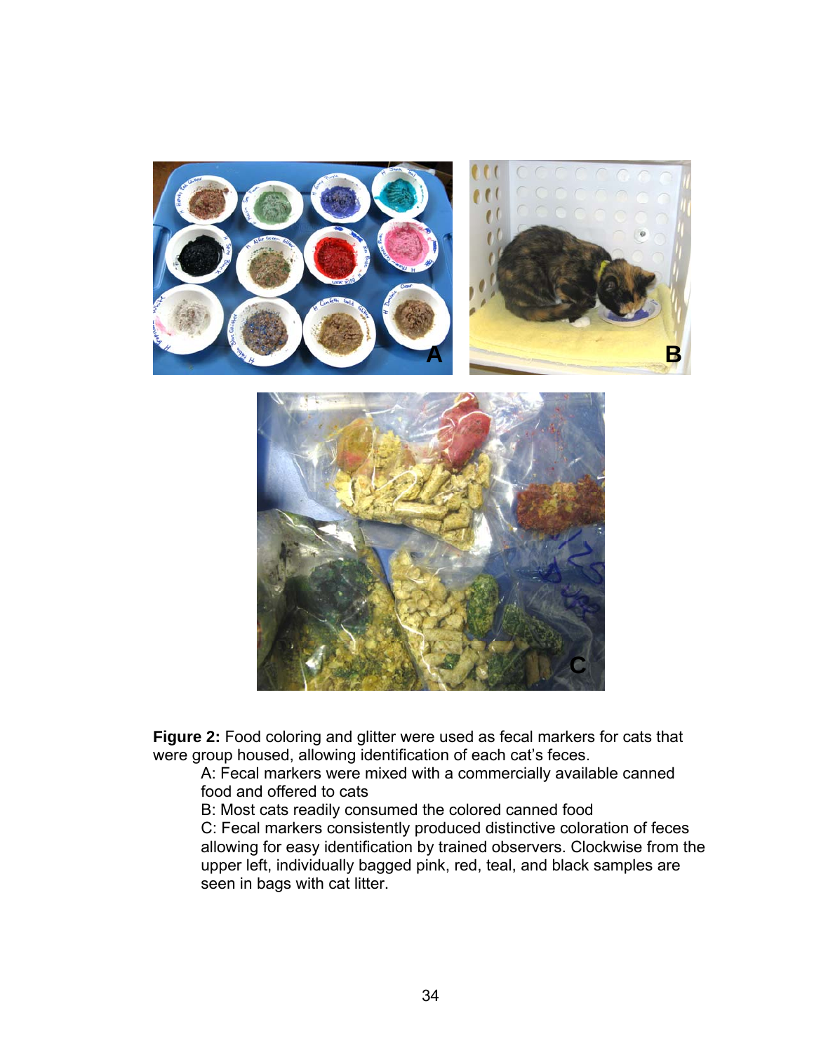**Figure 2:** Food coloring and glitter were used as fecal markers for cats that were group housed, allowing identification of each cat's feces.

A: Fecal markers were mixed with a commercially available canned food and offered to cats

B: Most cats readily consumed the colored canned food

C: Fecal markers consistently produced distinctive coloration of feces allowing for easy identification by trained observers. Clockwise from the upper left, individually bagged pink, red, teal, and black samples are seen in bags with cat litter.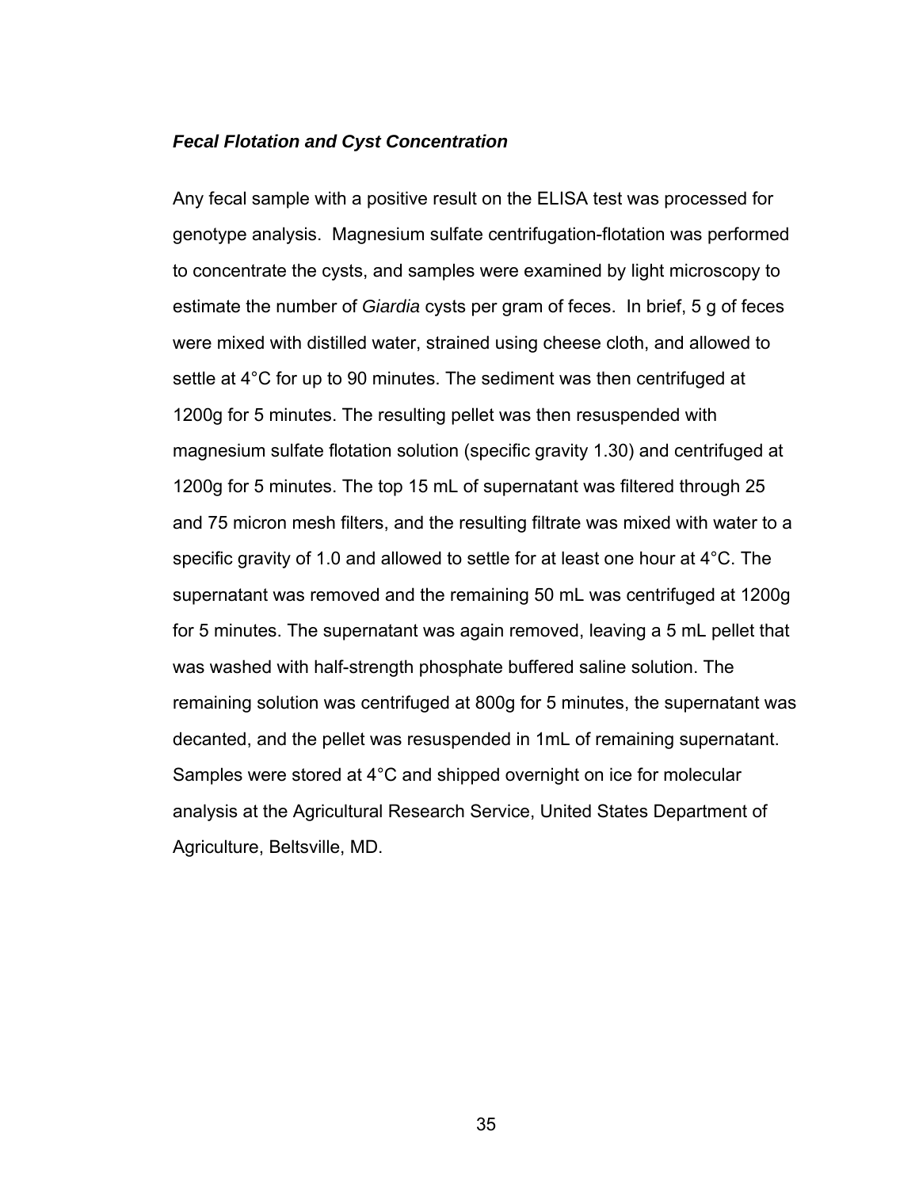***Fecal Flotation and Cyst Concentration***

Any fecal sample with a positive result on the ELISA test was processed for genotype analysis. Magnesium sulfate centrifugation-flotation was performed to concentrate the cysts, and samples were examined by light microscopy to estimate the number of *Giardia* cysts per gram of feces. In brief, 5 g of feces were mixed with distilled water, strained using cheese cloth, and allowed to settle at 4°C for up to 90 minutes. The sediment was then centrifuged at 1200g for 5 minutes. The resulting pellet was then resuspended with magnesium sulfate flotation solution (specific gravity 1.30) and centrifuged at 1200g for 5 minutes. The top 15 mL of supernatant was filtered through 25 and 75 micron mesh filters, and the resulting filtrate was mixed with water to a specific gravity of 1.0 and allowed to settle for at least one hour at 4°C. The supernatant was removed and the remaining 50 mL was centrifuged at 1200g for 5 minutes. The supernatant was again removed, leaving a 5 mL pellet that was washed with half-strength phosphate buffered saline solution. The remaining solution was centrifuged at 800g for 5 minutes, the supernatant was decanted, and the pellet was resuspended in 1mL of remaining supernatant. Samples were stored at 4°C and shipped overnight on ice for molecular analysis at the Agricultural Research Service, United States Department of Agriculture, Beltsville, MD.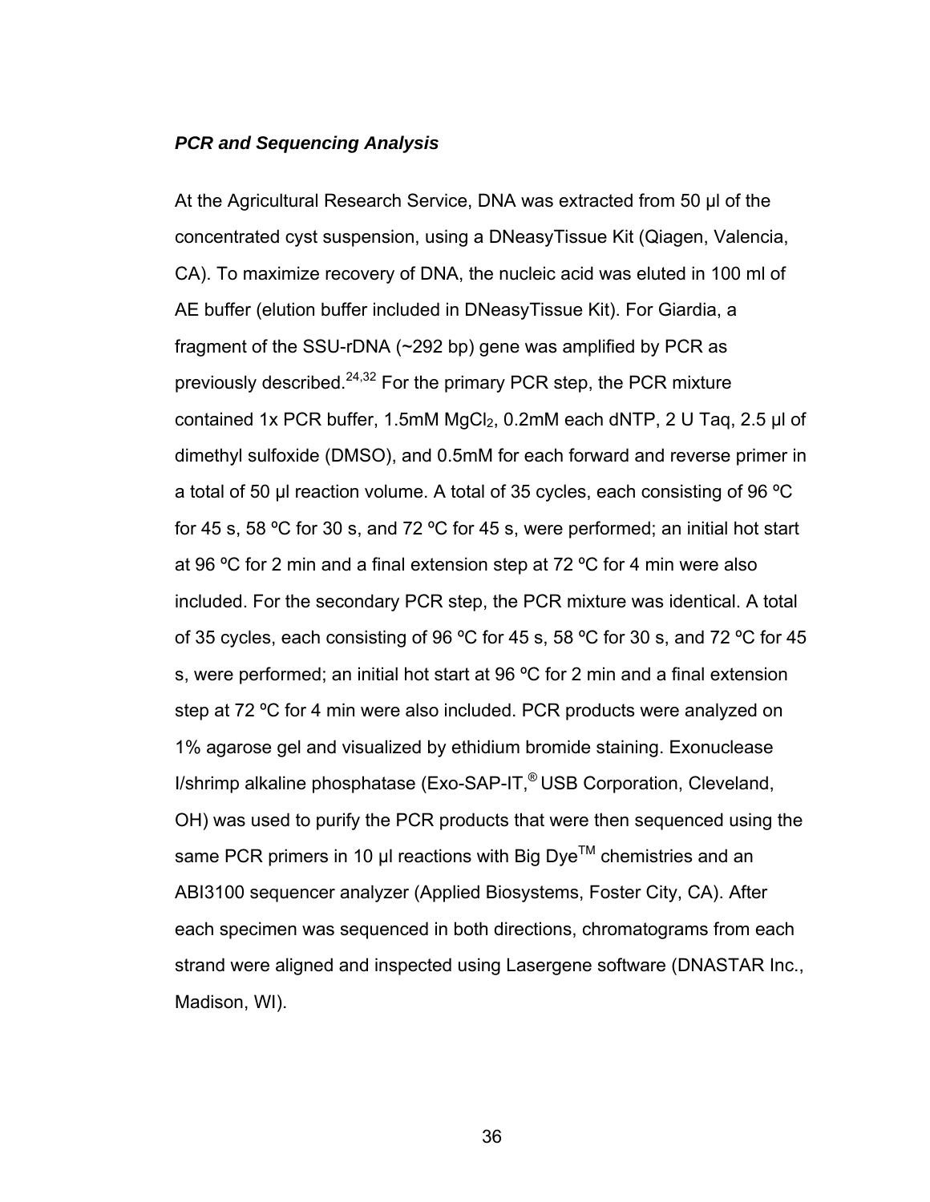***PCR and Sequencing Analysis***

At the Agricultural Research Service, DNA was extracted from 50 µl of the concentrated cyst suspension, using a DNeasyTissue Kit (Qiagen, Valencia, CA). To maximize recovery of DNA, the nucleic acid was eluted in 100 ml of AE buffer (elution buffer included in DNeasyTissue Kit). For Giardia, a fragment of the SSU-rDNA (~292 bp) gene was amplified by PCR as previously described.[24,32] For the primary PCR step, the PCR mixture contained 1x PCR buffer, 1.5mM $MgCl_2$, 0.2mM each dNTP, 2 U Taq, 2.5 µl of dimethyl sulfoxide (DMSO), and 0.5mM for each forward and reverse primer in a total of 50 µl reaction volume. A total of 35 cycles, each consisting of 96 ºC for 45 s, 58 ºC for 30 s, and 72 ºC for 45 s, were performed; an initial hot start at 96 ºC for 2 min and a final extension step at 72 ºC for 4 min were also included. For the secondary PCR step, the PCR mixture was identical. A total of 35 cycles, each consisting of 96 ºC for 45 s, 58 ºC for 30 s, and 72 ºC for 45 s, were performed; an initial hot start at 96 ºC for 2 min and a final extension step at 72 ºC for 4 min were also included. PCR products were analyzed on 1% agarose gel and visualized by ethidium bromide staining. Exonuclease I/shrimp alkaline phosphatase (Exo-SAP-IT,® USB Corporation, Cleveland, OH) was used to purify the PCR products that were then sequenced using the same PCR primers in 10 µl reactions with Big Dye™ chemistries and an ABI3100 sequencer analyzer (Applied Biosystems, Foster City, CA). After each specimen was sequenced in both directions, chromatograms from each strand were aligned and inspected using Lasergene software (DNASTAR Inc., Madison, WI).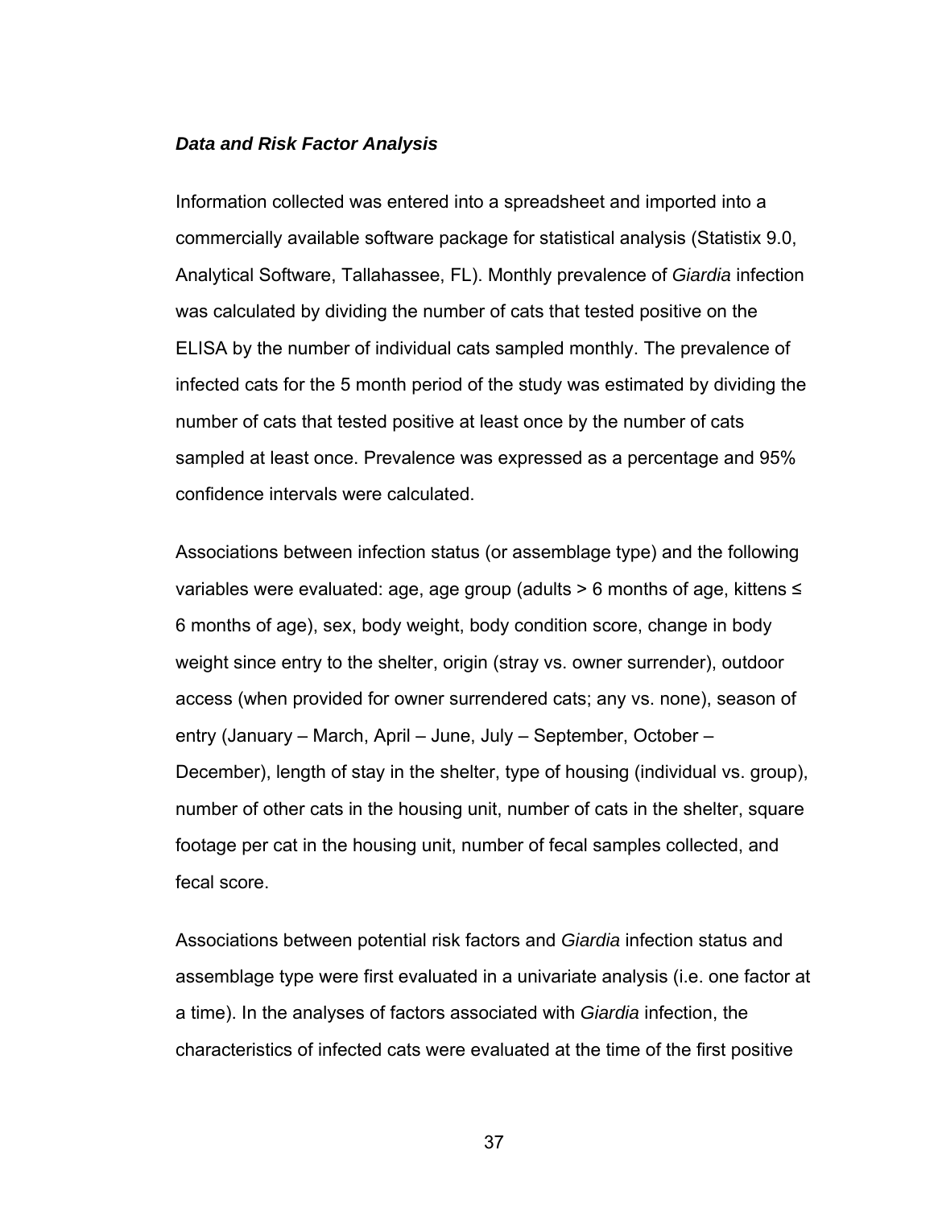### ***Data and Risk Factor Analysis***

Information collected was entered into a spreadsheet and imported into a commercially available software package for statistical analysis (Statistix 9.0, Analytical Software, Tallahassee, FL). Monthly prevalence of *Giardia* infection was calculated by dividing the number of cats that tested positive on the ELISA by the number of individual cats sampled monthly. The prevalence of infected cats for the 5 month period of the study was estimated by dividing the number of cats that tested positive at least once by the number of cats sampled at least once. Prevalence was expressed as a percentage and 95% confidence intervals were calculated.

Associations between infection status (or assemblage type) and the following variables were evaluated: age, age group (adults > 6 months of age, kittens ≤ 6 months of age), sex, body weight, body condition score, change in body weight since entry to the shelter, origin (stray vs. owner surrender), outdoor access (when provided for owner surrendered cats; any vs. none), season of entry (January – March, April – June, July – September, October – December), length of stay in the shelter, type of housing (individual vs. group), number of other cats in the housing unit, number of cats in the shelter, square footage per cat in the housing unit, number of fecal samples collected, and fecal score.

Associations between potential risk factors and *Giardia* infection status and assemblage type were first evaluated in a univariate analysis (i.e. one factor at a time). In the analyses of factors associated with *Giardia* infection, the characteristics of infected cats were evaluated at the time of the first positive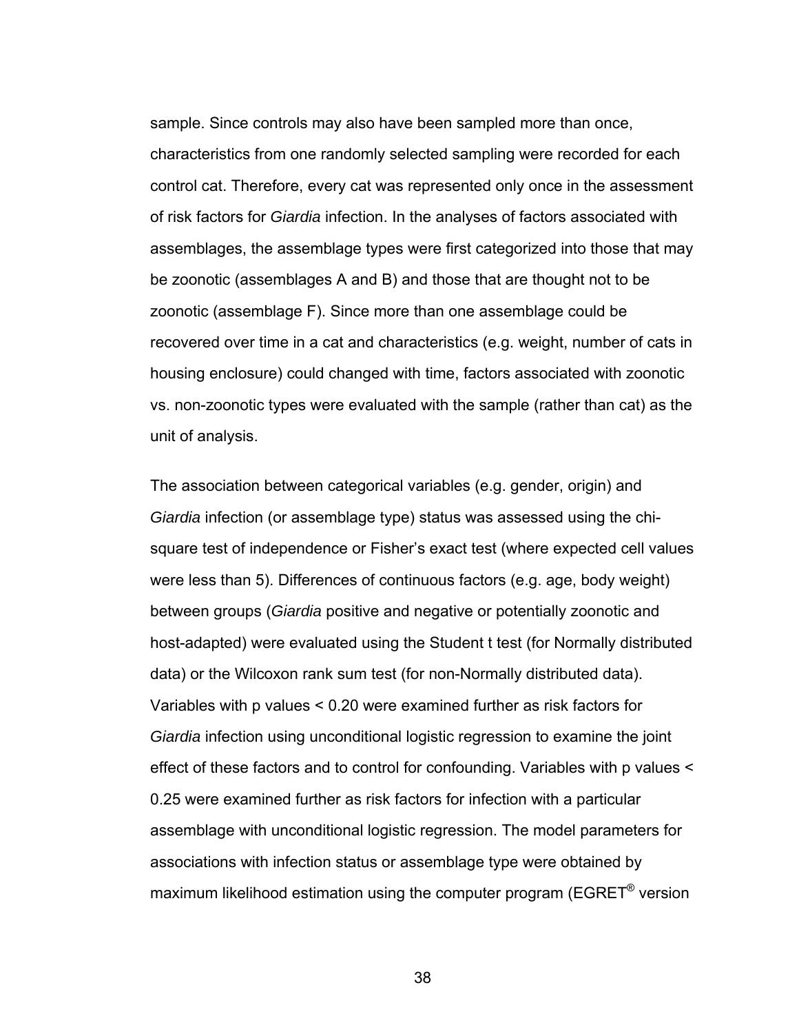sample. Since controls may also have been sampled more than once, characteristics from one randomly selected sampling were recorded for each control cat. Therefore, every cat was represented only once in the assessment of risk factors for *Giardia* infection. In the analyses of factors associated with assemblages, the assemblage types were first categorized into those that may be zoonotic (assemblages A and B) and those that are thought not to be zoonotic (assemblage F). Since more than one assemblage could be recovered over time in a cat and characteristics (e.g. weight, number of cats in housing enclosure) could changed with time, factors associated with zoonotic vs. non-zoonotic types were evaluated with the sample (rather than cat) as the unit of analysis.

The association between categorical variables (e.g. gender, origin) and *Giardia* infection (or assemblage type) status was assessed using the chi-square test of independence or Fisher's exact test (where expected cell values were less than 5). Differences of continuous factors (e.g. age, body weight) between groups (*Giardia* positive and negative or potentially zoonotic and host-adapted) were evaluated using the Student t test (for Normally distributed data) or the Wilcoxon rank sum test (for non-Normally distributed data). Variables with p values < 0.20 were examined further as risk factors for *Giardia* infection using unconditional logistic regression to examine the joint effect of these factors and to control for confounding. Variables with p values < 0.25 were examined further as risk factors for infection with a particular assemblage with unconditional logistic regression. The model parameters for associations with infection status or assemblage type were obtained by maximum likelihood estimation using the computer program (EGRET® version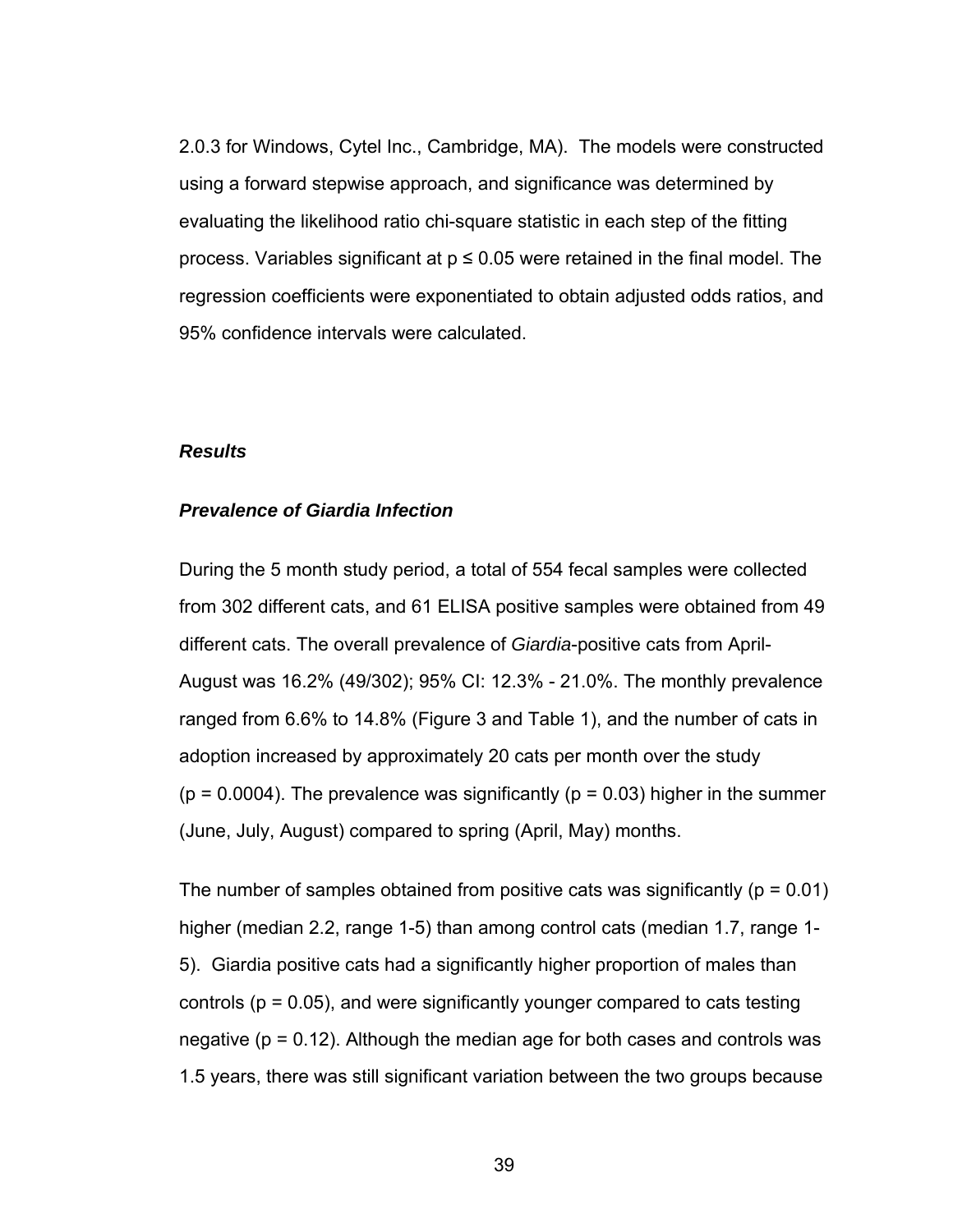2.0.3 for Windows, Cytel Inc., Cambridge, MA). The models were constructed using a forward stepwise approach, and significance was determined by evaluating the likelihood ratio chi-square statistic in each step of the fitting process. Variables significant at $p \leq 0.05$ were retained in the final model. The regression coefficients were exponentiated to obtain adjusted odds ratios, and 95% confidence intervals were calculated.

### *Results*

### *Prevalence of Giardia Infection*

During the 5 month study period, a total of 554 fecal samples were collected from 302 different cats, and 61 ELISA positive samples were obtained from 49 different cats. The overall prevalence of *Giardia*-positive cats from April-August was 16.2% (49/302); 95% CI: 12.3% - 21.0%. The monthly prevalence ranged from 6.6% to 14.8% (Figure 3 and Table 1), and the number of cats in adoption increased by approximately 20 cats per month over the study ($p = 0.0004$). The prevalence was significantly ($p = 0.03$) higher in the summer (June, July, August) compared to spring (April, May) months.

The number of samples obtained from positive cats was significantly ($p = 0.01$) higher (median 2.2, range 1-5) than among control cats (median 1.7, range 1-5). Giardia positive cats had a significantly higher proportion of males than controls ($p = 0.05$), and were significantly younger compared to cats testing negative ($p = 0.12$). Although the median age for both cases and controls was 1.5 years, there was still significant variation between the two groups because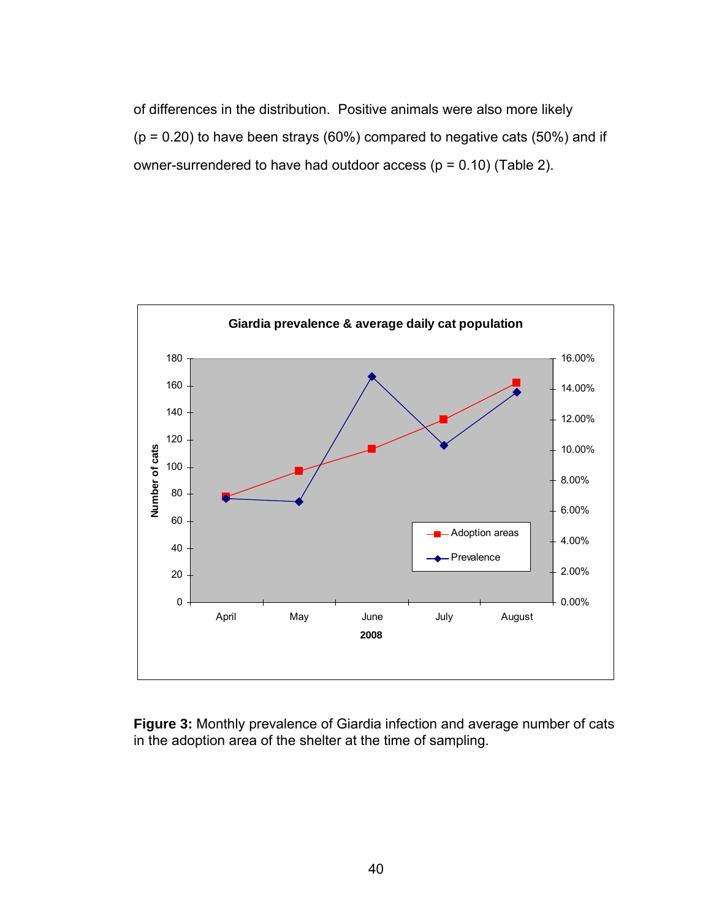of differences in the distribution. Positive animals were also more likely ($p = 0.20$) to have been strays (60%) compared to negative cats (50%) and if owner-surrendered to have had outdoor access ($p = 0.10$) (Table 2).

**Figure 3:** Monthly prevalence of Giardia infection and average number of cats in the adoption area of the shelter at the time of sampling.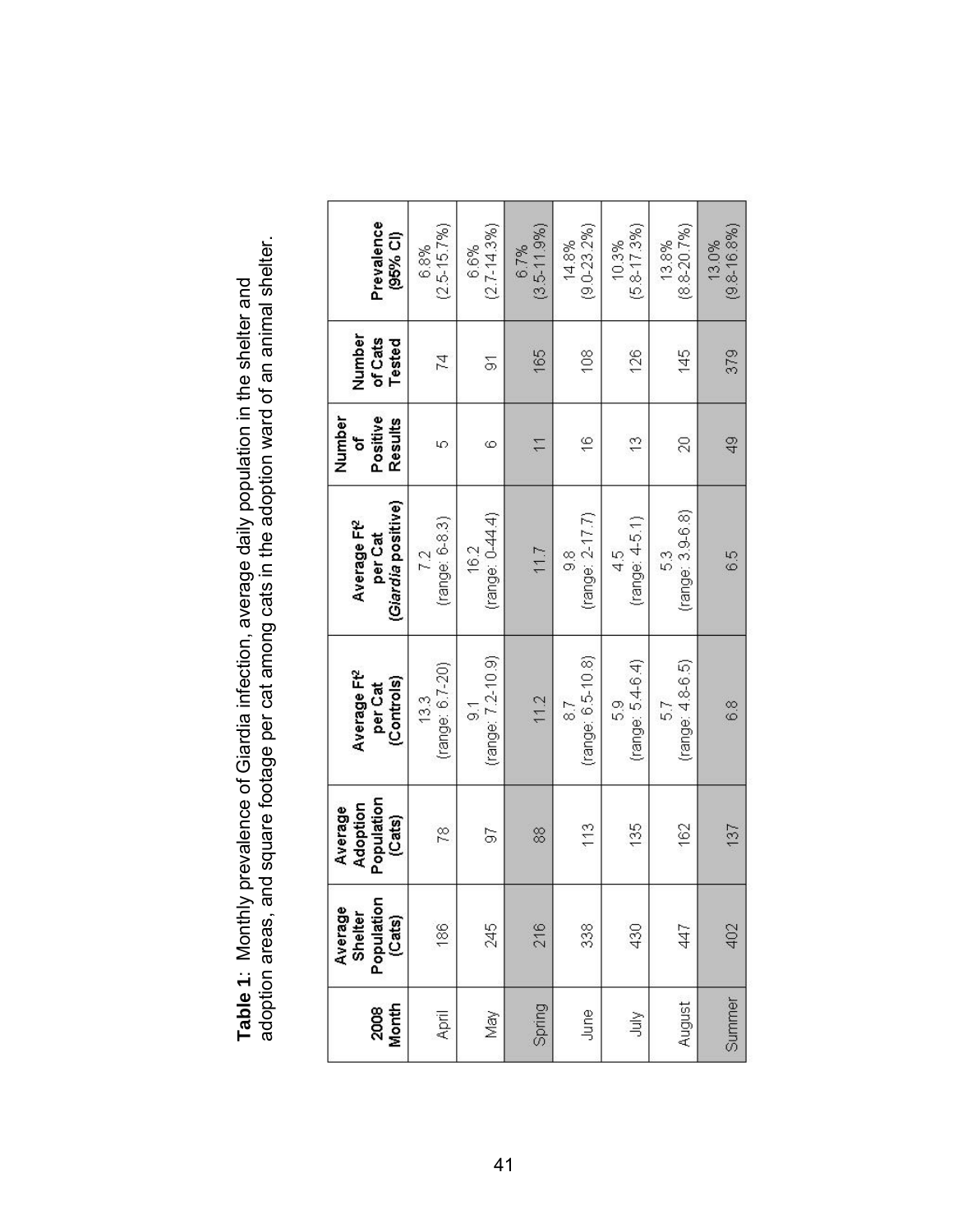**Table 1**: Monthly prevalence of Giardia infection, average daily population in the shelter and adoption areas, and square footage per cat among cats in the adoption ward of an animal shelter.

| 2008 Month | Average Shelter Population (Cats) | Average Adoption Population (Cats) | Average Ft² per Cat (Controls) | Average Ft² per Cat (*Giardia* positive) | Number of Positive Results | Number of Cats Tested | Prevalence (95% CI) |
|---|---|---|---|---|---|---|---|
| April | 186 | 78 | 13.3 (range: 6.7-20) | 7.2 (range: 6-8.3) | 5 | 74 | 6.8% (2.5-15.7%) |
| May | 245 | 97 | 9.1 (range: 7.2-10.9) | 16.2 (range: 0-44.4) | 6 | 91 | 6.6% (2.7-14.3%) |
| Spring | 216 | 88 | 11.2 | 11.7 | 11 | 165 | 6.7% (3.5-11.9%) |
| June | 338 | 113 | 8.7 (range: 6.5-10.8) | 9.8 (range: 2-17.7) | 16 | 108 | 14.8% (9.0-23.2%) |
| July | 430 | 135 | 5.9 (range: 5.4-6.4) | 4.5 (range: 4-5.1) | 13 | 126 | 10.3% (5.8-17.3%) |
| August | 447 | 162 | 5.7 (range: 4.8-6.5) | 5.3 (range: 3.9-6.8) | 20 | 145 | 13.8% (8.8-20.7%) |
| Summer | 402 | 137 | 6.8 | 6.5 | 49 | 379 | 13.0% (9.8-16.8%) |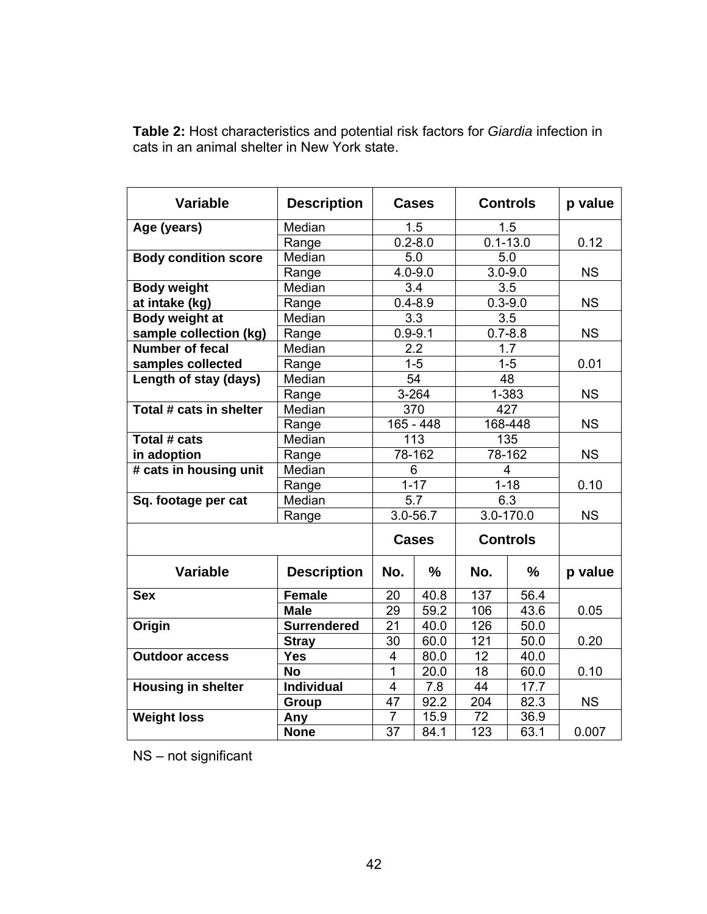**Table 2:** Host characteristics and potential risk factors for *Giardia* infection in cats in an animal shelter in New York state.

| Variable | Description | Cases | | Controls | | p value |
|---|---|---|---|---|---|---|
| **Age (years)** | Median | 1.5 | | 1.5 | | |
| | Range | 0.2-8.0 | | 0.1-13.0 | | 0.12 |
| **Body condition score** | Median | 5.0 | | 5.0 | | |
| | Range | 4.0-9.0 | | 3.0-9.0 | | NS |
| **Body weight at intake (kg)** | Median | 3.4 | | 3.5 | | |
| | Range | 0.4-8.9 | | 0.3-9.0 | | NS |
| **Body weight at sample collection (kg)** | Median | 3.3 | | 3.5 | | |
| | Range | 0.9-9.1 | | 0.7-8.8 | | NS |
| **Number of fecal samples collected** | Median | 2.2 | | 1.7 | | |
| | Range | 1-5 | | 1-5 | | 0.01 |
| **Length of stay (days)** | Median | 54 | | 48 | | |
| | Range | 3-264 | | 1-383 | | NS |
| **Total # cats in shelter** | Median | 370 | | 427 | | |
| | Range | 165 - 448 | | 168-448 | | NS |
| **Total # cats in adoption** | Median | 113 | | 135 | | |
| | Range | 78-162 | | 78-162 | | NS |
| **# cats in housing unit** | Median | 6 | | 4 | | |
| | Range | 1-17 | | 1-18 | | 0.10 |
| **Sq. footage per cat** | Median | 5.7 | | 6.3 | | |
| | Range | 3.0-56.7 | | 3.0-170.0 | | NS |
| | | **Cases** | | **Controls** | | |
| **Variable** | **Description** | **No.** | **%** | **No.** | **%** | **p value** |
| **Sex** | **Female** | 20 | 40.8 | 137 | 56.4 | |
| | **Male** | 29 | 59.2 | 106 | 43.6 | 0.05 |
| **Origin** | **Surrendered** | 21 | 40.0 | 126 | 50.0 | |
| | **Stray** | 30 | 60.0 | 121 | 50.0 | 0.20 |
| **Outdoor access** | **Yes** | 4 | 80.0 | 12 | 40.0 | |
| | **No** | 1 | 20.0 | 18 | 60.0 | 0.10 |
| **Housing in shelter** | **Individual** | 4 | 7.8 | 44 | 17.7 | |
| | **Group** | 47 | 92.2 | 204 | 82.3 | NS |
| **Weight loss** | **Any** | 7 | 15.9 | 72 | 36.9 | |
| | **None** | 37 | 84.1 | 123 | 63.1 | 0.007 |

NS – not significant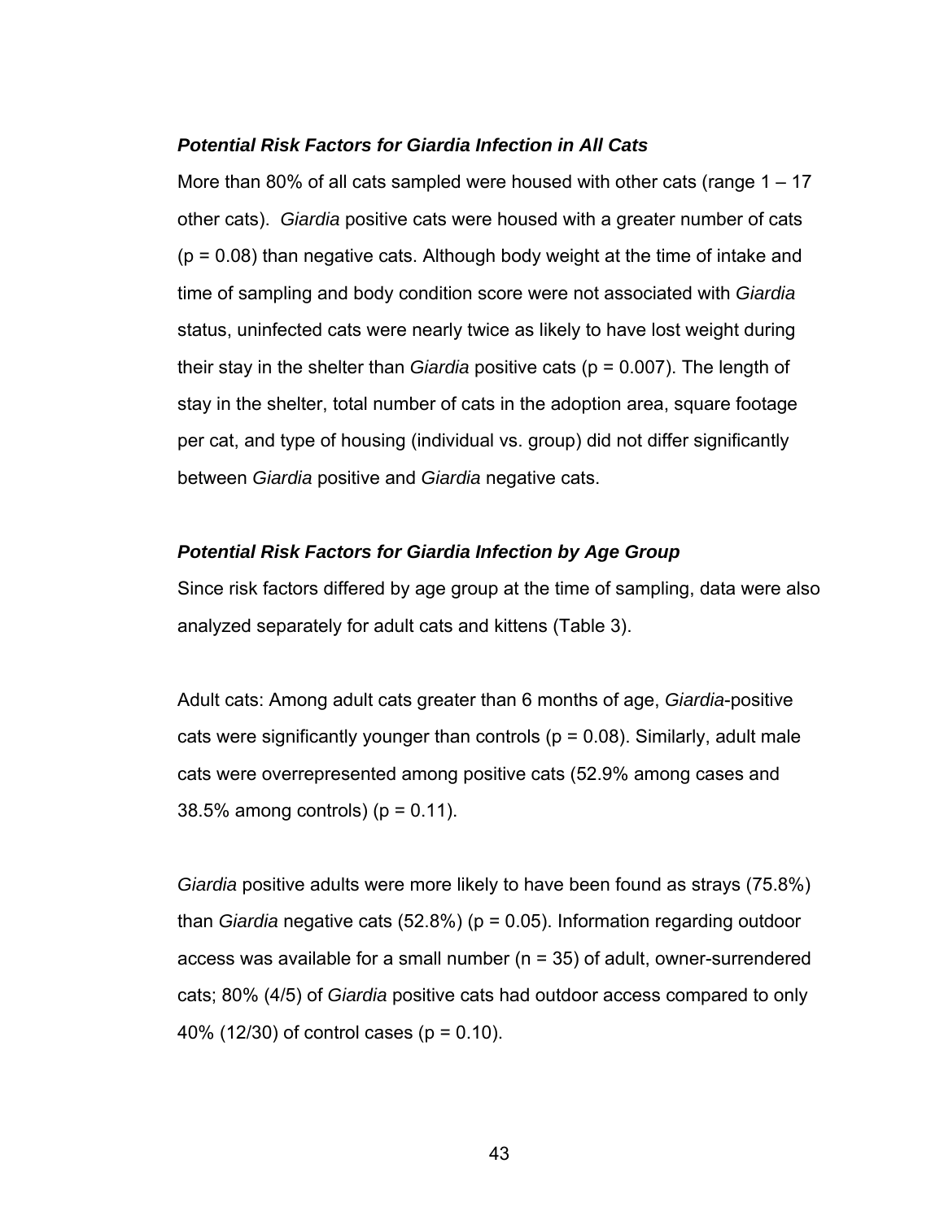### ***Potential Risk Factors for Giardia Infection in All Cats***

More than 80% of all cats sampled were housed with other cats (range 1 – 17 other cats). *Giardia* positive cats were housed with a greater number of cats ($p = 0.08$) than negative cats. Although body weight at the time of intake and time of sampling and body condition score were not associated with *Giardia* status, uninfected cats were nearly twice as likely to have lost weight during their stay in the shelter than *Giardia* positive cats ($p = 0.007$). The length of stay in the shelter, total number of cats in the adoption area, square footage per cat, and type of housing (individual vs. group) did not differ significantly between *Giardia* positive and *Giardia* negative cats.

### ***Potential Risk Factors for Giardia Infection by Age Group***

Since risk factors differed by age group at the time of sampling, data were also analyzed separately for adult cats and kittens (Table 3).

Adult cats: Among adult cats greater than 6 months of age, *Giardia*-positive cats were significantly younger than controls ($p = 0.08$). Similarly, adult male cats were overrepresented among positive cats (52.9% among cases and 38.5% among controls) ($p = 0.11$).

*Giardia* positive adults were more likely to have been found as strays (75.8%) than *Giardia* negative cats (52.8%) ($p = 0.05$). Information regarding outdoor access was available for a small number ($n = 35$) of adult, owner-surrendered cats; 80% (4/5) of *Giardia* positive cats had outdoor access compared to only 40% (12/30) of control cases ($p = 0.10$).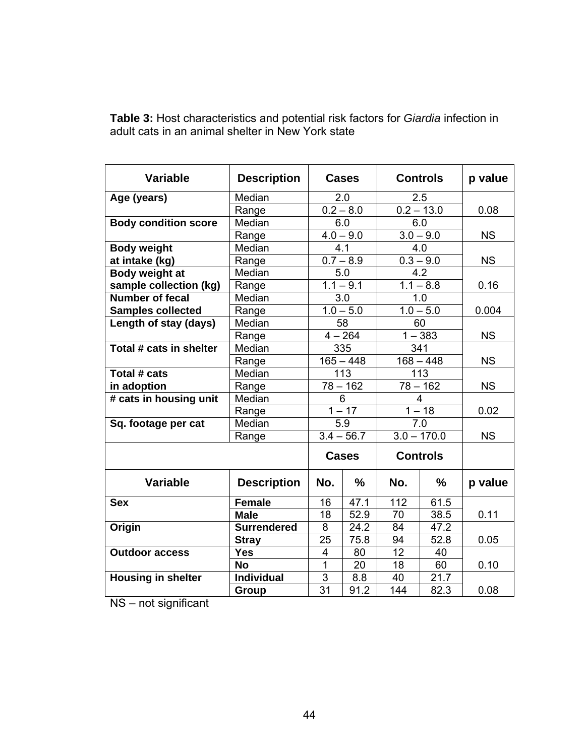**Table 3:** Host characteristics and potential risk factors for *Giardia* infection in adult cats in an animal shelter in New York state

| Variable | Description | Cases | Controls | p value |
|---|---|---|---|---|
| **Age (years)** | Median | 2.0 | 2.5 | |
| | Range | 0.2 – 8.0 | 0.2 – 13.0 | 0.08 |
| **Body condition score** | Median | 6.0 | 6.0 | |
| | Range | 4.0 – 9.0 | 3.0 – 9.0 | NS |
| **Body weight at intake (kg)** | Median | 4.1 | 4.0 | |
| | Range | 0.7 – 8.9 | 0.3 – 9.0 | NS |
| **Body weight at sample collection (kg)** | Median | 5.0 | 4.2 | |
| | Range | 1.1 – 9.1 | 1.1 – 8.8 | 0.16 |
| **Number of fecal Samples collected** | Median | 3.0 | 1.0 | |
| | Range | 1.0 – 5.0 | 1.0 – 5.0 | 0.004 |
| **Length of stay (days)** | Median | 58 | 60 | |
| | Range | 4 – 264 | 1 – 383 | NS |
| **Total # cats in shelter** | Median | 335 | 341 | |
| | Range | 165 – 448 | 168 – 448 | NS |
| **Total # cats in adoption** | Median | 113 | 113 | |
| | Range | 78 – 162 | 78 – 162 | NS |
| **# cats in housing unit** | Median | 6 | 4 | |
| | Range | 1 – 17 | 1 – 18 | 0.02 |
| **Sq. footage per cat** | Median | 5.9 | 7.0 | |
| | Range | 3.4 – 56.7 | 3.0 – 170.0 | NS |

| | | Cases | | Controls | | |
|---|---|---|---|---|---|---|
| **Variable** | **Description** | **No.** | **%** | **No.** | **%** | **p value** |
| **Sex** | **Female** | 16 | 47.1 | 112 | 61.5 | |
| | **Male** | 18 | 52.9 | 70 | 38.5 | 0.11 |
| **Origin** | **Surrendered** | 8 | 24.2 | 84 | 47.2 | |
| | **Stray** | 25 | 75.8 | 94 | 52.8 | 0.05 |
| **Outdoor access** | **Yes** | 4 | 80 | 12 | 40 | |
| | **No** | 1 | 20 | 18 | 60 | 0.10 |
| **Housing in shelter** | **Individual** | 3 | 8.8 | 40 | 21.7 | |
| | **Group** | 31 | 91.2 | 144 | 82.3 | 0.08 |

NS – not significant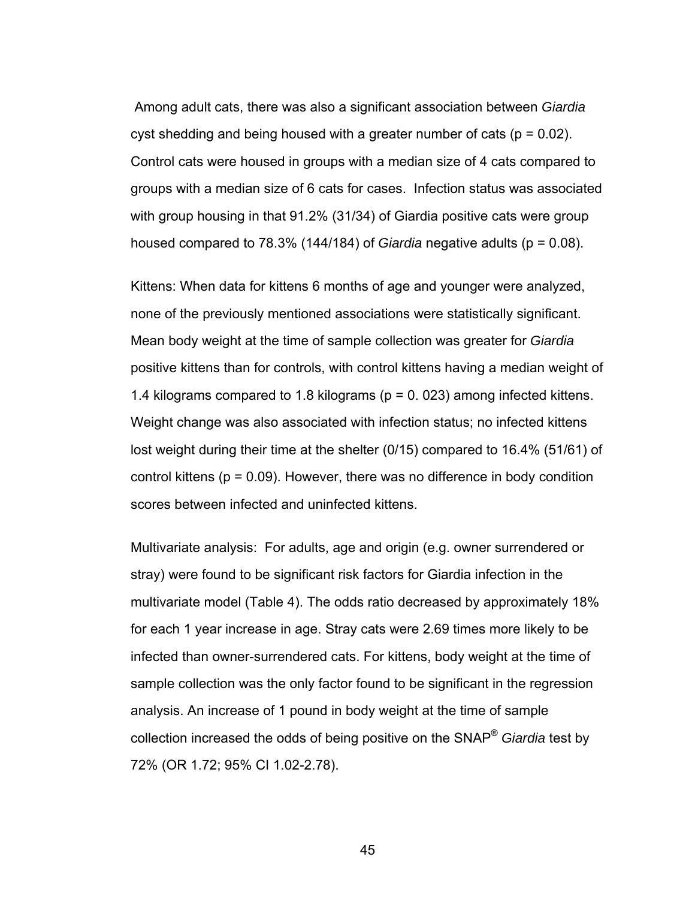Among adult cats, there was also a significant association between *Giardia* cyst shedding and being housed with a greater number of cats ($p = 0.02$). Control cats were housed in groups with a median size of 4 cats compared to groups with a median size of 6 cats for cases. Infection status was associated with group housing in that 91.2% (31/34) of Giardia positive cats were group housed compared to 78.3% (144/184) of *Giardia* negative adults ($p = 0.08$).

Kittens: When data for kittens 6 months of age and younger were analyzed, none of the previously mentioned associations were statistically significant. Mean body weight at the time of sample collection was greater for *Giardia* positive kittens than for controls, with control kittens having a median weight of 1.4 kilograms compared to 1.8 kilograms ($p = 0.023$) among infected kittens. Weight change was also associated with infection status; no infected kittens lost weight during their time at the shelter (0/15) compared to 16.4% (51/61) of control kittens ($p = 0.09$). However, there was no difference in body condition scores between infected and uninfected kittens.

Multivariate analysis: For adults, age and origin (e.g. owner surrendered or stray) were found to be significant risk factors for Giardia infection in the multivariate model (Table 4). The odds ratio decreased by approximately 18% for each 1 year increase in age. Stray cats were 2.69 times more likely to be infected than owner-surrendered cats. For kittens, body weight at the time of sample collection was the only factor found to be significant in the regression analysis. An increase of 1 pound in body weight at the time of sample collection increased the odds of being positive on the SNAP® *Giardia* test by 72% (OR 1.72; 95% CI 1.02-2.78).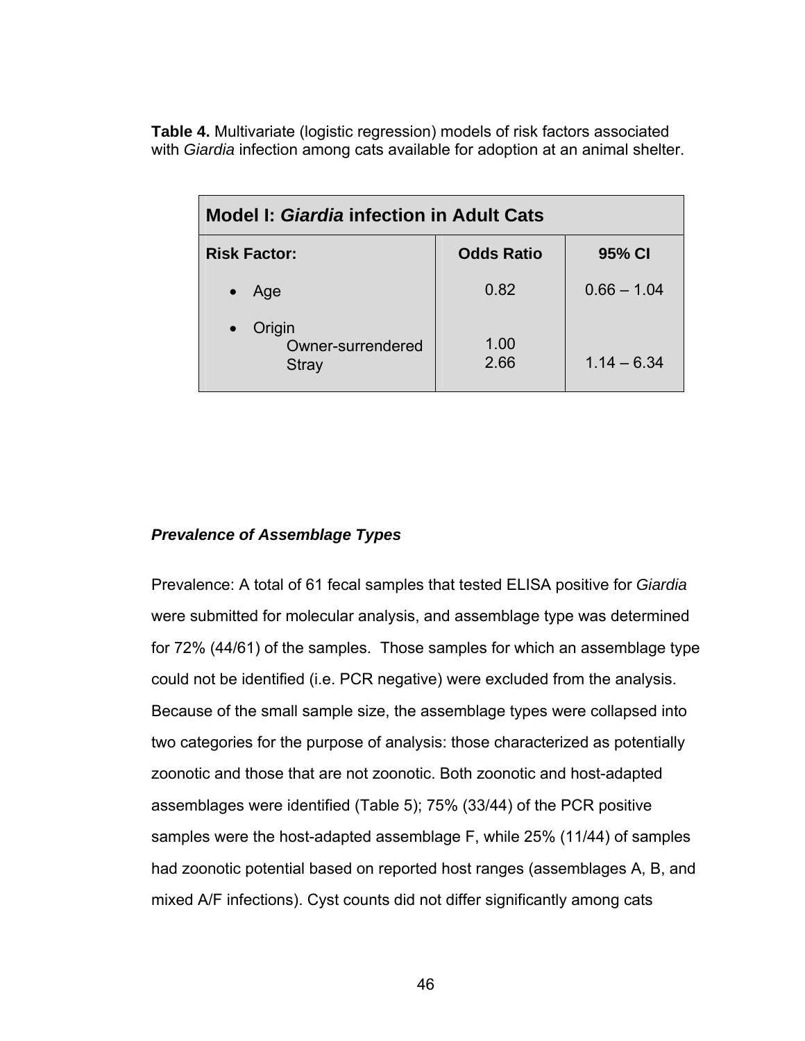**Table 4.** Multivariate (logistic regression) models of risk factors associated with *Giardia* infection among cats available for adoption at an animal shelter.

| **Model I: *Giardia* infection in Adult Cats** | | |
|---|---|---|
| **Risk Factor:** | **Odds Ratio** | **95% CI** |
| • Age | 0.82 | 0.66 – 1.04 |
| • Origin | | |
| Owner-surrendered | 1.00 | |
| Stray | 2.66 | 1.14 – 6.34 |

***Prevalence of Assemblage Types***

Prevalence: A total of 61 fecal samples that tested ELISA positive for *Giardia* were submitted for molecular analysis, and assemblage type was determined for 72% (44/61) of the samples. Those samples for which an assemblage type could not be identified (i.e. PCR negative) were excluded from the analysis. Because of the small sample size, the assemblage types were collapsed into two categories for the purpose of analysis: those characterized as potentially zoonotic and those that are not zoonotic. Both zoonotic and host-adapted assemblages were identified (Table 5); 75% (33/44) of the PCR positive samples were the host-adapted assemblage F, while 25% (11/44) of samples had zoonotic potential based on reported host ranges (assemblages A, B, and mixed A/F infections). Cyst counts did not differ significantly among cats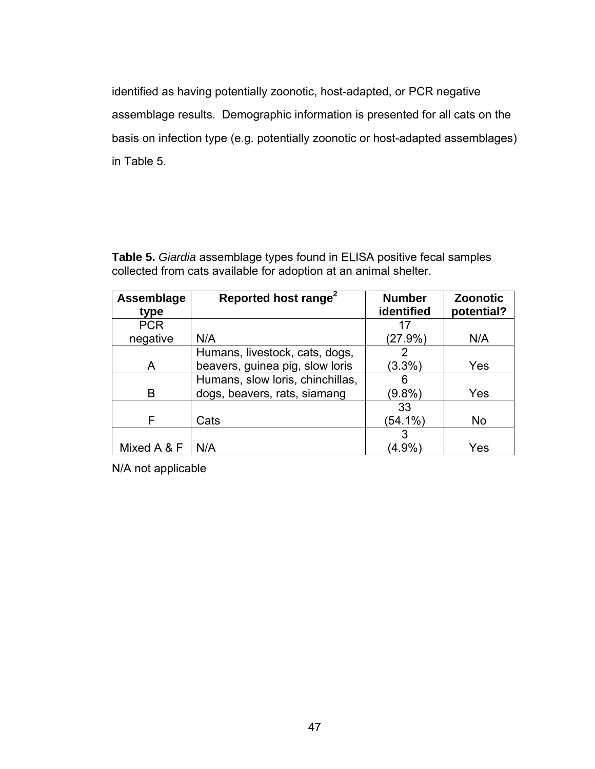identified as having potentially zoonotic, host-adapted, or PCR negative assemblage results. Demographic information is presented for all cats on the basis on infection type (e.g. potentially zoonotic or host-adapted assemblages) in Table 5.

**Table 5.** *Giardia* assemblage types found in ELISA positive fecal samples collected from cats available for adoption at an animal shelter.

| Assemblage type | Reported host range[2] | Number identified | Zoonotic potential? |
|---|---|---|---|
| PCR negative | N/A | 17 (27.9%) | N/A |
| A | Humans, livestock, cats, dogs, beavers, guinea pig, slow loris | 2 (3.3%) | Yes |
| B | Humans, slow loris, chinchillas, dogs, beavers, rats, siamang | 6 (9.8%) | Yes |
| F | Cats | 33 (54.1%) | No |
| Mixed A & F | N/A | 3 (4.9%) | Yes |

N/A not applicable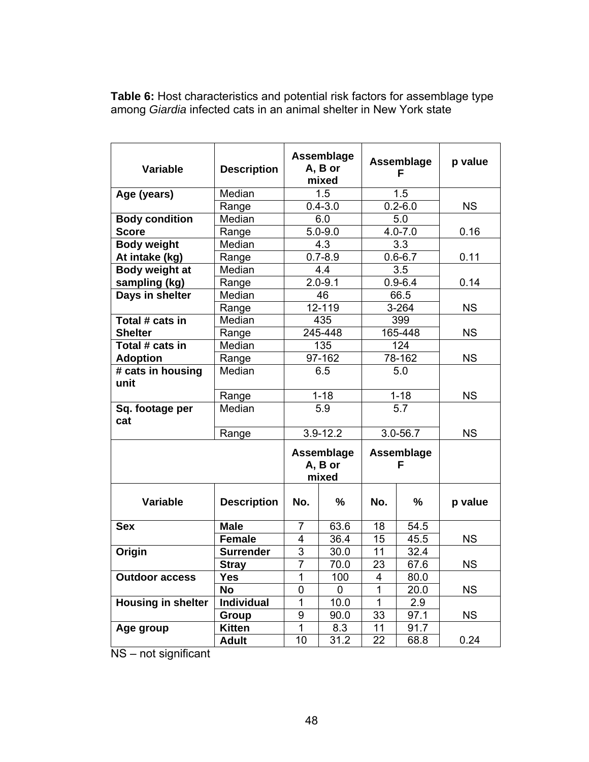**Table 6:** Host characteristics and potential risk factors for assemblage type among *Giardia* infected cats in an animal shelter in New York state

| Variable | Description | Assemblage A, B or mixed | Assemblage F | p value |
|---|---|---|---|---|
| **Age (years)** | Median | 1.5 | 1.5 | |
| | Range | 0.4-3.0 | 0.2-6.0 | NS |
| **Body condition Score** | Median | 6.0 | 5.0 | |
| | Range | 5.0-9.0 | 4.0-7.0 | 0.16 |
| **Body weight At intake (kg)** | Median | 4.3 | 3.3 | |
| | Range | 0.7-8.9 | 0.6-6.7 | 0.11 |
| **Body weight at sampling (kg)** | Median | 4.4 | 3.5 | |
| | Range | 2.0-9.1 | 0.9-6.4 | 0.14 |
| **Days in shelter** | Median | 46 | 66.5 | |
| | Range | 12-119 | 3-264 | NS |
| **Total # cats in Shelter** | Median | 435 | 399 | |
| | Range | 245-448 | 165-448 | NS |
| **Total # cats in Adoption** | Median | 135 | 124 | |
| | Range | 97-162 | 78-162 | NS |
| **# cats in housing unit** | Median | 6.5 | 5.0 | |
| | Range | 1-18 | 1-18 | NS |
| **Sq. footage per cat** | Median | 5.9 | 5.7 | |
| | Range | 3.9-12.2 | 3.0-56.7 | NS |

| | | Assemblage A, B or mixed | | Assemblage F | | |
|---|---|---|---|---|---|---|
| **Variable** | **Description** | **No.** | **%** | **No.** | **%** | **p value** |
| **Sex** | **Male** | 7 | 63.6 | 18 | 54.5 | |
| | **Female** | 4 | 36.4 | 15 | 45.5 | NS |
| **Origin** | **Surrender** | 3 | 30.0 | 11 | 32.4 | |
| | **Stray** | 7 | 70.0 | 23 | 67.6 | NS |
| **Outdoor access** | **Yes** | 1 | 100 | 4 | 80.0 | |
| | **No** | 0 | 0 | 1 | 20.0 | NS |
| **Housing in shelter** | **Individual** | 1 | 10.0 | 1 | 2.9 | |
| | **Group** | 9 | 90.0 | 33 | 97.1 | NS |
| **Age group** | **Kitten** | 1 | 8.3 | 11 | 91.7 | |
| | **Adult** | 10 | 31.2 | 22 | 68.8 | 0.24 |

NS – not significant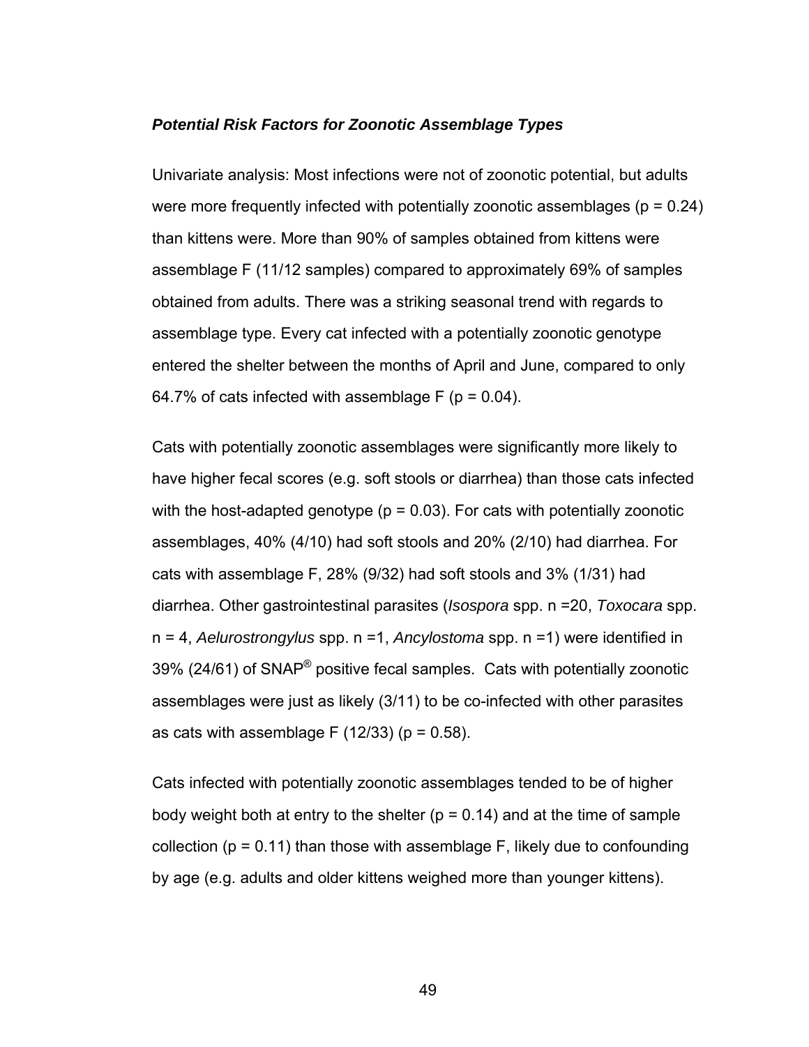***Potential Risk Factors for Zoonotic Assemblage Types***

Univariate analysis: Most infections were not of zoonotic potential, but adults were more frequently infected with potentially zoonotic assemblages ($p = 0.24$) than kittens were. More than 90% of samples obtained from kittens were assemblage F (11/12 samples) compared to approximately 69% of samples obtained from adults. There was a striking seasonal trend with regards to assemblage type. Every cat infected with a potentially zoonotic genotype entered the shelter between the months of April and June, compared to only 64.7% of cats infected with assemblage F ($p = 0.04$).

Cats with potentially zoonotic assemblages were significantly more likely to have higher fecal scores (e.g. soft stools or diarrhea) than those cats infected with the host-adapted genotype ($p = 0.03$). For cats with potentially zoonotic assemblages, 40% (4/10) had soft stools and 20% (2/10) had diarrhea. For cats with assemblage F, 28% (9/32) had soft stools and 3% (1/31) had diarrhea. Other gastrointestinal parasites (*Isospora* spp. n =20, *Toxocara* spp. n = 4, *Aelurostrongylus* spp. n =1, *Ancylostoma* spp. n =1) were identified in 39% (24/61) of SNAP® positive fecal samples. Cats with potentially zoonotic assemblages were just as likely (3/11) to be co-infected with other parasites as cats with assemblage F (12/33) ($p = 0.58$).

Cats infected with potentially zoonotic assemblages tended to be of higher body weight both at entry to the shelter ($p = 0.14$) and at the time of sample collection ($p = 0.11$) than those with assemblage F, likely due to confounding by age (e.g. adults and older kittens weighed more than younger kittens).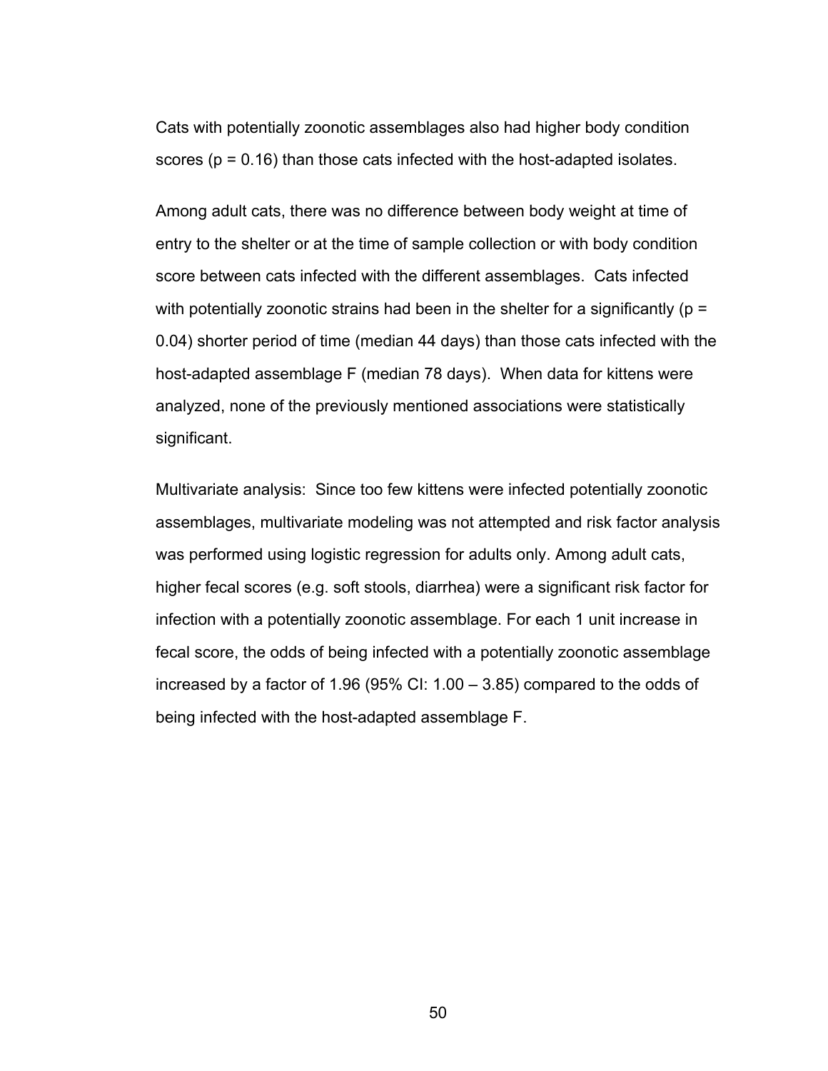Cats with potentially zoonotic assemblages also had higher body condition scores ($p = 0.16$) than those cats infected with the host-adapted isolates.

Among adult cats, there was no difference between body weight at time of entry to the shelter or at the time of sample collection or with body condition score between cats infected with the different assemblages. Cats infected with potentially zoonotic strains had been in the shelter for a significantly ($p = 0.04$) shorter period of time (median 44 days) than those cats infected with the host-adapted assemblage F (median 78 days). When data for kittens were analyzed, none of the previously mentioned associations were statistically significant.

Multivariate analysis: Since too few kittens were infected potentially zoonotic assemblages, multivariate modeling was not attempted and risk factor analysis was performed using logistic regression for adults only. Among adult cats, higher fecal scores (e.g. soft stools, diarrhea) were a significant risk factor for infection with a potentially zoonotic assemblage. For each 1 unit increase in fecal score, the odds of being infected with a potentially zoonotic assemblage increased by a factor of 1.96 (95% CI: 1.00 – 3.85) compared to the odds of being infected with the host-adapted assemblage F.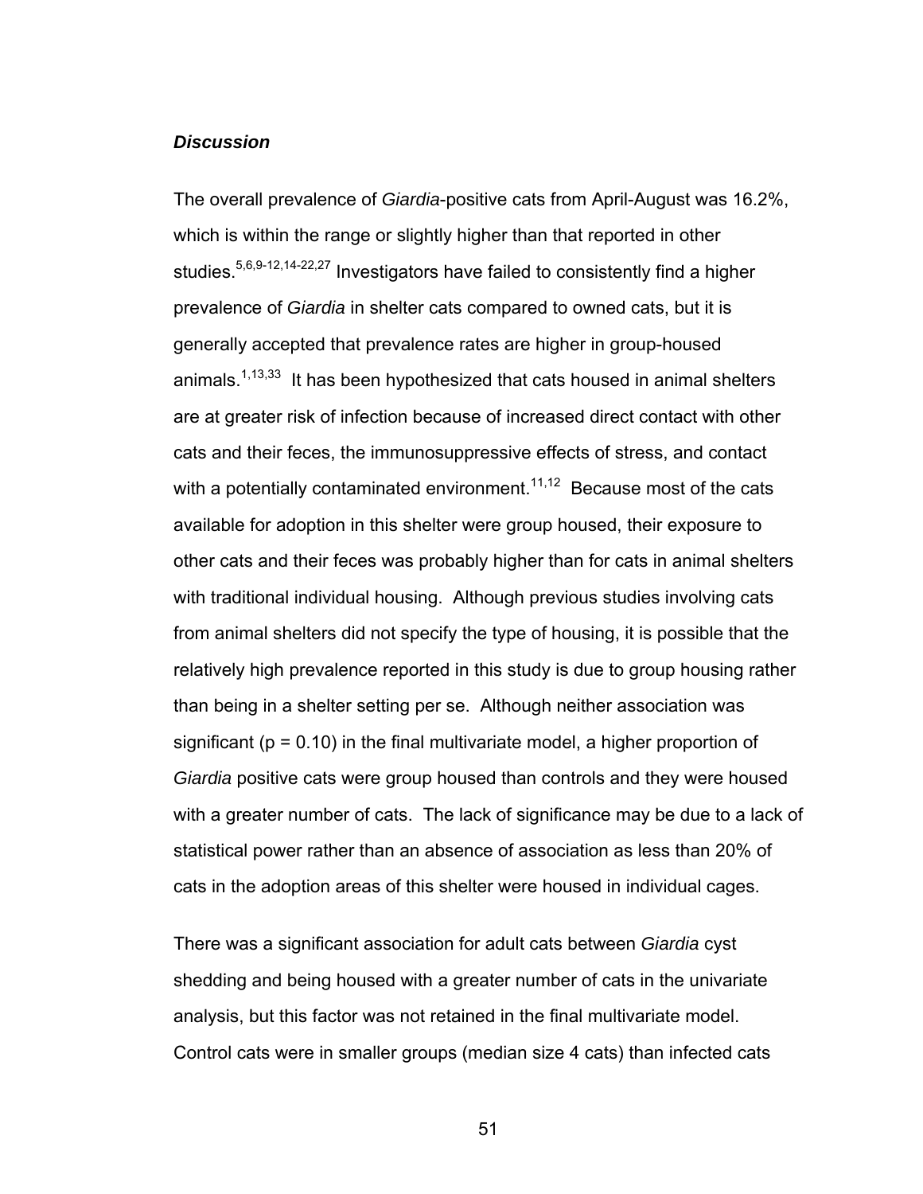### *Discussion*

The overall prevalence of *Giardia*-positive cats from April-August was 16.2%, which is within the range or slightly higher than that reported in other studies.[5,6,9-12,14-22,27] Investigators have failed to consistently find a higher prevalence of *Giardia* in shelter cats compared to owned cats, but it is generally accepted that prevalence rates are higher in group-housed animals.[1,13,33] It has been hypothesized that cats housed in animal shelters are at greater risk of infection because of increased direct contact with other cats and their feces, the immunosuppressive effects of stress, and contact with a potentially contaminated environment.[11,12] Because most of the cats available for adoption in this shelter were group housed, their exposure to other cats and their feces was probably higher than for cats in animal shelters with traditional individual housing. Although previous studies involving cats from animal shelters did not specify the type of housing, it is possible that the relatively high prevalence reported in this study is due to group housing rather than being in a shelter setting per se. Although neither association was significant ($p = 0.10$) in the final multivariate model, a higher proportion of *Giardia* positive cats were group housed than controls and they were housed with a greater number of cats. The lack of significance may be due to a lack of statistical power rather than an absence of association as less than 20% of cats in the adoption areas of this shelter were housed in individual cages.

There was a significant association for adult cats between *Giardia* cyst shedding and being housed with a greater number of cats in the univariate analysis, but this factor was not retained in the final multivariate model. Control cats were in smaller groups (median size 4 cats) than infected cats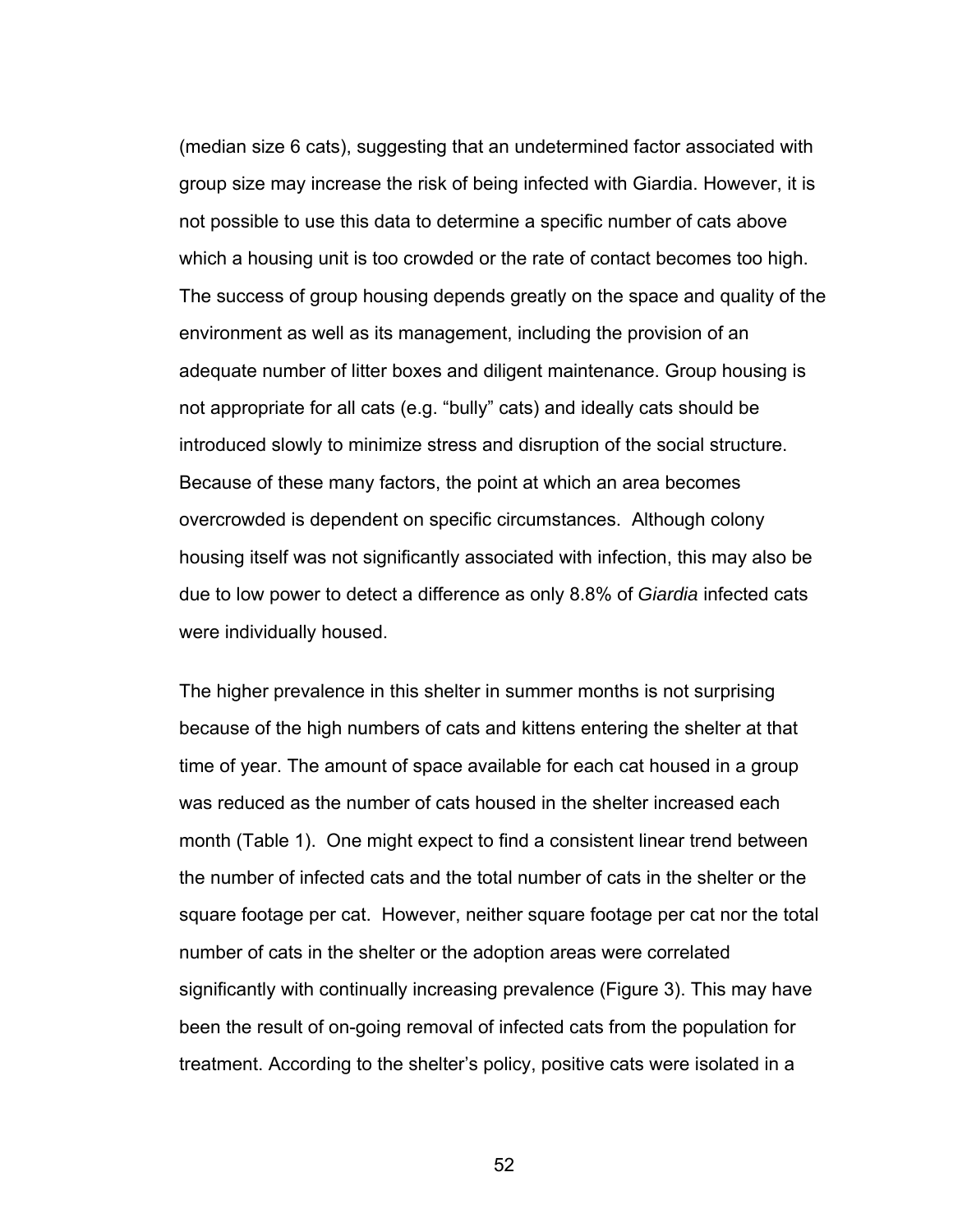(median size 6 cats), suggesting that an undetermined factor associated with group size may increase the risk of being infected with Giardia. However, it is not possible to use this data to determine a specific number of cats above which a housing unit is too crowded or the rate of contact becomes too high. The success of group housing depends greatly on the space and quality of the environment as well as its management, including the provision of an adequate number of litter boxes and diligent maintenance. Group housing is not appropriate for all cats (e.g. "bully" cats) and ideally cats should be introduced slowly to minimize stress and disruption of the social structure. Because of these many factors, the point at which an area becomes overcrowded is dependent on specific circumstances. Although colony housing itself was not significantly associated with infection, this may also be due to low power to detect a difference as only 8.8% of *Giardia* infected cats were individually housed.

The higher prevalence in this shelter in summer months is not surprising because of the high numbers of cats and kittens entering the shelter at that time of year. The amount of space available for each cat housed in a group was reduced as the number of cats housed in the shelter increased each month (Table 1). One might expect to find a consistent linear trend between the number of infected cats and the total number of cats in the shelter or the square footage per cat. However, neither square footage per cat nor the total number of cats in the shelter or the adoption areas were correlated significantly with continually increasing prevalence (Figure 3). This may have been the result of on-going removal of infected cats from the population for treatment. According to the shelter's policy, positive cats were isolated in a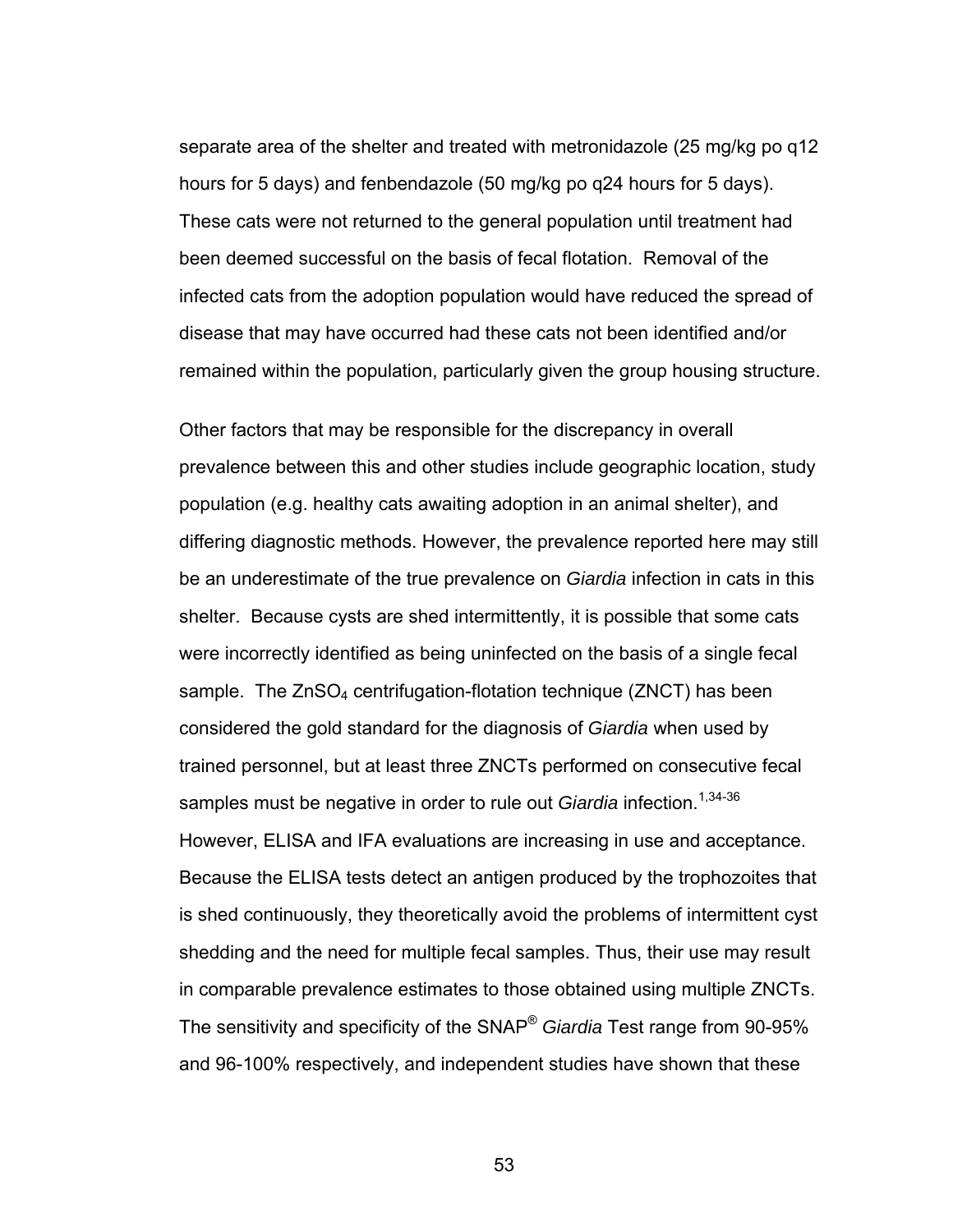separate area of the shelter and treated with metronidazole (25 mg/kg po q12 hours for 5 days) and fenbendazole (50 mg/kg po q24 hours for 5 days). These cats were not returned to the general population until treatment had been deemed successful on the basis of fecal flotation. Removal of the infected cats from the adoption population would have reduced the spread of disease that may have occurred had these cats not been identified and/or remained within the population, particularly given the group housing structure.

Other factors that may be responsible for the discrepancy in overall prevalence between this and other studies include geographic location, study population (e.g. healthy cats awaiting adoption in an animal shelter), and differing diagnostic methods. However, the prevalence reported here may still be an underestimate of the true prevalence on *Giardia* infection in cats in this shelter. Because cysts are shed intermittently, it is possible that some cats were incorrectly identified as being uninfected on the basis of a single fecal sample. The $ZnSO_4$ centrifugation-flotation technique (ZNCT) has been considered the gold standard for the diagnosis of *Giardia* when used by trained personnel, but at least three ZNCTs performed on consecutive fecal samples must be negative in order to rule out *Giardia* infection.[1,34-36] However, ELISA and IFA evaluations are increasing in use and acceptance. Because the ELISA tests detect an antigen produced by the trophozoites that is shed continuously, they theoretically avoid the problems of intermittent cyst shedding and the need for multiple fecal samples. Thus, their use may result in comparable prevalence estimates to those obtained using multiple ZNCTs. The sensitivity and specificity of the SNAP® *Giardia* Test range from 90-95% and 96-100% respectively, and independent studies have shown that these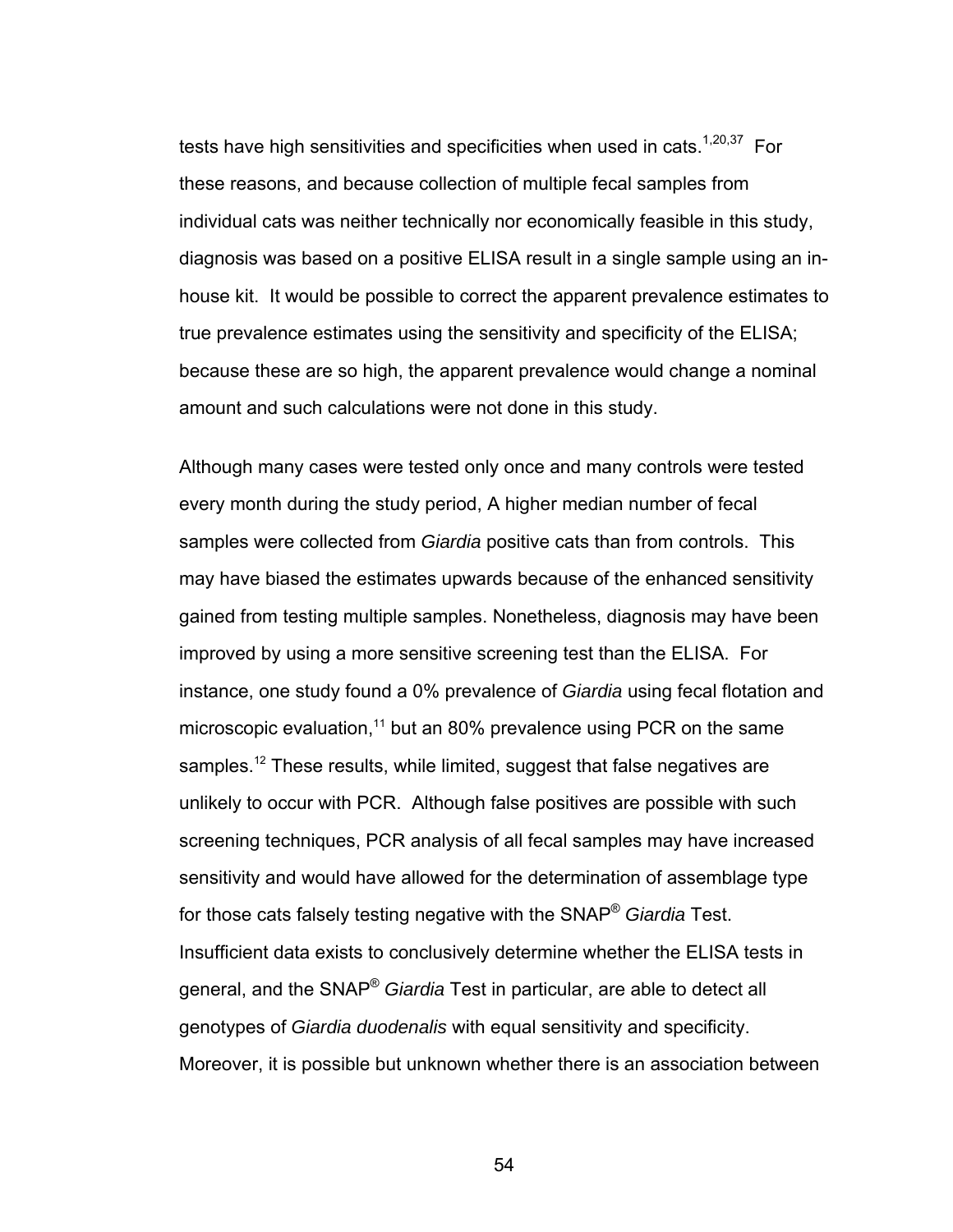tests have high sensitivities and specificities when used in cats.[1,20,37] For these reasons, and because collection of multiple fecal samples from individual cats was neither technically nor economically feasible in this study, diagnosis was based on a positive ELISA result in a single sample using an in-house kit. It would be possible to correct the apparent prevalence estimates to true prevalence estimates using the sensitivity and specificity of the ELISA; because these are so high, the apparent prevalence would change a nominal amount and such calculations were not done in this study.

Although many cases were tested only once and many controls were tested every month during the study period, A higher median number of fecal samples were collected from *Giardia* positive cats than from controls. This may have biased the estimates upwards because of the enhanced sensitivity gained from testing multiple samples. Nonetheless, diagnosis may have been improved by using a more sensitive screening test than the ELISA. For instance, one study found a 0% prevalence of *Giardia* using fecal flotation and microscopic evaluation,[11] but an 80% prevalence using PCR on the same samples.[12] These results, while limited, suggest that false negatives are unlikely to occur with PCR. Although false positives are possible with such screening techniques, PCR analysis of all fecal samples may have increased sensitivity and would have allowed for the determination of assemblage type for those cats falsely testing negative with the SNAP® *Giardia* Test. Insufficient data exists to conclusively determine whether the ELISA tests in general, and the SNAP® *Giardia* Test in particular, are able to detect all genotypes of *Giardia duodenalis* with equal sensitivity and specificity. Moreover, it is possible but unknown whether there is an association between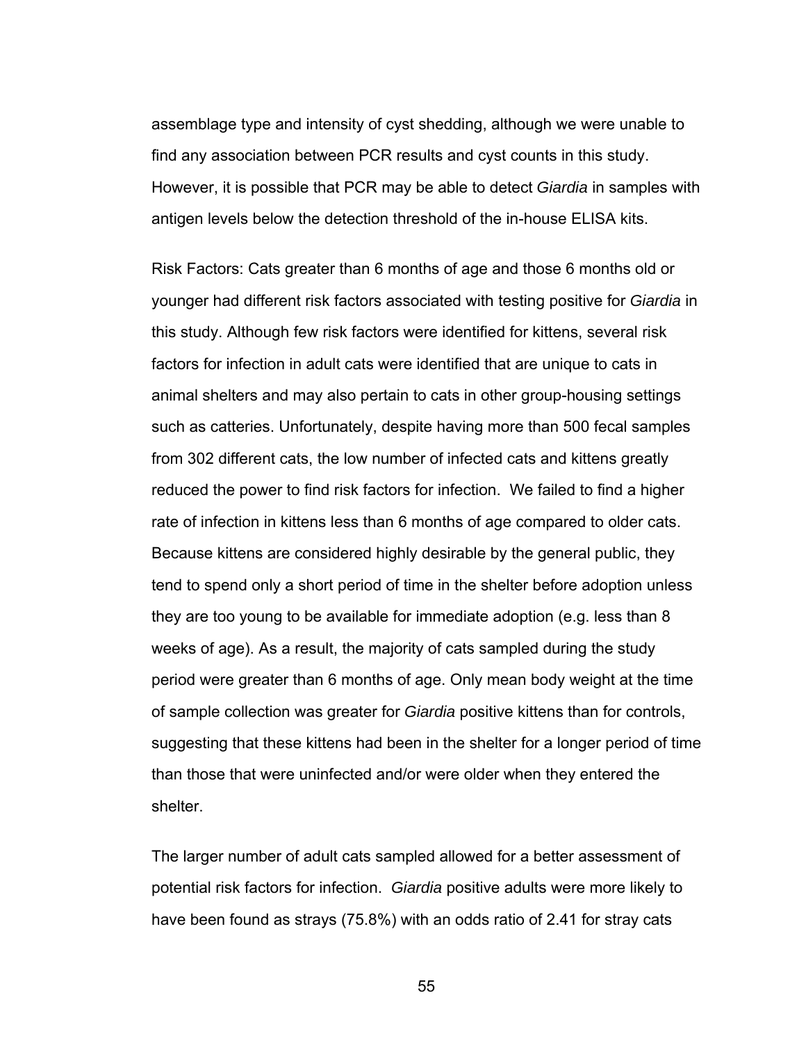assemblage type and intensity of cyst shedding, although we were unable to find any association between PCR results and cyst counts in this study. However, it is possible that PCR may be able to detect *Giardia* in samples with antigen levels below the detection threshold of the in-house ELISA kits.

Risk Factors: Cats greater than 6 months of age and those 6 months old or younger had different risk factors associated with testing positive for *Giardia* in this study. Although few risk factors were identified for kittens, several risk factors for infection in adult cats were identified that are unique to cats in animal shelters and may also pertain to cats in other group-housing settings such as catteries. Unfortunately, despite having more than 500 fecal samples from 302 different cats, the low number of infected cats and kittens greatly reduced the power to find risk factors for infection. We failed to find a higher rate of infection in kittens less than 6 months of age compared to older cats. Because kittens are considered highly desirable by the general public, they tend to spend only a short period of time in the shelter before adoption unless they are too young to be available for immediate adoption (e.g. less than 8 weeks of age). As a result, the majority of cats sampled during the study period were greater than 6 months of age. Only mean body weight at the time of sample collection was greater for *Giardia* positive kittens than for controls, suggesting that these kittens had been in the shelter for a longer period of time than those that were uninfected and/or were older when they entered the shelter.

The larger number of adult cats sampled allowed for a better assessment of potential risk factors for infection. *Giardia* positive adults were more likely to have been found as strays (75.8%) with an odds ratio of 2.41 for stray cats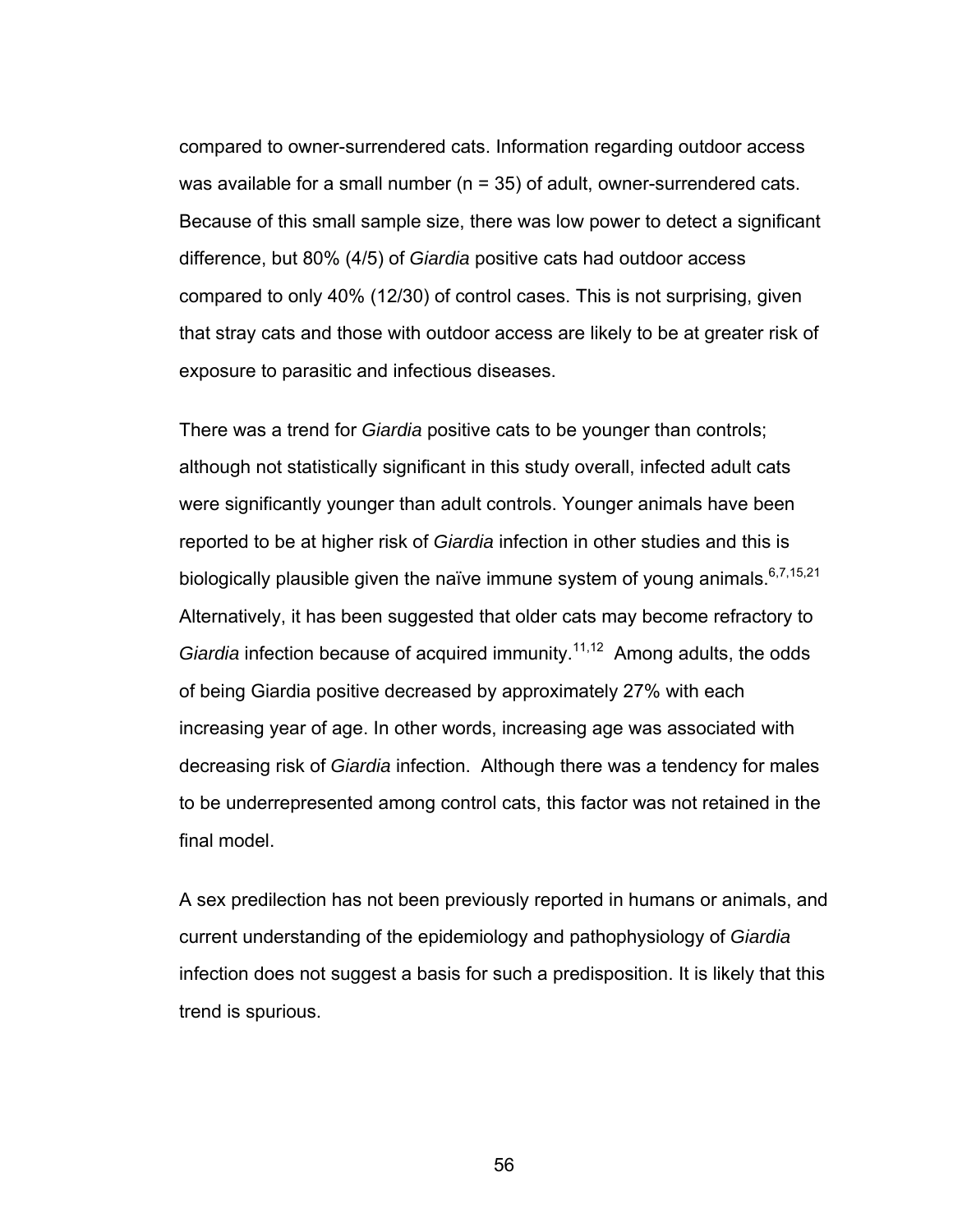compared to owner-surrendered cats. Information regarding outdoor access was available for a small number (n = 35) of adult, owner-surrendered cats. Because of this small sample size, there was low power to detect a significant difference, but 80% (4/5) of *Giardia* positive cats had outdoor access compared to only 40% (12/30) of control cases. This is not surprising, given that stray cats and those with outdoor access are likely to be at greater risk of exposure to parasitic and infectious diseases.

There was a trend for *Giardia* positive cats to be younger than controls; although not statistically significant in this study overall, infected adult cats were significantly younger than adult controls. Younger animals have been reported to be at higher risk of *Giardia* infection in other studies and this is biologically plausible given the naïve immune system of young animals.[6,7,15,21] Alternatively, it has been suggested that older cats may become refractory to *Giardia* infection because of acquired immunity.[11,12] Among adults, the odds of being Giardia positive decreased by approximately 27% with each increasing year of age. In other words, increasing age was associated with decreasing risk of *Giardia* infection. Although there was a tendency for males to be underrepresented among control cats, this factor was not retained in the final model.

A sex predilection has not been previously reported in humans or animals, and current understanding of the epidemiology and pathophysiology of *Giardia* infection does not suggest a basis for such a predisposition. It is likely that this trend is spurious.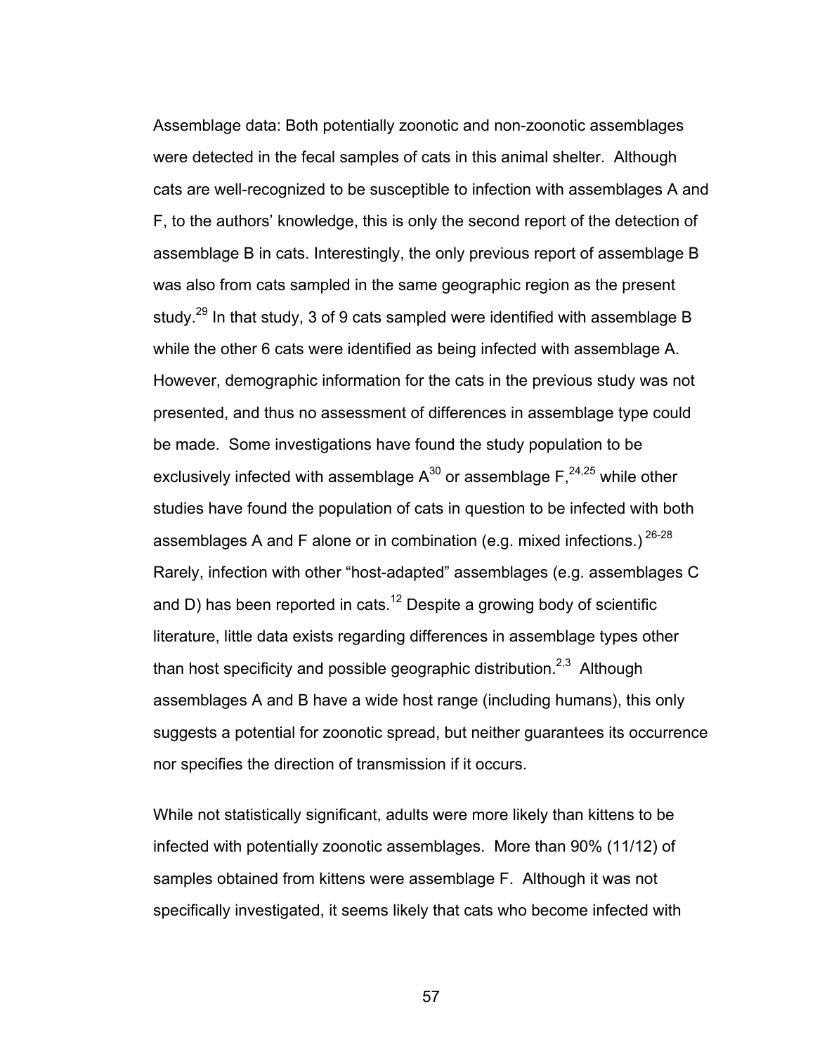Assemblage data: Both potentially zoonotic and non-zoonotic assemblages were detected in the fecal samples of cats in this animal shelter. Although cats are well-recognized to be susceptible to infection with assemblages A and F, to the authors' knowledge, this is only the second report of the detection of assemblage B in cats. Interestingly, the only previous report of assemblage B was also from cats sampled in the same geographic region as the present study.[29] In that study, 3 of 9 cats sampled were identified with assemblage B while the other 6 cats were identified as being infected with assemblage A. However, demographic information for the cats in the previous study was not presented, and thus no assessment of differences in assemblage type could be made. Some investigations have found the study population to be exclusively infected with assemblage A[30] or assemblage F,[24,25] while other studies have found the population of cats in question to be infected with both assemblages A and F alone or in combination (e.g. mixed infections.)[26-28] Rarely, infection with other "host-adapted" assemblages (e.g. assemblages C and D) has been reported in cats.[12] Despite a growing body of scientific literature, little data exists regarding differences in assemblage types other than host specificity and possible geographic distribution.[2,3] Although assemblages A and B have a wide host range (including humans), this only suggests a potential for zoonotic spread, but neither guarantees its occurrence nor specifies the direction of transmission if it occurs.

While not statistically significant, adults were more likely than kittens to be infected with potentially zoonotic assemblages. More than 90% (11/12) of samples obtained from kittens were assemblage F. Although it was not specifically investigated, it seems likely that cats who become infected with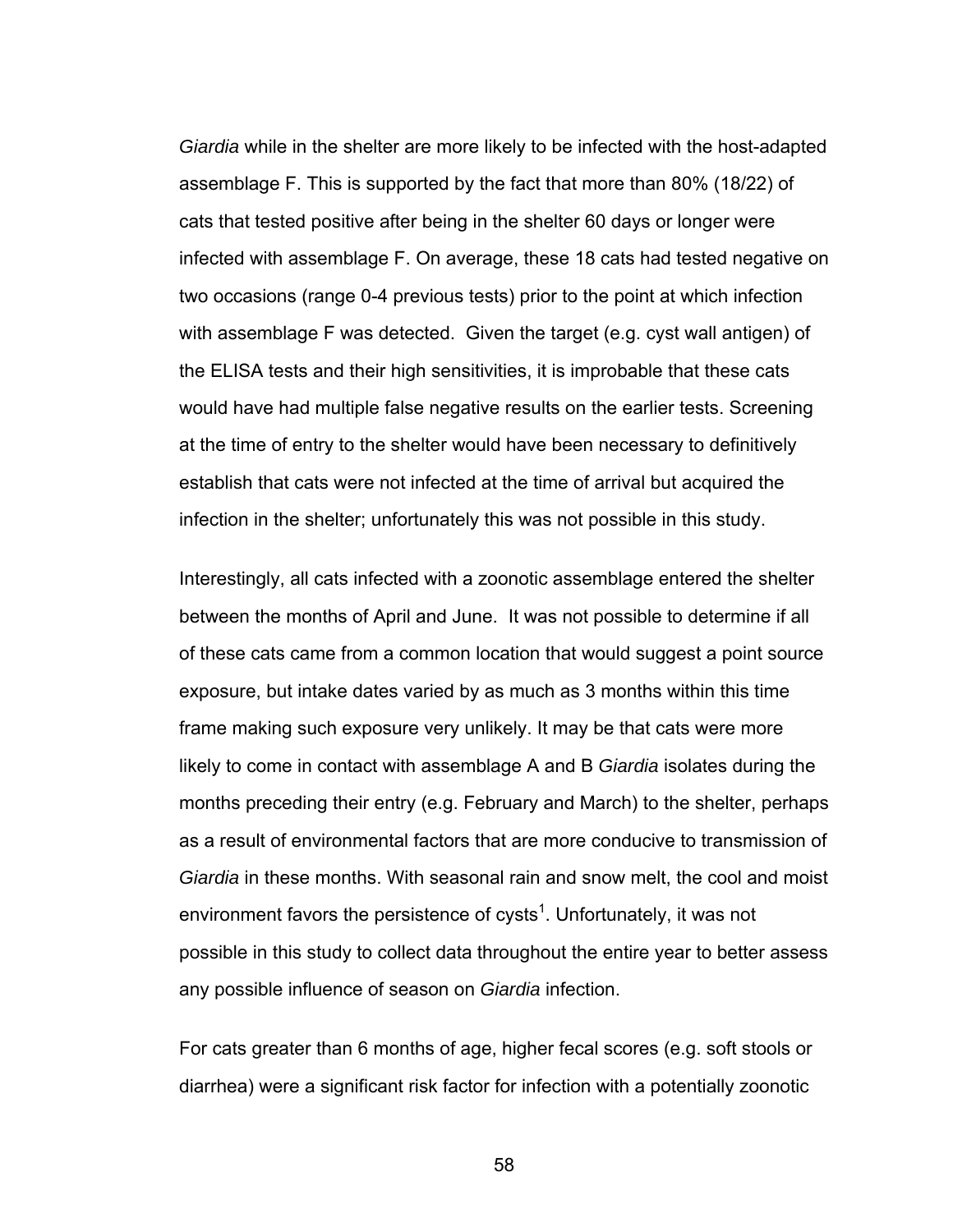*Giardia* while in the shelter are more likely to be infected with the host-adapted assemblage F. This is supported by the fact that more than 80% (18/22) of cats that tested positive after being in the shelter 60 days or longer were infected with assemblage F. On average, these 18 cats had tested negative on two occasions (range 0-4 previous tests) prior to the point at which infection with assemblage F was detected. Given the target (e.g. cyst wall antigen) of the ELISA tests and their high sensitivities, it is improbable that these cats would have had multiple false negative results on the earlier tests. Screening at the time of entry to the shelter would have been necessary to definitively establish that cats were not infected at the time of arrival but acquired the infection in the shelter; unfortunately this was not possible in this study.

Interestingly, all cats infected with a zoonotic assemblage entered the shelter between the months of April and June. It was not possible to determine if all of these cats came from a common location that would suggest a point source exposure, but intake dates varied by as much as 3 months within this time frame making such exposure very unlikely. It may be that cats were more likely to come in contact with assemblage A and B *Giardia* isolates during the months preceding their entry (e.g. February and March) to the shelter, perhaps as a result of environmental factors that are more conducive to transmission of *Giardia* in these months. With seasonal rain and snow melt, the cool and moist environment favors the persistence of cysts[1]. Unfortunately, it was not possible in this study to collect data throughout the entire year to better assess any possible influence of season on *Giardia* infection.

For cats greater than 6 months of age, higher fecal scores (e.g. soft stools or diarrhea) were a significant risk factor for infection with a potentially zoonotic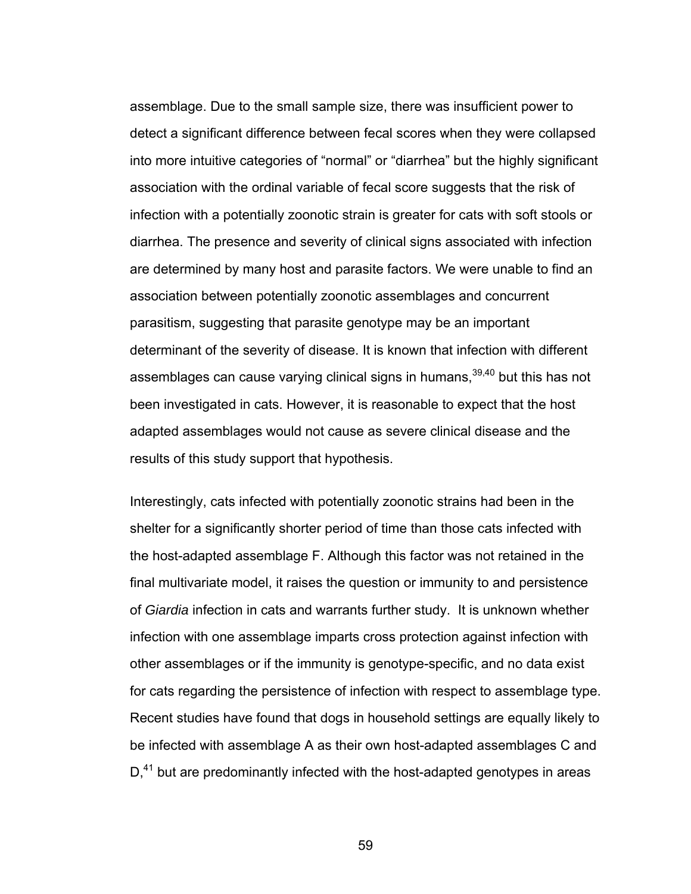assemblage. Due to the small sample size, there was insufficient power to detect a significant difference between fecal scores when they were collapsed into more intuitive categories of "normal" or "diarrhea" but the highly significant association with the ordinal variable of fecal score suggests that the risk of infection with a potentially zoonotic strain is greater for cats with soft stools or diarrhea. The presence and severity of clinical signs associated with infection are determined by many host and parasite factors. We were unable to find an association between potentially zoonotic assemblages and concurrent parasitism, suggesting that parasite genotype may be an important determinant of the severity of disease. It is known that infection with different assemblages can cause varying clinical signs in humans,[39,40] but this has not been investigated in cats. However, it is reasonable to expect that the host adapted assemblages would not cause as severe clinical disease and the results of this study support that hypothesis.

Interestingly, cats infected with potentially zoonotic strains had been in the shelter for a significantly shorter period of time than those cats infected with the host-adapted assemblage F. Although this factor was not retained in the final multivariate model, it raises the question or immunity to and persistence of *Giardia* infection in cats and warrants further study. It is unknown whether infection with one assemblage imparts cross protection against infection with other assemblages or if the immunity is genotype-specific, and no data exist for cats regarding the persistence of infection with respect to assemblage type. Recent studies have found that dogs in household settings are equally likely to be infected with assemblage A as their own host-adapted assemblages C and D,[41] but are predominantly infected with the host-adapted genotypes in areas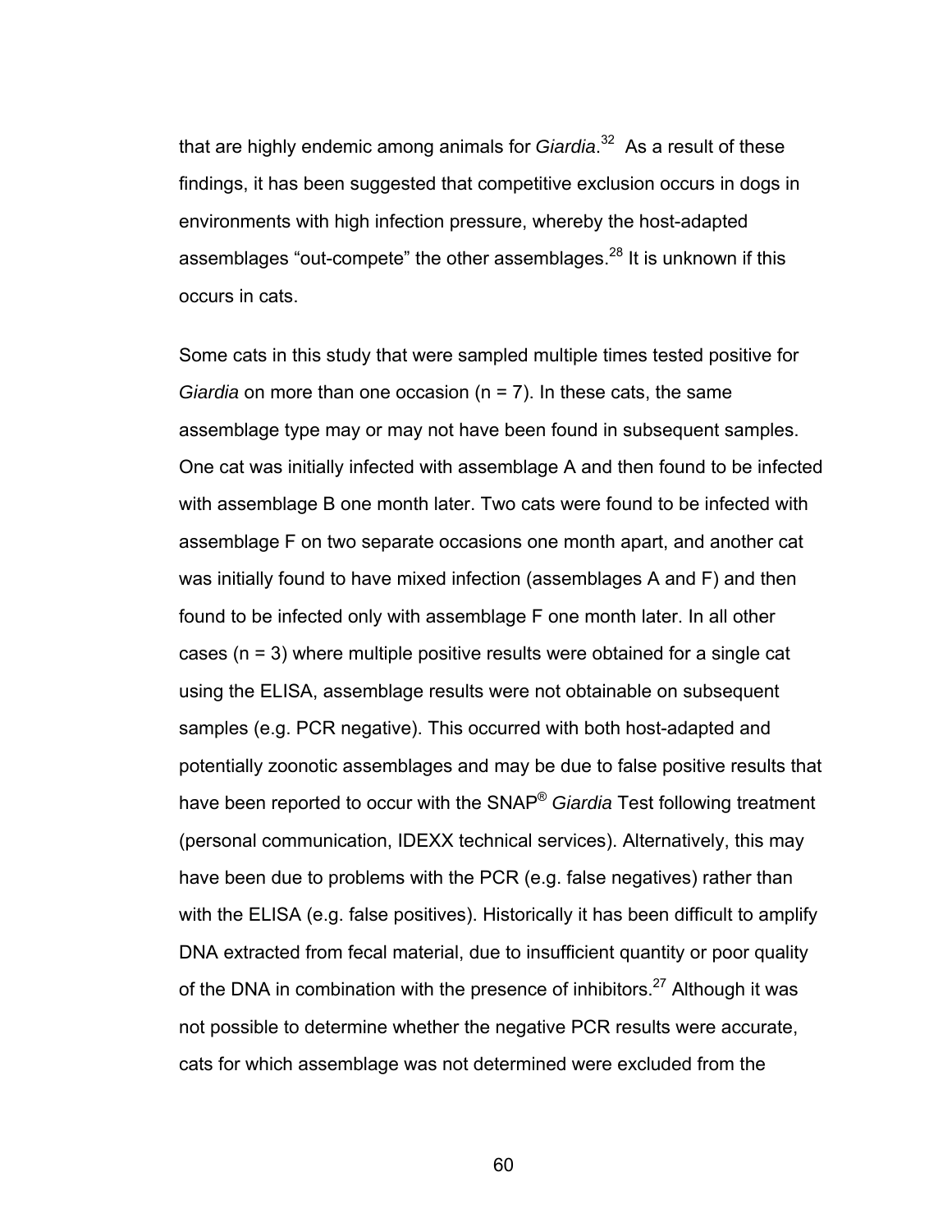that are highly endemic among animals for *Giardia*.[32] As a result of these findings, it has been suggested that competitive exclusion occurs in dogs in environments with high infection pressure, whereby the host-adapted assemblages "out-compete" the other assemblages.[28] It is unknown if this occurs in cats.

Some cats in this study that were sampled multiple times tested positive for *Giardia* on more than one occasion (n = 7). In these cats, the same assemblage type may or may not have been found in subsequent samples. One cat was initially infected with assemblage A and then found to be infected with assemblage B one month later. Two cats were found to be infected with assemblage F on two separate occasions one month apart, and another cat was initially found to have mixed infection (assemblages A and F) and then found to be infected only with assemblage F one month later. In all other cases (n = 3) where multiple positive results were obtained for a single cat using the ELISA, assemblage results were not obtainable on subsequent samples (e.g. PCR negative). This occurred with both host-adapted and potentially zoonotic assemblages and may be due to false positive results that have been reported to occur with the SNAP® *Giardia* Test following treatment (personal communication, IDEXX technical services). Alternatively, this may have been due to problems with the PCR (e.g. false negatives) rather than with the ELISA (e.g. false positives). Historically it has been difficult to amplify DNA extracted from fecal material, due to insufficient quantity or poor quality of the DNA in combination with the presence of inhibitors.[27] Although it was not possible to determine whether the negative PCR results were accurate, cats for which assemblage was not determined were excluded from the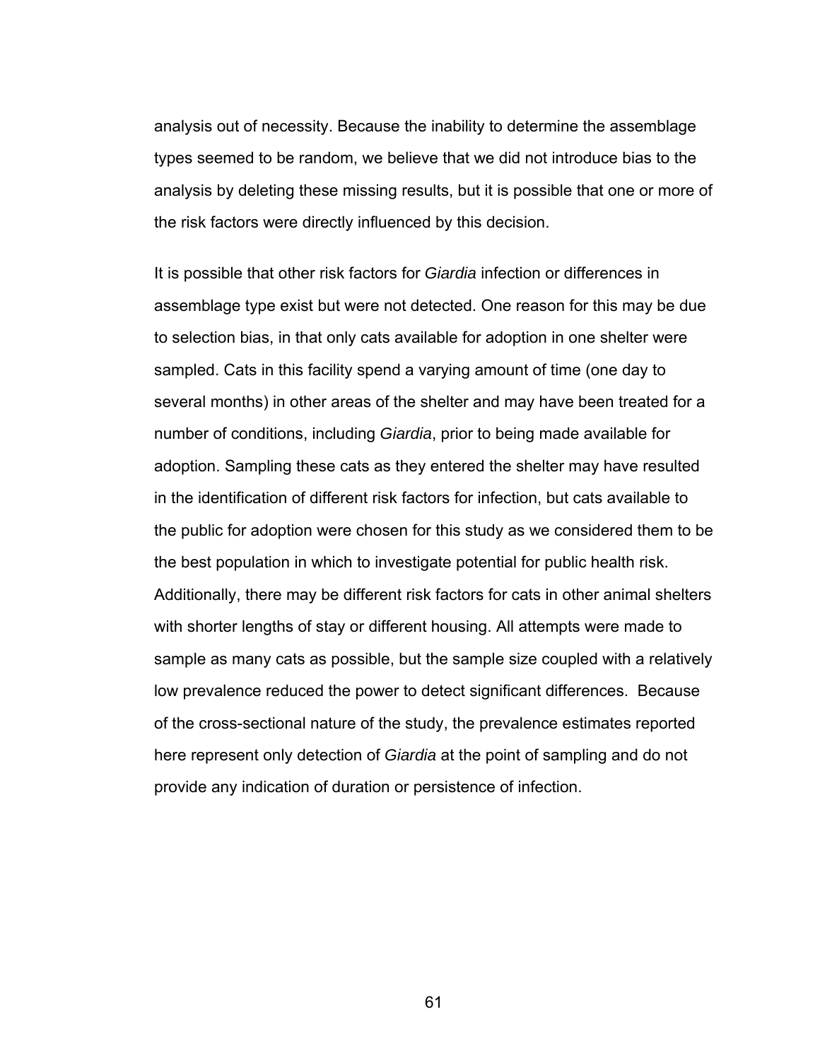analysis out of necessity. Because the inability to determine the assemblage types seemed to be random, we believe that we did not introduce bias to the analysis by deleting these missing results, but it is possible that one or more of the risk factors were directly influenced by this decision.

It is possible that other risk factors for *Giardia* infection or differences in assemblage type exist but were not detected. One reason for this may be due to selection bias, in that only cats available for adoption in one shelter were sampled. Cats in this facility spend a varying amount of time (one day to several months) in other areas of the shelter and may have been treated for a number of conditions, including *Giardia*, prior to being made available for adoption. Sampling these cats as they entered the shelter may have resulted in the identification of different risk factors for infection, but cats available to the public for adoption were chosen for this study as we considered them to be the best population in which to investigate potential for public health risk. Additionally, there may be different risk factors for cats in other animal shelters with shorter lengths of stay or different housing. All attempts were made to sample as many cats as possible, but the sample size coupled with a relatively low prevalence reduced the power to detect significant differences. Because of the cross-sectional nature of the study, the prevalence estimates reported here represent only detection of *Giardia* at the point of sampling and do not provide any indication of duration or persistence of infection.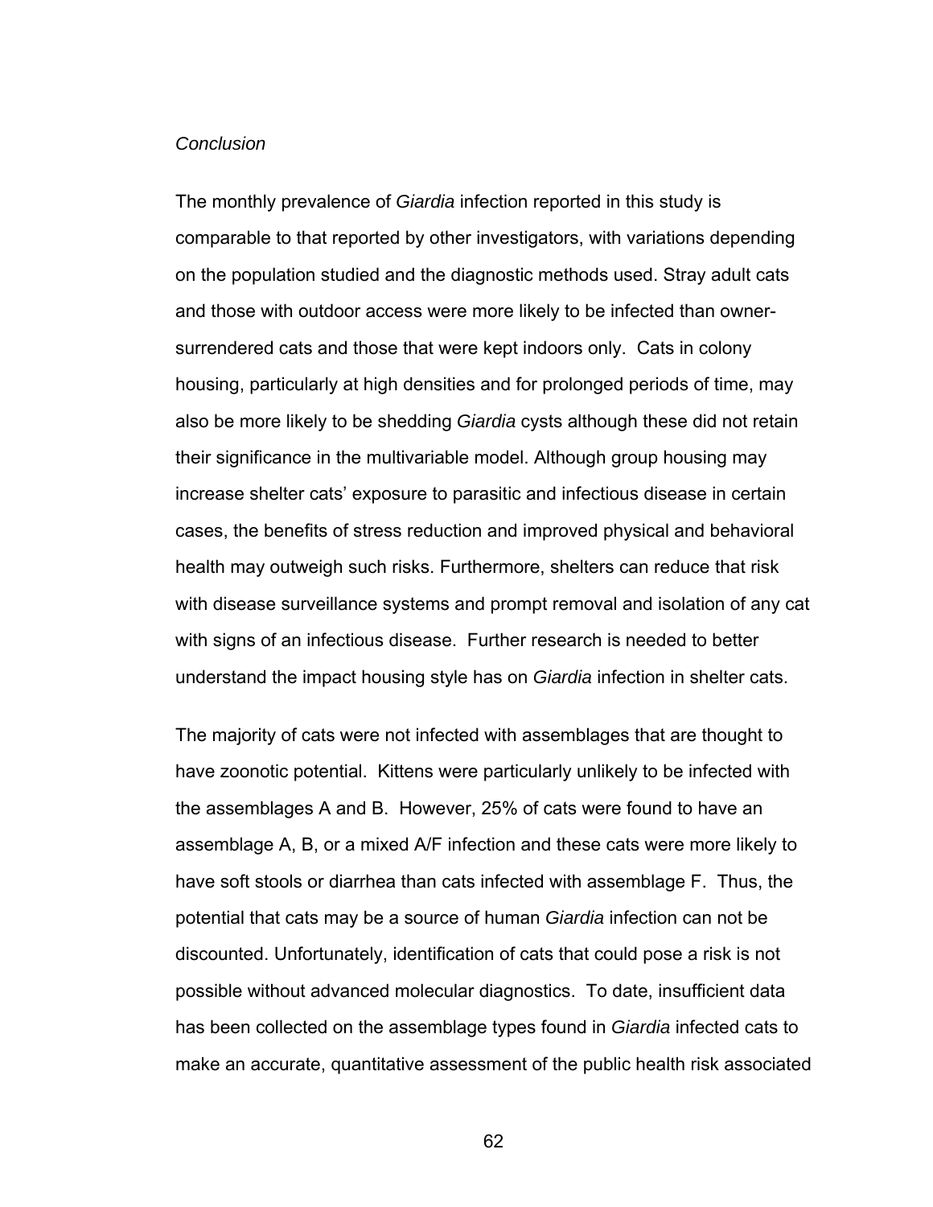*Conclusion*

The monthly prevalence of *Giardia* infection reported in this study is comparable to that reported by other investigators, with variations depending on the population studied and the diagnostic methods used. Stray adult cats and those with outdoor access were more likely to be infected than owner-surrendered cats and those that were kept indoors only. Cats in colony housing, particularly at high densities and for prolonged periods of time, may also be more likely to be shedding *Giardia* cysts although these did not retain their significance in the multivariable model. Although group housing may increase shelter cats' exposure to parasitic and infectious disease in certain cases, the benefits of stress reduction and improved physical and behavioral health may outweigh such risks. Furthermore, shelters can reduce that risk with disease surveillance systems and prompt removal and isolation of any cat with signs of an infectious disease. Further research is needed to better understand the impact housing style has on *Giardia* infection in shelter cats.

The majority of cats were not infected with assemblages that are thought to have zoonotic potential. Kittens were particularly unlikely to be infected with the assemblages A and B. However, 25% of cats were found to have an assemblage A, B, or a mixed A/F infection and these cats were more likely to have soft stools or diarrhea than cats infected with assemblage F. Thus, the potential that cats may be a source of human *Giardia* infection can not be discounted. Unfortunately, identification of cats that could pose a risk is not possible without advanced molecular diagnostics. To date, insufficient data has been collected on the assemblage types found in *Giardia* infected cats to make an accurate, quantitative assessment of the public health risk associated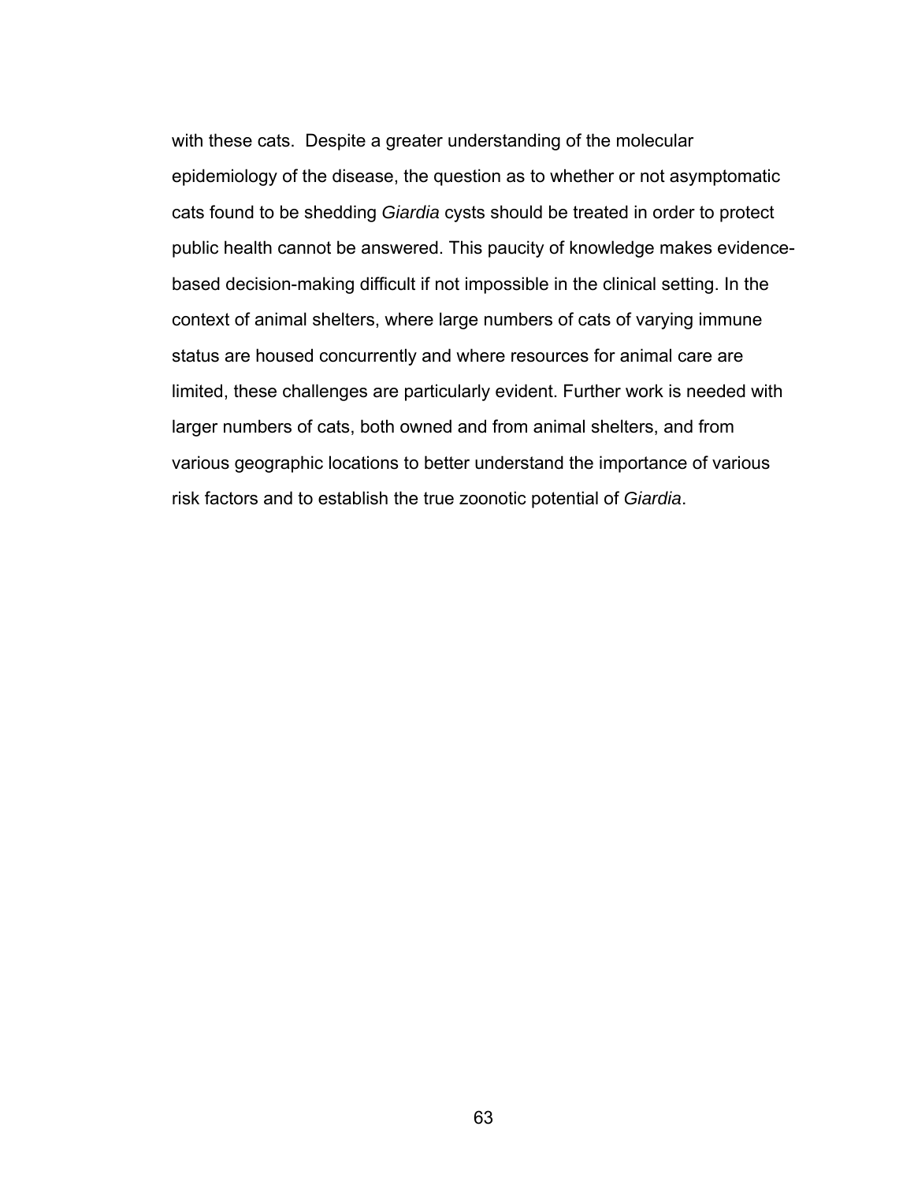with these cats. Despite a greater understanding of the molecular epidemiology of the disease, the question as to whether or not asymptomatic cats found to be shedding *Giardia* cysts should be treated in order to protect public health cannot be answered. This paucity of knowledge makes evidence-based decision-making difficult if not impossible in the clinical setting. In the context of animal shelters, where large numbers of cats of varying immune status are housed concurrently and where resources for animal care are limited, these challenges are particularly evident. Further work is needed with larger numbers of cats, both owned and from animal shelters, and from various geographic locations to better understand the importance of various risk factors and to establish the true zoonotic potential of *Giardia*.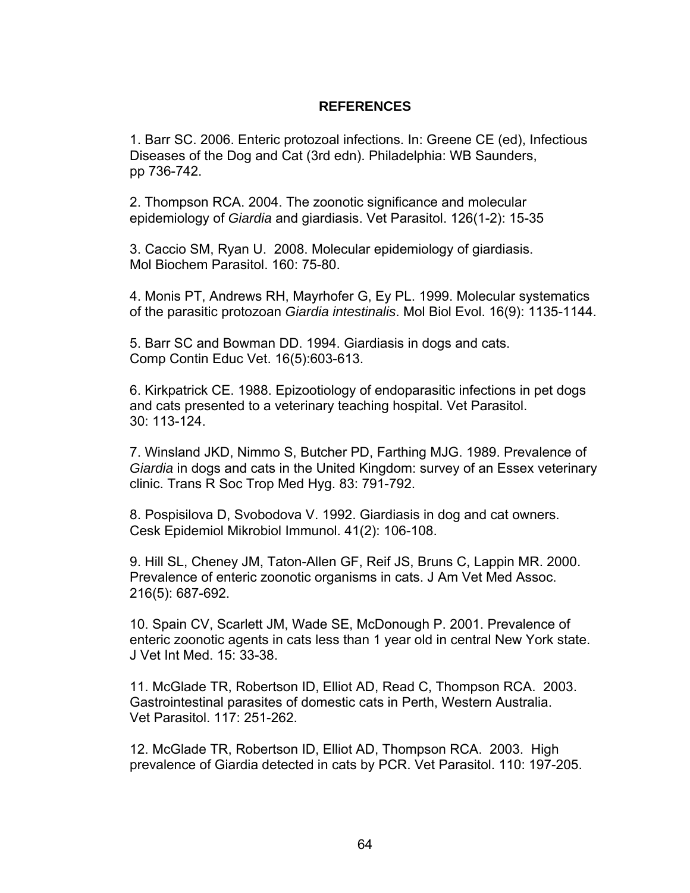## REFERENCES

1. Barr SC. 2006. Enteric protozoal infections. In: Greene CE (ed), Infectious Diseases of the Dog and Cat (3rd edn). Philadelphia: WB Saunders, pp 736-742.

2. Thompson RCA. 2004. The zoonotic significance and molecular epidemiology of *Giardia* and giardiasis. Vet Parasitol. 126(1-2): 15-35

3. Caccio SM, Ryan U. 2008. Molecular epidemiology of giardiasis. Mol Biochem Parasitol. 160: 75-80.

4. Monis PT, Andrews RH, Mayrhofer G, Ey PL. 1999. Molecular systematics of the parasitic protozoan *Giardia intestinalis*. Mol Biol Evol. 16(9): 1135-1144.

5. Barr SC and Bowman DD. 1994. Giardiasis in dogs and cats. Comp Contin Educ Vet. 16(5):603-613.

6. Kirkpatrick CE. 1988. Epizootiology of endoparasitic infections in pet dogs and cats presented to a veterinary teaching hospital. Vet Parasitol. 30: 113-124.

7. Winsland JKD, Nimmo S, Butcher PD, Farthing MJG. 1989. Prevalence of *Giardia* in dogs and cats in the United Kingdom: survey of an Essex veterinary clinic. Trans R Soc Trop Med Hyg. 83: 791-792.

8. Pospisilova D, Svobodova V. 1992. Giardiasis in dog and cat owners. Cesk Epidemiol Mikrobiol Immunol. 41(2): 106-108.

9. Hill SL, Cheney JM, Taton-Allen GF, Reif JS, Bruns C, Lappin MR. 2000. Prevalence of enteric zoonotic organisms in cats. J Am Vet Med Assoc. 216(5): 687-692.

10. Spain CV, Scarlett JM, Wade SE, McDonough P. 2001. Prevalence of enteric zoonotic agents in cats less than 1 year old in central New York state. J Vet Int Med. 15: 33-38.

11. McGlade TR, Robertson ID, Elliot AD, Read C, Thompson RCA. 2003. Gastrointestinal parasites of domestic cats in Perth, Western Australia. Vet Parasitol. 117: 251-262.

12. McGlade TR, Robertson ID, Elliot AD, Thompson RCA. 2003. High prevalence of Giardia detected in cats by PCR. Vet Parasitol. 110: 197-205.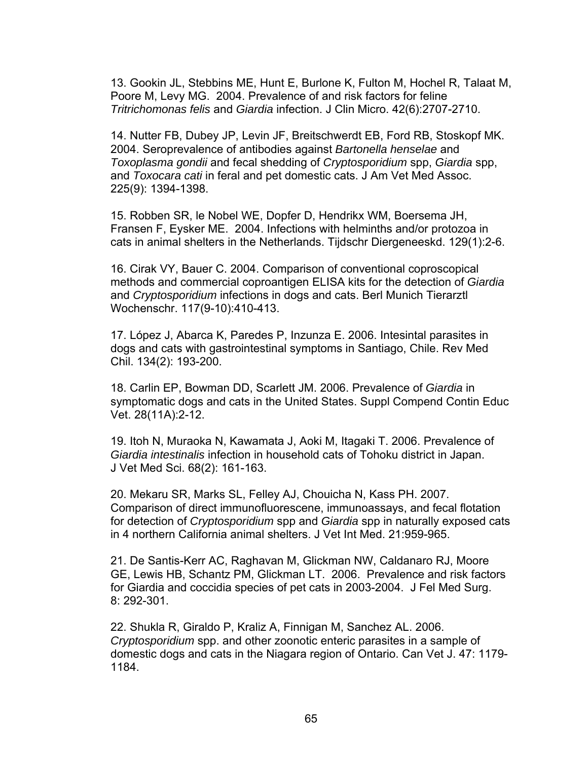13. Gookin JL, Stebbins ME, Hunt E, Burlone K, Fulton M, Hochel R, Talaat M, Poore M, Levy MG. 2004. Prevalence of and risk factors for feline *Tritrichomonas felis* and *Giardia* infection. J Clin Micro. 42(6):2707-2710.

14. Nutter FB, Dubey JP, Levin JF, Breitschwerdt EB, Ford RB, Stoskopf MK. 2004. Seroprevalence of antibodies against *Bartonella henselae* and *Toxoplasma gondii* and fecal shedding of *Cryptosporidium* spp, *Giardia* spp, and *Toxocara cati* in feral and pet domestic cats. J Am Vet Med Assoc. 225(9): 1394-1398.

15. Robben SR, le Nobel WE, Dopfer D, Hendrikx WM, Boersema JH, Fransen F, Eysker ME. 2004. Infections with helminths and/or protozoa in cats in animal shelters in the Netherlands. Tijdschr Diergeneeskd. 129(1):2-6.

16. Cirak VY, Bauer C. 2004. Comparison of conventional coproscopical methods and commercial coproantigen ELISA kits for the detection of *Giardia* and *Cryptosporidium* infections in dogs and cats. Berl Munich Tierarztl Wochenschr. 117(9-10):410-413.

17. López J, Abarca K, Paredes P, Inzunza E. 2006. Intesintal parasites in dogs and cats with gastrointestinal symptoms in Santiago, Chile. Rev Med Chil. 134(2): 193-200.

18. Carlin EP, Bowman DD, Scarlett JM. 2006. Prevalence of *Giardia* in symptomatic dogs and cats in the United States. Suppl Compend Contin Educ Vet. 28(11A):2-12.

19. Itoh N, Muraoka N, Kawamata J, Aoki M, Itagaki T. 2006. Prevalence of *Giardia intestinalis* infection in household cats of Tohoku district in Japan. J Vet Med Sci. 68(2): 161-163.

20. Mekaru SR, Marks SL, Felley AJ, Chouicha N, Kass PH. 2007. Comparison of direct immunofluorescene, immunoassays, and fecal flotation for detection of *Cryptosporidium* spp and *Giardia* spp in naturally exposed cats in 4 northern California animal shelters. J Vet Int Med. 21:959-965.

21. De Santis-Kerr AC, Raghavan M, Glickman NW, Caldanaro RJ, Moore GE, Lewis HB, Schantz PM, Glickman LT. 2006. Prevalence and risk factors for Giardia and coccidia species of pet cats in 2003-2004. J Fel Med Surg. 8: 292-301.

22. Shukla R, Giraldo P, Kraliz A, Finnigan M, Sanchez AL. 2006. *Cryptosporidium* spp. and other zoonotic enteric parasites in a sample of domestic dogs and cats in the Niagara region of Ontario. Can Vet J. 47: 1179-1184.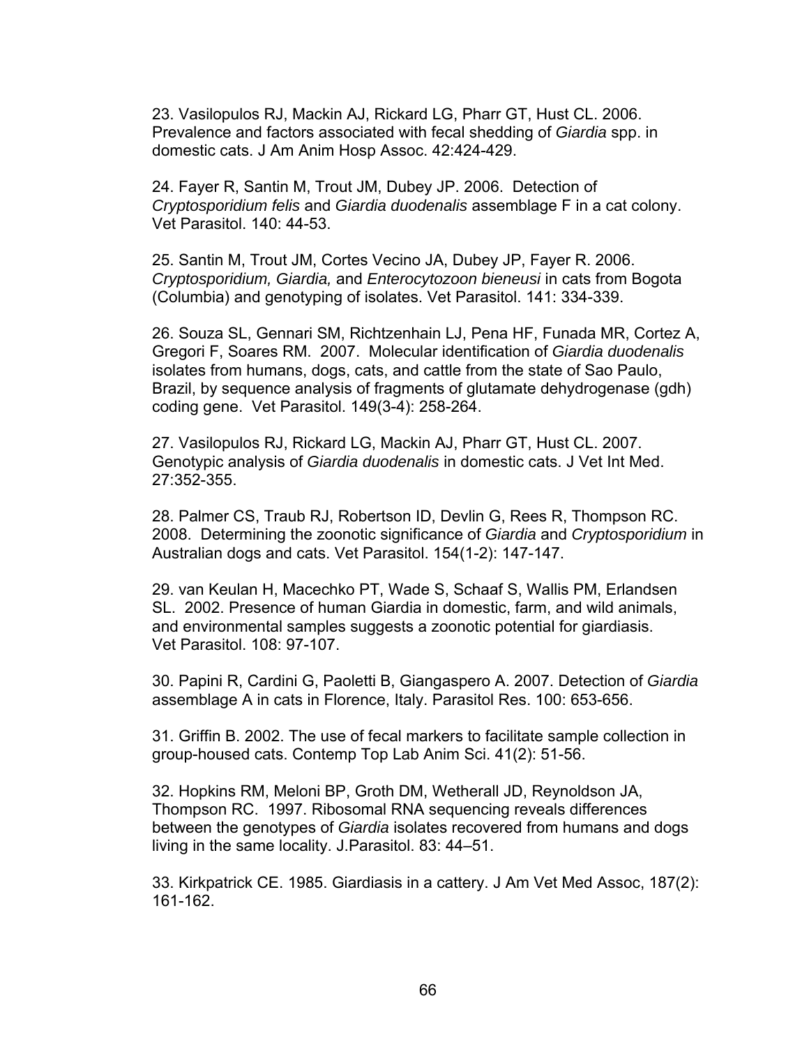23. Vasilopulos RJ, Mackin AJ, Rickard LG, Pharr GT, Hust CL. 2006. Prevalence and factors associated with fecal shedding of *Giardia* spp. in domestic cats. J Am Anim Hosp Assoc. 42:424-429.

24. Fayer R, Santin M, Trout JM, Dubey JP. 2006. Detection of *Cryptosporidium felis* and *Giardia duodenalis* assemblage F in a cat colony. Vet Parasitol. 140: 44-53.

25. Santin M, Trout JM, Cortes Vecino JA, Dubey JP, Fayer R. 2006. *Cryptosporidium, Giardia,* and *Enterocytozoon bieneusi* in cats from Bogota (Columbia) and genotyping of isolates. Vet Parasitol. 141: 334-339.

26. Souza SL, Gennari SM, Richtzenhain LJ, Pena HF, Funada MR, Cortez A, Gregori F, Soares RM. 2007. Molecular identification of *Giardia duodenalis* isolates from humans, dogs, cats, and cattle from the state of Sao Paulo, Brazil, by sequence analysis of fragments of glutamate dehydrogenase (gdh) coding gene. Vet Parasitol. 149(3-4): 258-264.

27. Vasilopulos RJ, Rickard LG, Mackin AJ, Pharr GT, Hust CL. 2007. Genotypic analysis of *Giardia duodenalis* in domestic cats. J Vet Int Med. 27:352-355.

28. Palmer CS, Traub RJ, Robertson ID, Devlin G, Rees R, Thompson RC. 2008. Determining the zoonotic significance of *Giardia* and *Cryptosporidium* in Australian dogs and cats. Vet Parasitol. 154(1-2): 147-147.

29. van Keulan H, Macechko PT, Wade S, Schaaf S, Wallis PM, Erlandsen SL. 2002. Presence of human Giardia in domestic, farm, and wild animals, and environmental samples suggests a zoonotic potential for giardiasis. Vet Parasitol. 108: 97-107.

30. Papini R, Cardini G, Paoletti B, Giangaspero A. 2007. Detection of *Giardia* assemblage A in cats in Florence, Italy. Parasitol Res. 100: 653-656.

31. Griffin B. 2002. The use of fecal markers to facilitate sample collection in group-housed cats. Contemp Top Lab Anim Sci. 41(2): 51-56.

32. Hopkins RM, Meloni BP, Groth DM, Wetherall JD, Reynoldson JA, Thompson RC. 1997. Ribosomal RNA sequencing reveals differences between the genotypes of *Giardia* isolates recovered from humans and dogs living in the same locality. J.Parasitol. 83: 44–51.

33. Kirkpatrick CE. 1985. Giardiasis in a cattery. J Am Vet Med Assoc, 187(2): 161-162.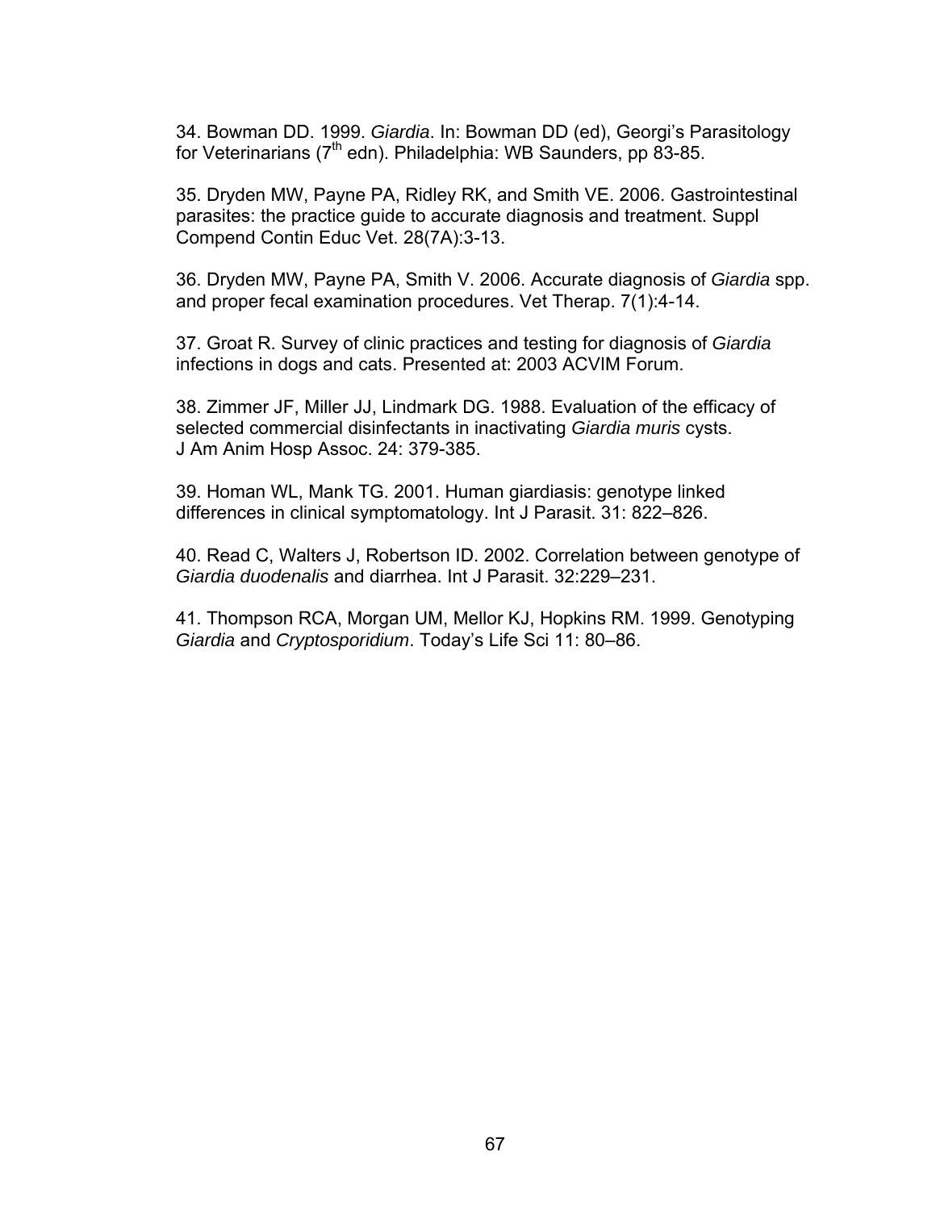34. Bowman DD. 1999. *Giardia*. In: Bowman DD (ed), Georgi's Parasitology for Veterinarians (7th edn). Philadelphia: WB Saunders, pp 83-85.

35. Dryden MW, Payne PA, Ridley RK, and Smith VE. 2006. Gastrointestinal parasites: the practice guide to accurate diagnosis and treatment. Suppl Compend Contin Educ Vet. 28(7A):3-13.

36. Dryden MW, Payne PA, Smith V. 2006. Accurate diagnosis of *Giardia* spp. and proper fecal examination procedures. Vet Therap. 7(1):4-14.

37. Groat R. Survey of clinic practices and testing for diagnosis of *Giardia* infections in dogs and cats. Presented at: 2003 ACVIM Forum.

38. Zimmer JF, Miller JJ, Lindmark DG. 1988. Evaluation of the efficacy of selected commercial disinfectants in inactivating *Giardia muris* cysts. J Am Anim Hosp Assoc. 24: 379-385.

39. Homan WL, Mank TG. 2001. Human giardiasis: genotype linked differences in clinical symptomatology. Int J Parasit. 31: 822–826.

40. Read C, Walters J, Robertson ID. 2002. Correlation between genotype of *Giardia duodenalis* and diarrhea. Int J Parasit. 32:229–231.

41. Thompson RCA, Morgan UM, Mellor KJ, Hopkins RM. 1999. Genotyping *Giardia* and *Cryptosporidium*. Today's Life Sci 11: 80–86.